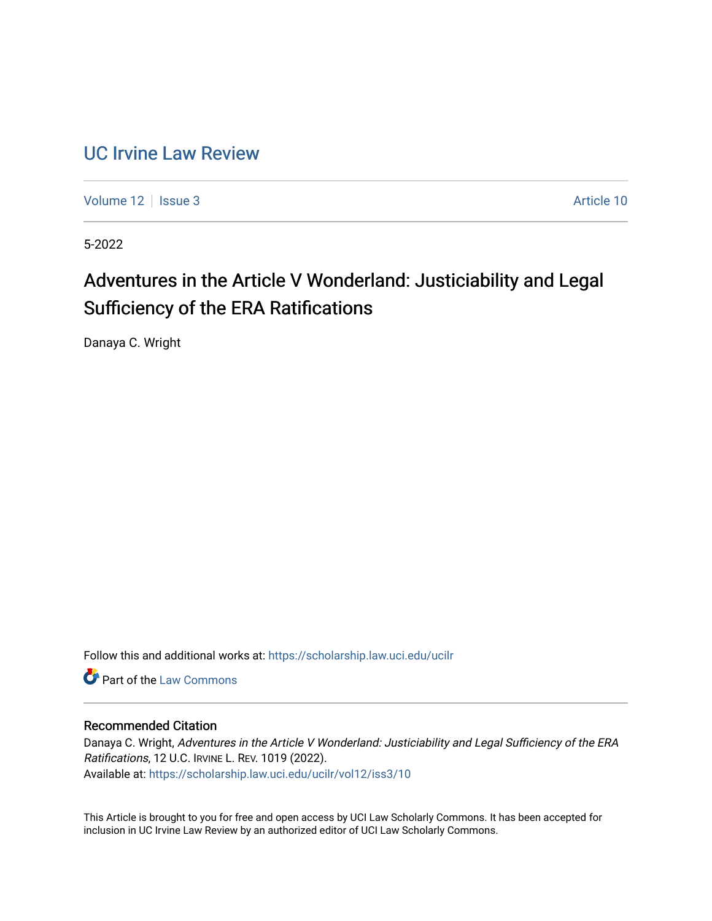UC Irvine Law Review

Volume 12 | Issue 3 | Article 10

5-2022

# Adventures in the Article V Wonderland: Justiciability and Legal Sufficiency of the ERA Ratifications

Danaya C. Wright

Follow this and additional works at: https://scholarship.law.uci.edu/ucilr

Part of the Law Commons

## Recommended Citation

Danaya C. Wright, *Adventures in the Article V Wonderland: Justiciability and Legal Sufficiency of the ERA Ratifications*, 12 U.C. IRVINE L. REV. 1019 (2022).
Available at: https://scholarship.law.uci.edu/ucilr/vol12/iss3/10

This Article is brought to you for free and open access by UCI Law Scholarly Commons. It has been accepted for inclusion in UC Irvine Law Review by an authorized editor of UCI Law Scholarly Commons.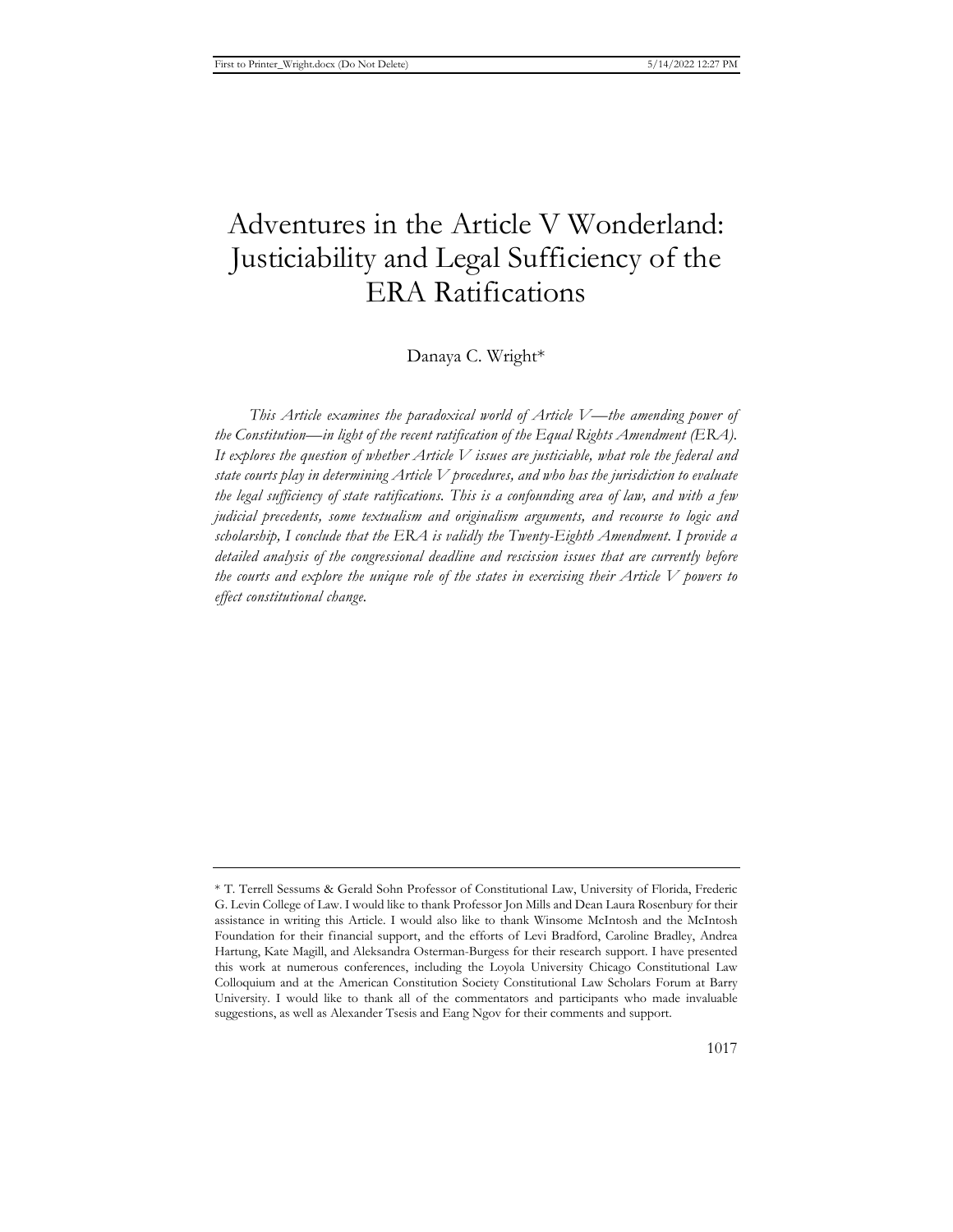# Adventures in the Article V Wonderland: Justiciability and Legal Sufficiency of the ERA Ratifications

Danaya C. Wright*

*This Article examines the paradoxical world of Article V—the amending power of the Constitution—in light of the recent ratification of the Equal Rights Amendment (ERA). It explores the question of whether Article V issues are justiciable, what role the federal and state courts play in determining Article V procedures, and who has the jurisdiction to evaluate the legal sufficiency of state ratifications. This is a confounding area of law, and with a few judicial precedents, some textualism and originalism arguments, and recourse to logic and scholarship, I conclude that the ERA is validly the Twenty-Eighth Amendment. I provide a detailed analysis of the congressional deadline and rescission issues that are currently before the courts and explore the unique role of the states in exercising their Article V powers to effect constitutional change.*

---

\* T. Terrell Sessums & Gerald Sohn Professor of Constitutional Law, University of Florida, Frederic G. Levin College of Law. I would like to thank Professor Jon Mills and Dean Laura Rosenbury for their assistance in writing this Article. I would also like to thank Winsome McIntosh and the McIntosh Foundation for their financial support, and the efforts of Levi Bradford, Caroline Bradley, Andrea Hartung, Kate Magill, and Aleksandra Osterman-Burgess for their research support. I have presented this work at numerous conferences, including the Loyola University Chicago Constitutional Law Colloquium and at the American Constitution Society Constitutional Law Scholars Forum at Barry University. I would like to thank all of the commentators and participants who made invaluable suggestions, as well as Alexander Tsesis and Eang Ngov for their comments and support.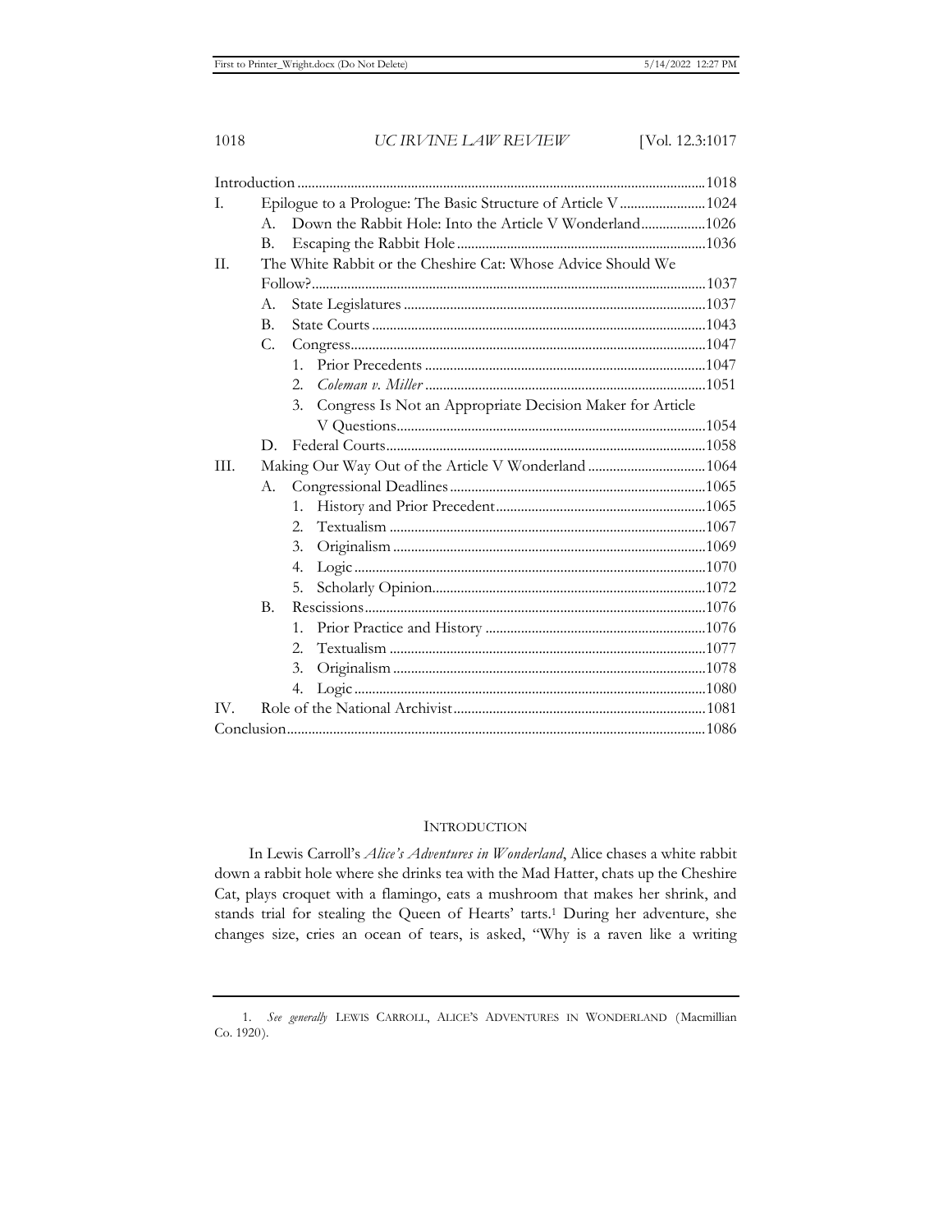| | | |
|---|---|---|
| Introduction | | 1018 |
| I. | Epilogue to a Prologue: The Basic Structure of Article V | 1024 |
| | A. Down the Rabbit Hole: Into the Article V Wonderland | 1026 |
| | B. Escaping the Rabbit Hole | 1036 |
| II. | The White Rabbit or the Cheshire Cat: Whose Advice Should We Follow? | 1037 |
| | A. State Legislatures | 1037 |
| | B. State Courts | 1043 |
| | C. Congress | 1047 |
| | 1. Prior Precedents | 1047 |
| | 2. *Coleman v. Miller* | 1051 |
| | 3. Congress Is Not an Appropriate Decision Maker for Article V Questions | 1054 |
| | D. Federal Courts | 1058 |
| III. | Making Our Way Out of the Article V Wonderland | 1064 |
| | A. Congressional Deadlines | 1065 |
| | 1. History and Prior Precedent | 1065 |
| | 2. Textualism | 1067 |
| | 3. Originalism | 1069 |
| | 4. Logic | 1070 |
| | 5. Scholarly Opinion | 1072 |
| | B. Rescissions | 1076 |
| | 1. Prior Practice and History | 1076 |
| | 2. Textualism | 1077 |
| | 3. Originalism | 1078 |
| | 4. Logic | 1080 |
| IV. | Role of the National Archivist | 1081 |
| Conclusion | | 1086 |

## INTRODUCTION

In Lewis Carroll's *Alice's Adventures in Wonderland*, Alice chases a white rabbit down a rabbit hole where she drinks tea with the Mad Hatter, chats up the Cheshire Cat, plays croquet with a flamingo, eats a mushroom that makes her shrink, and stands trial for stealing the Queen of Hearts' tarts.[1] During her adventure, she changes size, cries an ocean of tears, is asked, "Why is a raven like a writing

---

1. *See generally* LEWIS CARROLL, ALICE'S ADVENTURES IN WONDERLAND (Macmillian Co. 1920).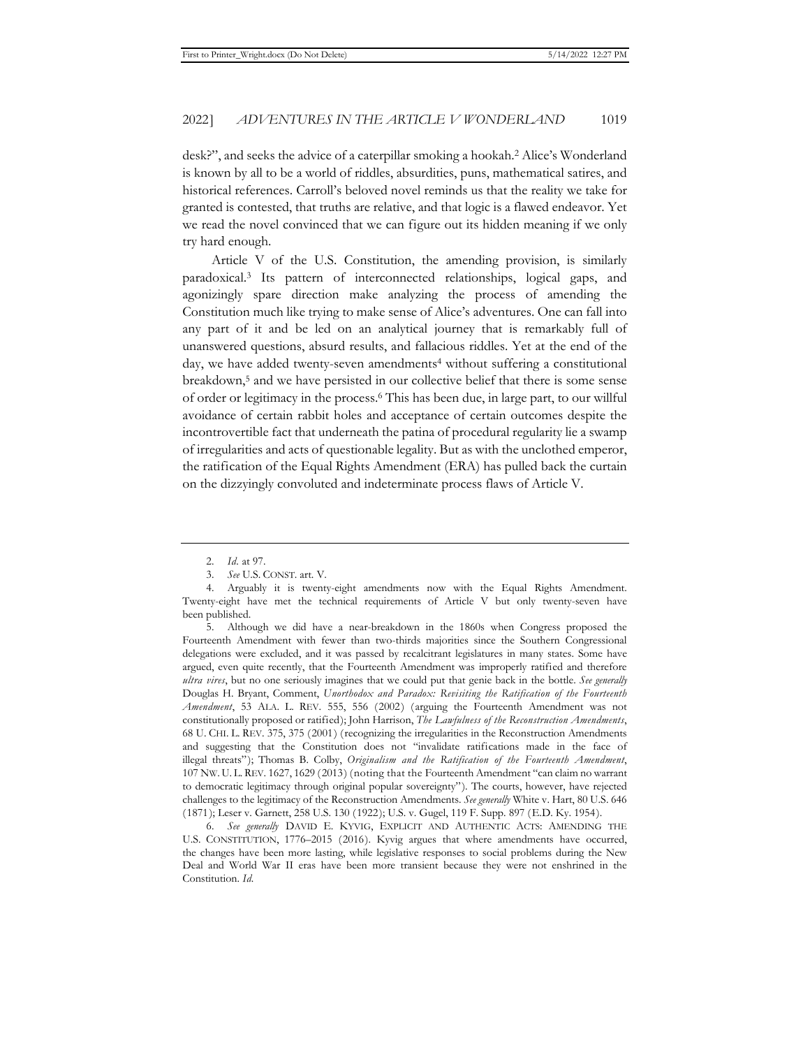desk?", and seeks the advice of a caterpillar smoking a hookah.[2] Alice's Wonderland is known by all to be a world of riddles, absurdities, puns, mathematical satires, and historical references. Carroll's beloved novel reminds us that the reality we take for granted is contested, that truths are relative, and that logic is a flawed endeavor. Yet we read the novel convinced that we can figure out its hidden meaning if we only try hard enough.

Article V of the U.S. Constitution, the amending provision, is similarly paradoxical.[3] Its pattern of interconnected relationships, logical gaps, and agonizingly spare direction make analyzing the process of amending the Constitution much like trying to make sense of Alice's adventures. One can fall into any part of it and be led on an analytical journey that is remarkably full of unanswered questions, absurd results, and fallacious riddles. Yet at the end of the day, we have added twenty-seven amendments[4] without suffering a constitutional breakdown,[5] and we have persisted in our collective belief that there is some sense of order or legitimacy in the process.[6] This has been due, in large part, to our willful avoidance of certain rabbit holes and acceptance of certain outcomes despite the incontrovertible fact that underneath the patina of procedural regularity lie a swamp of irregularities and acts of questionable legality. But as with the unclothed emperor, the ratification of the Equal Rights Amendment (ERA) has pulled back the curtain on the dizzyingly convoluted and indeterminate process flaws of Article V.

---

2. *Id.* at 97.

3. *See* U.S. CONST. art. V.

4. Arguably it is twenty-eight amendments now with the Equal Rights Amendment. Twenty-eight have met the technical requirements of Article V but only twenty-seven have been published.

5. Although we did have a near-breakdown in the 1860s when Congress proposed the Fourteenth Amendment with fewer than two-thirds majorities since the Southern Congressional delegations were excluded, and it was passed by recalcitrant legislatures in many states. Some have argued, even quite recently, that the Fourteenth Amendment was improperly ratified and therefore *ultra vires*, but no one seriously imagines that we could put that genie back in the bottle. *See generally* Douglas H. Bryant, Comment, *Unorthodox and Paradox: Revisiting the Ratification of the Fourteenth Amendment*, 53 ALA. L. REV. 555, 556 (2002) (arguing the Fourteenth Amendment was not constitutionally proposed or ratified); John Harrison, *The Lawfulness of the Reconstruction Amendments*, 68 U. CHI. L. REV. 375, 375 (2001) (recognizing the irregularities in the Reconstruction Amendments and suggesting that the Constitution does not "invalidate ratifications made in the face of illegal threats"); Thomas B. Colby, *Originalism and the Ratification of the Fourteenth Amendment*, 107 NW. U. L. REV. 1627, 1629 (2013) (noting that the Fourteenth Amendment "can claim no warrant to democratic legitimacy through original popular sovereignty"). The courts, however, have rejected challenges to the legitimacy of the Reconstruction Amendments. *See generally* White v. Hart, 80 U.S. 646 (1871); Leser v. Garnett, 258 U.S. 130 (1922); U.S. v. Gugel, 119 F. Supp. 897 (E.D. Ky. 1954).

6. *See generally* DAVID E. KYVIG, EXPLICIT AND AUTHENTIC ACTS: AMENDING THE U.S. CONSTITUTION, 1776–2015 (2016). Kyvig argues that where amendments have occurred, the changes have been more lasting, while legislative responses to social problems during the New Deal and World War II eras have been more transient because they were not enshrined in the Constitution. *Id.*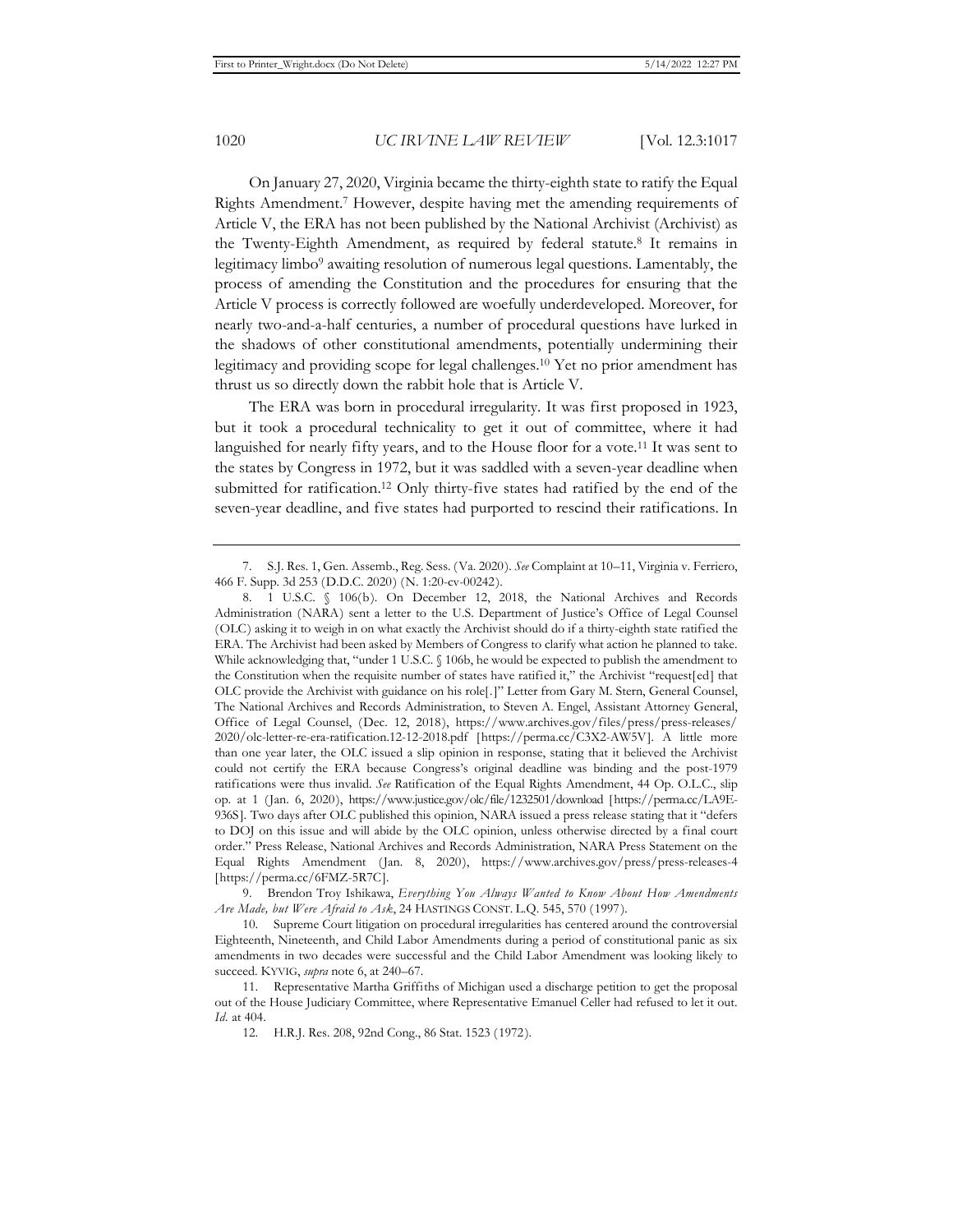On January 27, 2020, Virginia became the thirty-eighth state to ratify the Equal Rights Amendment.[7] However, despite having met the amending requirements of Article V, the ERA has not been published by the National Archivist (Archivist) as the Twenty-Eighth Amendment, as required by federal statute.[8] It remains in legitimacy limbo[9] awaiting resolution of numerous legal questions. Lamentably, the process of amending the Constitution and the procedures for ensuring that the Article V process is correctly followed are woefully underdeveloped. Moreover, for nearly two-and-a-half centuries, a number of procedural questions have lurked in the shadows of other constitutional amendments, potentially undermining their legitimacy and providing scope for legal challenges.[10] Yet no prior amendment has thrust us so directly down the rabbit hole that is Article V.

The ERA was born in procedural irregularity. It was first proposed in 1923, but it took a procedural technicality to get it out of committee, where it had languished for nearly fifty years, and to the House floor for a vote.[11] It was sent to the states by Congress in 1972, but it was saddled with a seven-year deadline when submitted for ratification.[12] Only thirty-five states had ratified by the end of the seven-year deadline, and five states had purported to rescind their ratifications. In

---

7. S.J. Res. 1, Gen. Assemb., Reg. Sess. (Va. 2020). *See* Complaint at 10–11, Virginia v. Ferriero, 466 F. Supp. 3d 253 (D.D.C. 2020) (N. 1:20-cv-00242).

8. 1 U.S.C. § 106(b). On December 12, 2018, the National Archives and Records Administration (NARA) sent a letter to the U.S. Department of Justice's Office of Legal Counsel (OLC) asking it to weigh in on what exactly the Archivist should do if a thirty-eighth state ratified the ERA. The Archivist had been asked by Members of Congress to clarify what action he planned to take. While acknowledging that, "under 1 U.S.C. § 106b, he would be expected to publish the amendment to the Constitution when the requisite number of states have ratified it," the Archivist "request[ed] that OLC provide the Archivist with guidance on his role[.]" Letter from Gary M. Stern, General Counsel, The National Archives and Records Administration, to Steven A. Engel, Assistant Attorney General, Office of Legal Counsel, (Dec. 12, 2018), https://www.archives.gov/files/press/press-releases/2020/olc-letter-re-era-ratification.12-12-2018.pdf [https://perma.cc/C3X2-AW5V]. A little more than one year later, the OLC issued a slip opinion in response, stating that it believed the Archivist could not certify the ERA because Congress's original deadline was binding and the post-1979 ratifications were thus invalid. *See* Ratification of the Equal Rights Amendment, 44 Op. O.L.C., slip op. at 1 (Jan. 6, 2020), https://www.justice.gov/olc/file/1232501/download [https://perma.cc/LA9E-936S]. Two days after OLC published this opinion, NARA issued a press release stating that it "defers to DOJ on this issue and will abide by the OLC opinion, unless otherwise directed by a final court order." Press Release, National Archives and Records Administration, NARA Press Statement on the Equal Rights Amendment (Jan. 8, 2020), https://www.archives.gov/press/press-releases-4 [https://perma.cc/6FMZ-5R7C].

9. Brendon Troy Ishikawa, *Everything You Always Wanted to Know About How Amendments Are Made, but Were Afraid to Ask*, 24 HASTINGS CONST. L.Q. 545, 570 (1997).

10. Supreme Court litigation on procedural irregularities has centered around the controversial Eighteenth, Nineteenth, and Child Labor Amendments during a period of constitutional panic as six amendments in two decades were successful and the Child Labor Amendment was looking likely to succeed. KYVIG, *supra* note 6, at 240–67.

11. Representative Martha Griffiths of Michigan used a discharge petition to get the proposal out of the House Judiciary Committee, where Representative Emanuel Celler had refused to let it out. *Id.* at 404.

12. H.R.J. Res. 208, 92nd Cong., 86 Stat. 1523 (1972).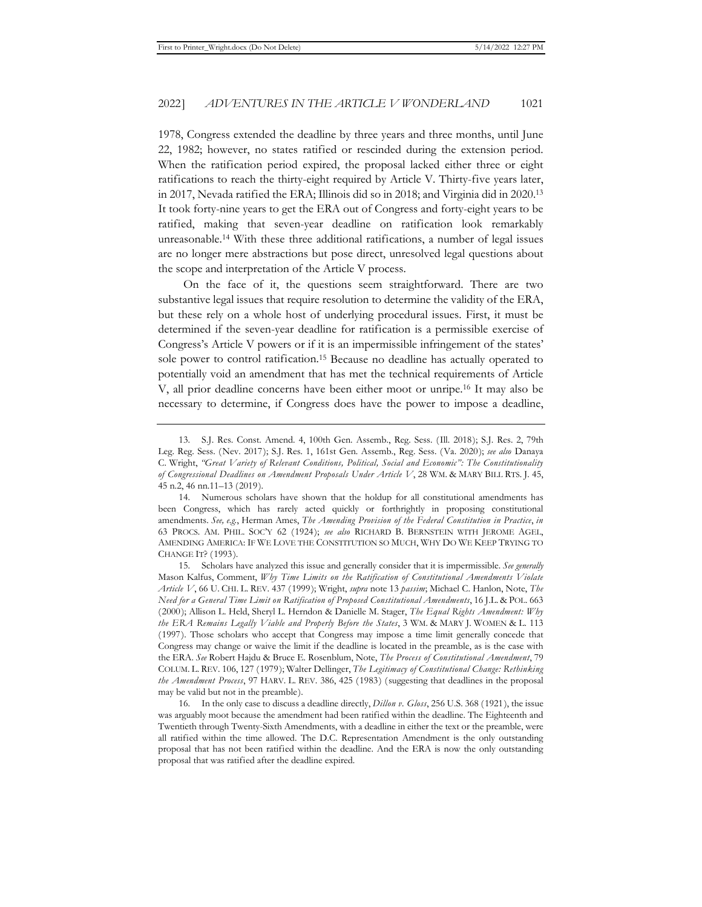1978, Congress extended the deadline by three years and three months, until June 22, 1982; however, no states ratified or rescinded during the extension period. When the ratification period expired, the proposal lacked either three or eight ratifications to reach the thirty-eight required by Article V. Thirty-five years later, in 2017, Nevada ratified the ERA; Illinois did so in 2018; and Virginia did in 2020.[13] It took forty-nine years to get the ERA out of Congress and forty-eight years to be ratified, making that seven-year deadline on ratification look remarkably unreasonable.[14] With these three additional ratifications, a number of legal issues are no longer mere abstractions but pose direct, unresolved legal questions about the scope and interpretation of the Article V process.

On the face of it, the questions seem straightforward. There are two substantive legal issues that require resolution to determine the validity of the ERA, but these rely on a whole host of underlying procedural issues. First, it must be determined if the seven-year deadline for ratification is a permissible exercise of Congress's Article V powers or if it is an impermissible infringement of the states' sole power to control ratification.[15] Because no deadline has actually operated to potentially void an amendment that has met the technical requirements of Article V, all prior deadline concerns have been either moot or unripe.[16] It may also be necessary to determine, if Congress does have the power to impose a deadline,

---

13. S.J. Res. Const. Amend. 4, 100th Gen. Assemb., Reg. Sess. (Ill. 2018); S.J. Res. 2, 79th Leg. Reg. Sess. (Nev. 2017); S.J. Res. 1, 161st Gen. Assemb., Reg. Sess. (Va. 2020); *see also* Danaya C. Wright, *"Great Variety of Relevant Conditions, Political, Social and Economic": The Constitutionality of Congressional Deadlines on Amendment Proposals Under Article V*, 28 WM. & MARY BILL RTS. J. 45, 45 n.2, 46 nn.11–13 (2019).

14. Numerous scholars have shown that the holdup for all constitutional amendments has been Congress, which has rarely acted quickly or forthrightly in proposing constitutional amendments. *See, e.g.*, Herman Ames, *The Amending Provision of the Federal Constitution in Practice*, *in* 63 PROCS. AM. PHIL. SOC'Y 62 (1924); *see also* RICHARD B. BERNSTEIN WITH JEROME AGEL, AMENDING AMERICA: IF WE LOVE THE CONSTITUTION SO MUCH, WHY DO WE KEEP TRYING TO CHANGE IT? (1993).

15. Scholars have analyzed this issue and generally consider that it is impermissible. *See generally* Mason Kalfus, Comment, *Why Time Limits on the Ratification of Constitutional Amendments Violate Article V*, 66 U. CHI. L. REV. 437 (1999); Wright, *supra* note 13 *passim*; Michael C. Hanlon, Note, *The Need for a General Time Limit on Ratification of Proposed Constitutional Amendments*, 16 J.L. & POL. 663 (2000); Allison L. Held, Sheryl L. Herndon & Danielle M. Stager, *The Equal Rights Amendment: Why the ERA Remains Legally Viable and Properly Before the States*, 3 WM. & MARY J. WOMEN & L. 113 (1997). Those scholars who accept that Congress may impose a time limit generally concede that Congress may change or waive the limit if the deadline is located in the preamble, as is the case with the ERA. *See* Robert Hajdu & Bruce E. Rosenblum, Note, *The Process of Constitutional Amendment*, 79 COLUM. L. REV. 106, 127 (1979); Walter Dellinger, *The Legitimacy of Constitutional Change: Rethinking the Amendment Process*, 97 HARV. L. REV. 386, 425 (1983) (suggesting that deadlines in the proposal may be valid but not in the preamble).

16. In the only case to discuss a deadline directly, *Dillon v. Gloss*, 256 U.S. 368 (1921), the issue was arguably moot because the amendment had been ratified within the deadline. The Eighteenth and Twentieth through Twenty-Sixth Amendments, with a deadline in either the text or the preamble, were all ratified within the time allowed. The D.C. Representation Amendment is the only outstanding proposal that has not been ratified within the deadline. And the ERA is now the only outstanding proposal that was ratified after the deadline expired.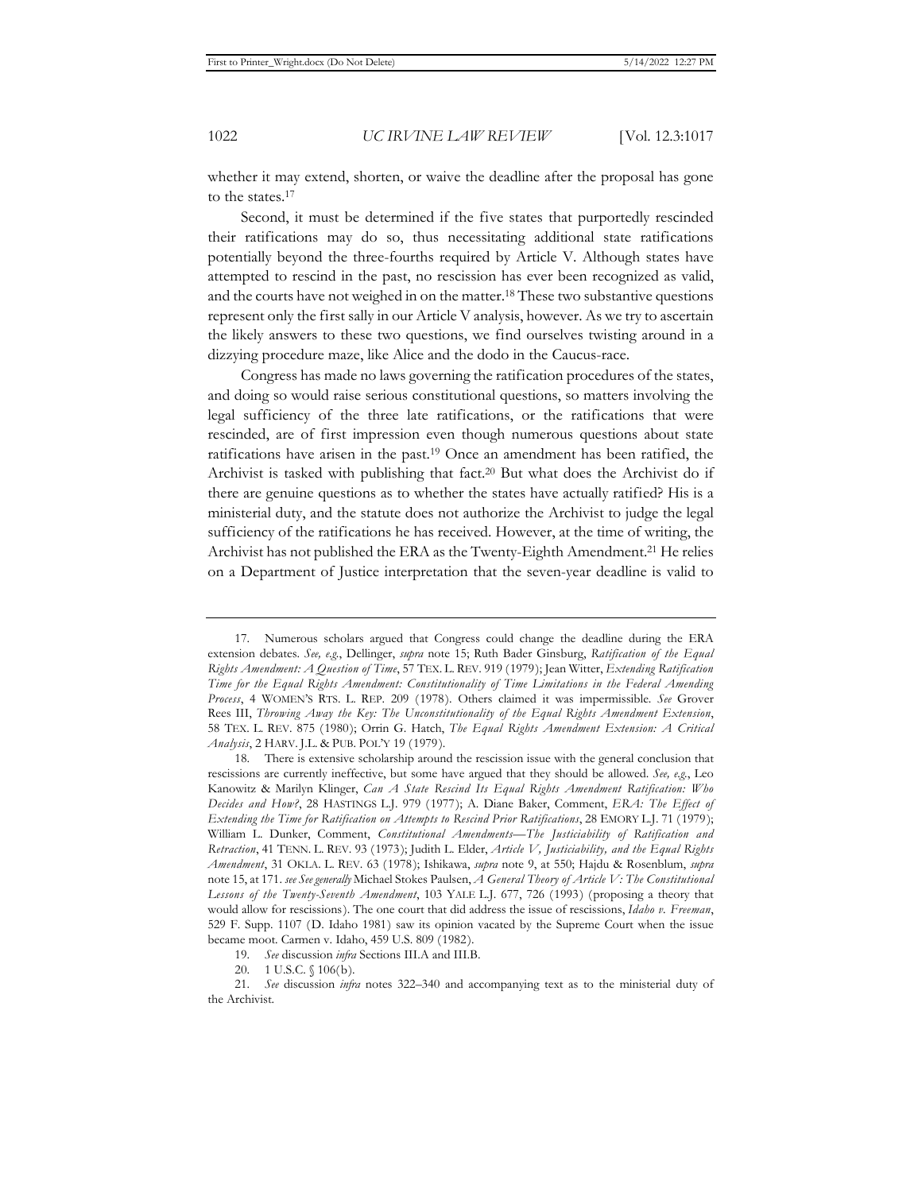whether it may extend, shorten, or waive the deadline after the proposal has gone to the states.[17]

Second, it must be determined if the five states that purportedly rescinded their ratifications may do so, thus necessitating additional state ratifications potentially beyond the three-fourths required by Article V. Although states have attempted to rescind in the past, no rescission has ever been recognized as valid, and the courts have not weighed in on the matter.[18] These two substantive questions represent only the first sally in our Article V analysis, however. As we try to ascertain the likely answers to these two questions, we find ourselves twisting around in a dizzying procedure maze, like Alice and the dodo in the Caucus-race.

Congress has made no laws governing the ratification procedures of the states, and doing so would raise serious constitutional questions, so matters involving the legal sufficiency of the three late ratifications, or the ratifications that were rescinded, are of first impression even though numerous questions about state ratifications have arisen in the past.[19] Once an amendment has been ratified, the Archivist is tasked with publishing that fact.[20] But what does the Archivist do if there are genuine questions as to whether the states have actually ratified? His is a ministerial duty, and the statute does not authorize the Archivist to judge the legal sufficiency of the ratifications he has received. However, at the time of writing, the Archivist has not published the ERA as the Twenty-Eighth Amendment.[21] He relies on a Department of Justice interpretation that the seven-year deadline is valid to

---

17. Numerous scholars argued that Congress could change the deadline during the ERA extension debates. *See, e.g.*, Dellinger, *supra* note 15; Ruth Bader Ginsburg, *Ratification of the Equal Rights Amendment: A Question of Time*, 57 TEX. L. REV. 919 (1979); Jean Witter, *Extending Ratification Time for the Equal Rights Amendment: Constitutionality of Time Limitations in the Federal Amending Process*, 4 WOMEN'S RTS. L. REP. 209 (1978). Others claimed it was impermissible. *See* Grover Rees III, *Throwing Away the Key: The Unconstitutionality of the Equal Rights Amendment Extension*, 58 TEX. L. REV. 875 (1980); Orrin G. Hatch, *The Equal Rights Amendment Extension: A Critical Analysis*, 2 HARV. J.L. & PUB. POL'Y 19 (1979).

18. There is extensive scholarship around the rescission issue with the general conclusion that rescissions are currently ineffective, but some have argued that they should be allowed. *See, e.g.*, Leo Kanowitz & Marilyn Klinger, *Can A State Rescind Its Equal Rights Amendment Ratification: Who Decides and How?*, 28 HASTINGS L.J. 979 (1977); A. Diane Baker, Comment, *ERA: The Effect of Extending the Time for Ratification on Attempts to Rescind Prior Ratifications*, 28 EMORY L.J. 71 (1979); William L. Dunker, Comment, *Constitutional Amendments—The Justiciability of Ratification and Retraction*, 41 TENN. L. REV. 93 (1973); Judith L. Elder, *Article V, Justiciability, and the Equal Rights Amendment*, 31 OKLA. L. REV. 63 (1978); Ishikawa, *supra* note 9, at 550; Hajdu & Rosenblum, *supra* note 15, at 171. *see See generally* Michael Stokes Paulsen, *A General Theory of Article V: The Constitutional Lessons of the Twenty-Seventh Amendment*, 103 YALE L.J. 677, 726 (1993) (proposing a theory that would allow for rescissions). The one court that did address the issue of rescissions, *Idaho v. Freeman*, 529 F. Supp. 1107 (D. Idaho 1981) saw its opinion vacated by the Supreme Court when the issue became moot. Carmen v. Idaho, 459 U.S. 809 (1982).

19. *See* discussion *infra* Sections III.A and III.B.

20. 1 U.S.C. § 106(b).

21. *See* discussion *infra* notes 322–340 and accompanying text as to the ministerial duty of the Archivist.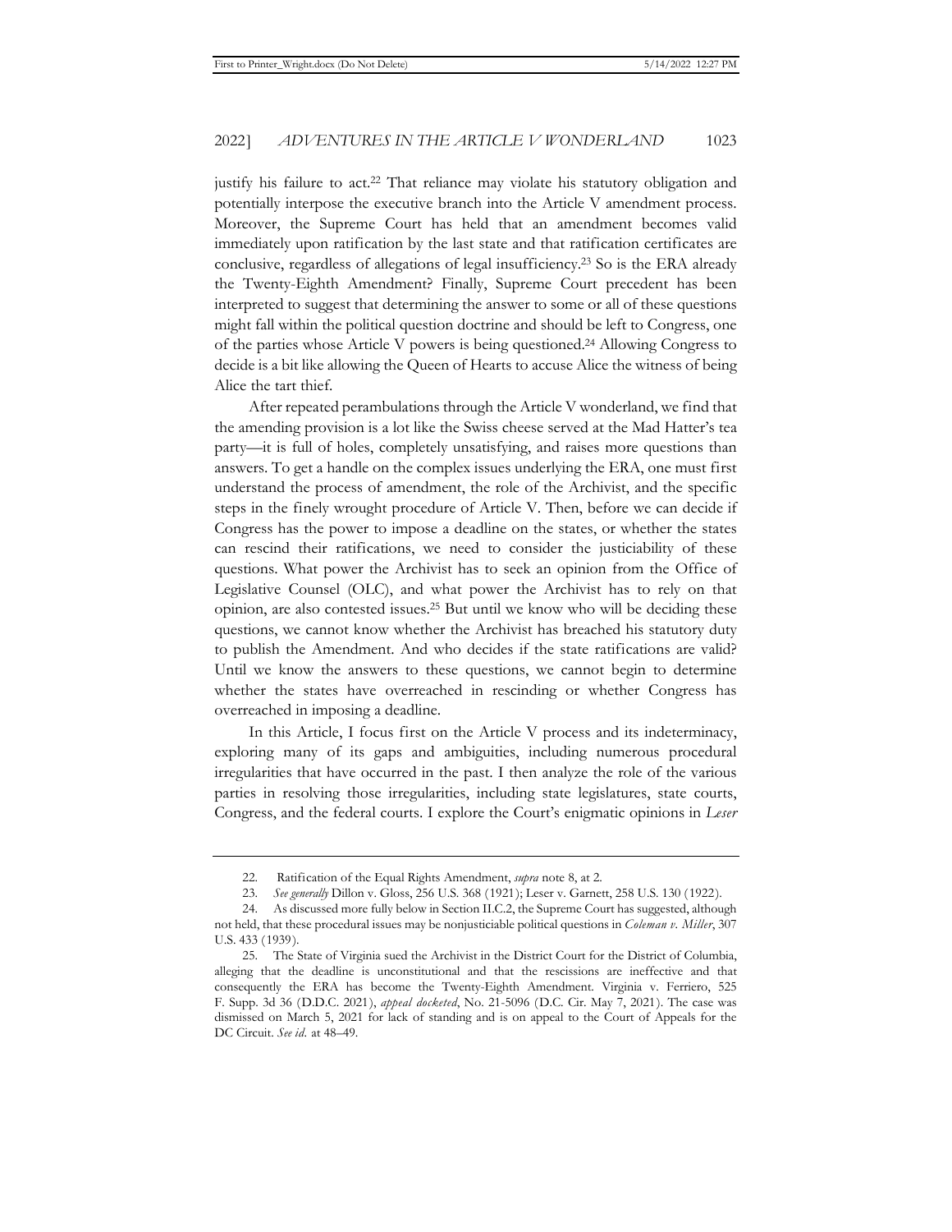justify his failure to act.[22] That reliance may violate his statutory obligation and potentially interpose the executive branch into the Article V amendment process. Moreover, the Supreme Court has held that an amendment becomes valid immediately upon ratification by the last state and that ratification certificates are conclusive, regardless of allegations of legal insufficiency.[23] So is the ERA already the Twenty-Eighth Amendment? Finally, Supreme Court precedent has been interpreted to suggest that determining the answer to some or all of these questions might fall within the political question doctrine and should be left to Congress, one of the parties whose Article V powers is being questioned.[24] Allowing Congress to decide is a bit like allowing the Queen of Hearts to accuse Alice the witness of being Alice the tart thief.

After repeated perambulations through the Article V wonderland, we find that the amending provision is a lot like the Swiss cheese served at the Mad Hatter's tea party—it is full of holes, completely unsatisfying, and raises more questions than answers. To get a handle on the complex issues underlying the ERA, one must first understand the process of amendment, the role of the Archivist, and the specific steps in the finely wrought procedure of Article V. Then, before we can decide if Congress has the power to impose a deadline on the states, or whether the states can rescind their ratifications, we need to consider the justiciability of these questions. What power the Archivist has to seek an opinion from the Office of Legislative Counsel (OLC), and what power the Archivist has to rely on that opinion, are also contested issues.[25] But until we know who will be deciding these questions, we cannot know whether the Archivist has breached his statutory duty to publish the Amendment. And who decides if the state ratifications are valid? Until we know the answers to these questions, we cannot begin to determine whether the states have overreached in rescinding or whether Congress has overreached in imposing a deadline.

In this Article, I focus first on the Article V process and its indeterminacy, exploring many of its gaps and ambiguities, including numerous procedural irregularities that have occurred in the past. I then analyze the role of the various parties in resolving those irregularities, including state legislatures, state courts, Congress, and the federal courts. I explore the Court's enigmatic opinions in *Leser*

---

22. Ratification of the Equal Rights Amendment, *supra* note 8, at 2.

23. *See generally* Dillon v. Gloss, 256 U.S. 368 (1921); Leser v. Garnett, 258 U.S. 130 (1922).

24. As discussed more fully below in Section II.C.2, the Supreme Court has suggested, although not held, that these procedural issues may be nonjusticiable political questions in *Coleman v. Miller*, 307 U.S. 433 (1939).

25. The State of Virginia sued the Archivist in the District Court for the District of Columbia, alleging that the deadline is unconstitutional and that the rescissions are ineffective and that consequently the ERA has become the Twenty-Eighth Amendment. Virginia v. Ferriero, 525 F. Supp. 3d 36 (D.D.C. 2021), *appeal docketed*, No. 21-5096 (D.C. Cir. May 7, 2021). The case was dismissed on March 5, 2021 for lack of standing and is on appeal to the Court of Appeals for the DC Circuit. *See id.* at 48–49.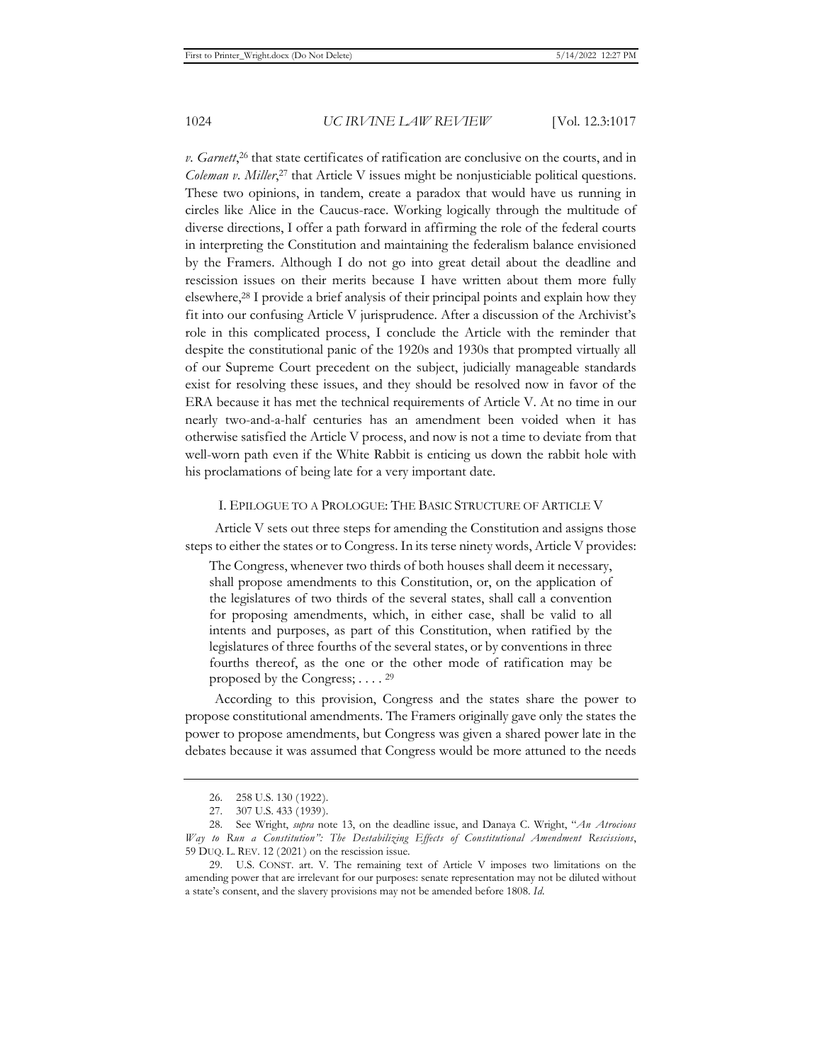*v. Garnett*,[26] that state certificates of ratification are conclusive on the courts, and in *Coleman v. Miller*,[27] that Article V issues might be nonjusticiable political questions. These two opinions, in tandem, create a paradox that would have us running in circles like Alice in the Caucus-race. Working logically through the multitude of diverse directions, I offer a path forward in affirming the role of the federal courts in interpreting the Constitution and maintaining the federalism balance envisioned by the Framers. Although I do not go into great detail about the deadline and rescission issues on their merits because I have written about them more fully elsewhere,[28] I provide a brief analysis of their principal points and explain how they fit into our confusing Article V jurisprudence. After a discussion of the Archivist's role in this complicated process, I conclude the Article with the reminder that despite the constitutional panic of the 1920s and 1930s that prompted virtually all of our Supreme Court precedent on the subject, judicially manageable standards exist for resolving these issues, and they should be resolved now in favor of the ERA because it has met the technical requirements of Article V. At no time in our nearly two-and-a-half centuries has an amendment been voided when it has otherwise satisfied the Article V process, and now is not a time to deviate from that well-worn path even if the White Rabbit is enticing us down the rabbit hole with his proclamations of being late for a very important date.

## I. Epilogue to a Prologue: The Basic Structure of Article V

Article V sets out three steps for amending the Constitution and assigns those steps to either the states or to Congress. In its terse ninety words, Article V provides:

> The Congress, whenever two thirds of both houses shall deem it necessary, shall propose amendments to this Constitution, or, on the application of the legislatures of two thirds of the several states, shall call a convention for proposing amendments, which, in either case, shall be valid to all intents and purposes, as part of this Constitution, when ratified by the legislatures of three fourths of the several states, or by conventions in three fourths thereof, as the one or the other mode of ratification may be proposed by the Congress; . . . .[29]

According to this provision, Congress and the states share the power to propose constitutional amendments. The Framers originally gave only the states the power to propose amendments, but Congress was given a shared power late in the debates because it was assumed that Congress would be more attuned to the needs

---

26. 258 U.S. 130 (1922).

27. 307 U.S. 433 (1939).

28. See Wright, *supra* note 13, on the deadline issue, and Danaya C. Wright, "*An Atrocious Way to Run a Constitution*": *The Destabilizing Effects of Constitutional Amendment Rescissions*, 59 DUQ. L. REV. 12 (2021) on the rescission issue.

29. U.S. CONST. art. V. The remaining text of Article V imposes two limitations on the amending power that are irrelevant for our purposes: senate representation may not be diluted without a state's consent, and the slavery provisions may not be amended before 1808. *Id.*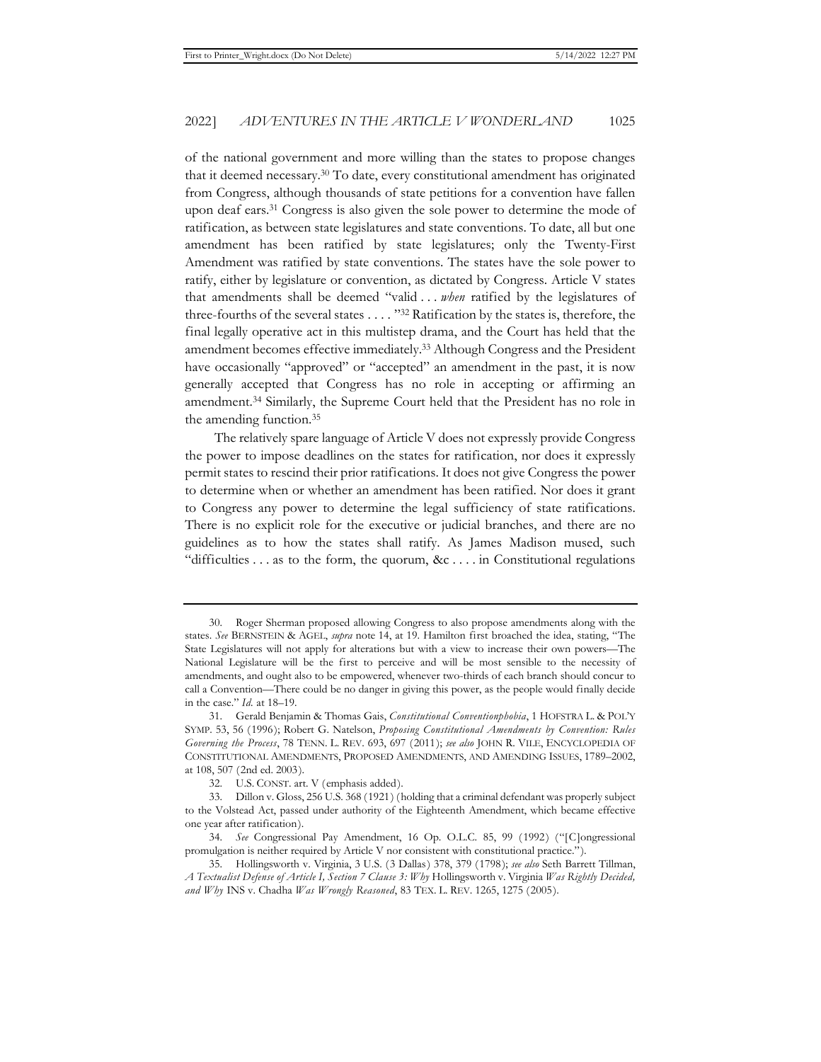of the national government and more willing than the states to propose changes that it deemed necessary.[30] To date, every constitutional amendment has originated from Congress, although thousands of state petitions for a convention have fallen upon deaf ears.[31] Congress is also given the sole power to determine the mode of ratification, as between state legislatures and state conventions. To date, all but one amendment has been ratified by state legislatures; only the Twenty-First Amendment was ratified by state conventions. The states have the sole power to ratify, either by legislature or convention, as dictated by Congress. Article V states that amendments shall be deemed "valid . . . *when* ratified by the legislatures of three-fourths of the several states . . . . "[32] Ratification by the states is, therefore, the final legally operative act in this multistep drama, and the Court has held that the amendment becomes effective immediately.[33] Although Congress and the President have occasionally "approved" or "accepted" an amendment in the past, it is now generally accepted that Congress has no role in accepting or affirming an amendment.[34] Similarly, the Supreme Court held that the President has no role in the amending function.[35]

The relatively spare language of Article V does not expressly provide Congress the power to impose deadlines on the states for ratification, nor does it expressly permit states to rescind their prior ratifications. It does not give Congress the power to determine when or whether an amendment has been ratified. Nor does it grant to Congress any power to determine the legal sufficiency of state ratifications. There is no explicit role for the executive or judicial branches, and there are no guidelines as to how the states shall ratify. As James Madison mused, such "difficulties . . . as to the form, the quorum, &c . . . . in Constitutional regulations

---

30. Roger Sherman proposed allowing Congress to also propose amendments along with the states. *See* BERNSTEIN & AGEL, *supra* note 14, at 19. Hamilton first broached the idea, stating, "The State Legislatures will not apply for alterations but with a view to increase their own powers—The National Legislature will be the first to perceive and will be most sensible to the necessity of amendments, and ought also to be empowered, whenever two-thirds of each branch should concur to call a Convention—There could be no danger in giving this power, as the people would finally decide in the case." *Id.* at 18–19.

31. Gerald Benjamin & Thomas Gais, *Constitutional Conventionphobia*, 1 HOFSTRA L. & POL'Y SYMP. 53, 56 (1996); Robert G. Natelson, *Proposing Constitutional Amendments by Convention: Rules Governing the Process*, 78 TENN. L. REV. 693, 697 (2011); *see also* JOHN R. VILE, ENCYCLOPEDIA OF CONSTITUTIONAL AMENDMENTS, PROPOSED AMENDMENTS, AND AMENDING ISSUES, 1789–2002, at 108, 507 (2nd ed. 2003).

32. U.S. CONST. art. V (emphasis added).

33. Dillon v. Gloss, 256 U.S. 368 (1921) (holding that a criminal defendant was properly subject to the Volstead Act, passed under authority of the Eighteenth Amendment, which became effective one year after ratification).

34. *See* Congressional Pay Amendment, 16 Op. O.L.C. 85, 99 (1992) ("[C]ongressional promulgation is neither required by Article V nor consistent with constitutional practice.").

35. Hollingsworth v. Virginia, 3 U.S. (3 Dallas) 378, 379 (1798); *see also* Seth Barrett Tillman, *A Textualist Defense of Article I, Section 7 Clause 3: Why* Hollingsworth v. Virginia *Was Rightly Decided, and Why* INS v. Chadha *Was Wrongly Reasoned*, 83 TEX. L. REV. 1265, 1275 (2005).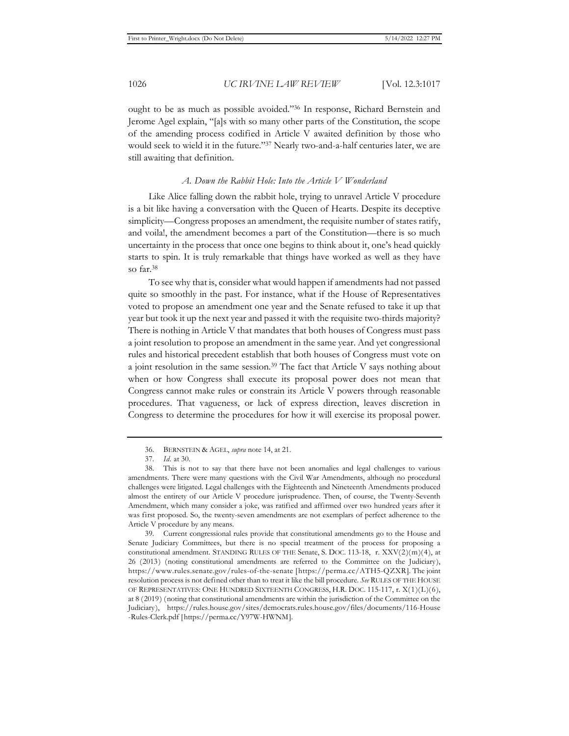ought to be as much as possible avoided."[36] In response, Richard Bernstein and Jerome Agel explain, "[a]s with so many other parts of the Constitution, the scope of the amending process codified in Article V awaited definition by those who would seek to wield it in the future."[37] Nearly two-and-a-half centuries later, we are still awaiting that definition.

### *A. Down the Rabbit Hole: Into the Article V Wonderland*

Like Alice falling down the rabbit hole, trying to unravel Article V procedure is a bit like having a conversation with the Queen of Hearts. Despite its deceptive simplicity—Congress proposes an amendment, the requisite number of states ratify, and voila!, the amendment becomes a part of the Constitution—there is so much uncertainty in the process that once one begins to think about it, one's head quickly starts to spin. It is truly remarkable that things have worked as well as they have so far.[38]

To see why that is, consider what would happen if amendments had not passed quite so smoothly in the past. For instance, what if the House of Representatives voted to propose an amendment one year and the Senate refused to take it up that year but took it up the next year and passed it with the requisite two-thirds majority? There is nothing in Article V that mandates that both houses of Congress must pass a joint resolution to propose an amendment in the same year. And yet congressional rules and historical precedent establish that both houses of Congress must vote on a joint resolution in the same session.[39] The fact that Article V says nothing about when or how Congress shall execute its proposal power does not mean that Congress cannot make rules or constrain its Article V powers through reasonable procedures. That vagueness, or lack of express direction, leaves discretion in Congress to determine the procedures for how it will exercise its proposal power.

---

36. BERNSTEIN & AGEL, *supra* note 14, at 21.

37. *Id.* at 30.

38. This is not to say that there have not been anomalies and legal challenges to various amendments. There were many questions with the Civil War Amendments, although no procedural challenges were litigated. Legal challenges with the Eighteenth and Nineteenth Amendments produced almost the entirety of our Article V procedure jurisprudence. Then, of course, the Twenty-Seventh Amendment, which many consider a joke, was ratified and affirmed over two hundred years after it was first proposed. So, the twenty-seven amendments are not exemplars of perfect adherence to the Article V procedure by any means.

39. Current congressional rules provide that constitutional amendments go to the House and Senate Judiciary Committees, but there is no special treatment of the process for proposing a constitutional amendment. STANDING RULES OF THE Senate, S. DOC. 113-18, r. XXV(2)(m)(4), at 26 (2013) (noting constitutional amendments are referred to the Committee on the Judiciary), https://www.rules.senate.gov/rules-of-the-senate [https://perma.cc/ATH5-QZXR]. The joint resolution process is not defined other than to treat it like the bill procedure. *See* RULES OF THE HOUSE OF REPRESENTATIVES: ONE HUNDRED SIXTEENTH CONGRESS, H.R. DOC. 115-117, r. X(1)(L)(6), at 8 (2019) (noting that constitutional amendments are within the jurisdiction of the Committee on the Judiciary), https://rules.house.gov/sites/democrats.rules.house.gov/files/documents/116-House-Rules-Clerk.pdf [https://perma.cc/Y97W-HWNM].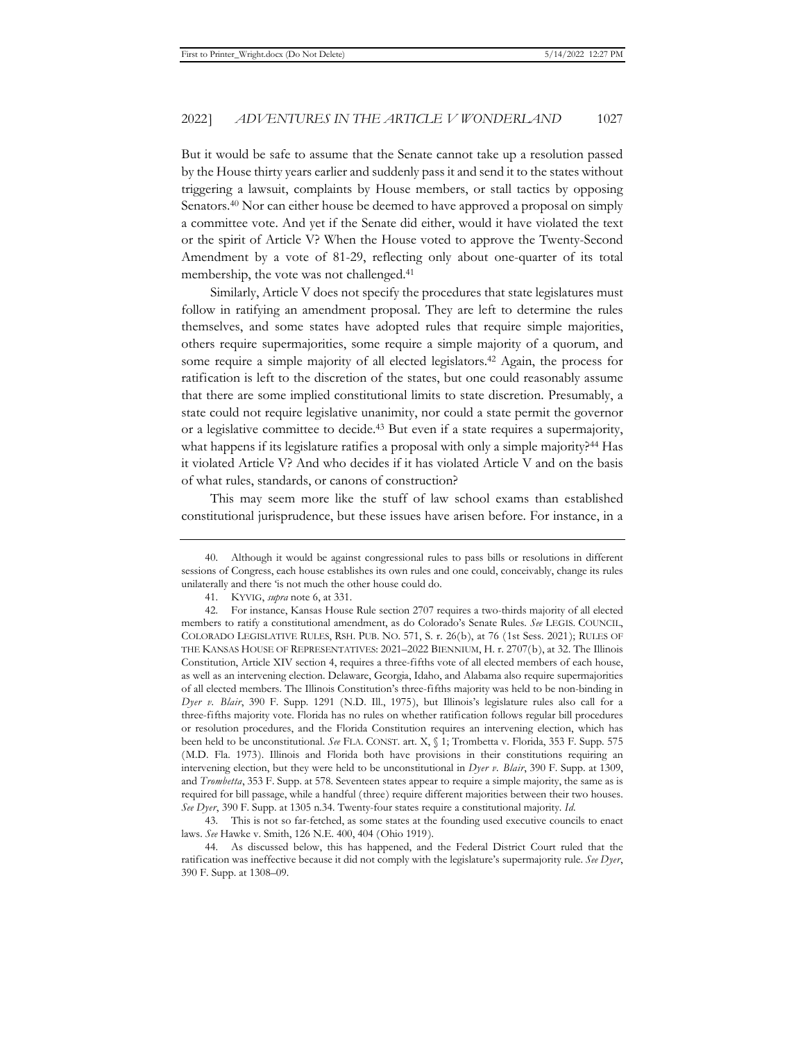But it would be safe to assume that the Senate cannot take up a resolution passed by the House thirty years earlier and suddenly pass it and send it to the states without triggering a lawsuit, complaints by House members, or stall tactics by opposing Senators.[40] Nor can either house be deemed to have approved a proposal on simply a committee vote. And yet if the Senate did either, would it have violated the text or the spirit of Article V? When the House voted to approve the Twenty-Second Amendment by a vote of 81-29, reflecting only about one-quarter of its total membership, the vote was not challenged.[41]

Similarly, Article V does not specify the procedures that state legislatures must follow in ratifying an amendment proposal. They are left to determine the rules themselves, and some states have adopted rules that require simple majorities, others require supermajorities, some require a simple majority of a quorum, and some require a simple majority of all elected legislators.[42] Again, the process for ratification is left to the discretion of the states, but one could reasonably assume that there are some implied constitutional limits to state discretion. Presumably, a state could not require legislative unanimity, nor could a state permit the governor or a legislative committee to decide.[43] But even if a state requires a supermajority, what happens if its legislature ratifies a proposal with only a simple majority?[44] Has it violated Article V? And who decides if it has violated Article V and on the basis of what rules, standards, or canons of construction?

This may seem more like the stuff of law school exams than established constitutional jurisprudence, but these issues have arisen before. For instance, in a

---

40. Although it would be against congressional rules to pass bills or resolutions in different sessions of Congress, each house establishes its own rules and one could, conceivably, change its rules unilaterally and there 'is not much the other house could do.

41. KYVIG, *supra* note 6, at 331.

42. For instance, Kansas House Rule section 2707 requires a two-thirds majority of all elected members to ratify a constitutional amendment, as do Colorado's Senate Rules. *See* LEGIS. COUNCIL, COLORADO LEGISLATIVE RULES, RSH. PUB. NO. 571, S. r. 26(b), at 76 (1st Sess. 2021); RULES OF THE KANSAS HOUSE OF REPRESENTATIVES: 2021–2022 BIENNIUM, H. r. 2707(b), at 32. The Illinois Constitution, Article XIV section 4, requires a three-fifths vote of all elected members of each house, as well as an intervening election. Delaware, Georgia, Idaho, and Alabama also require supermajorities of all elected members. The Illinois Constitution's three-fifths majority was held to be non-binding in *Dyer v. Blair*, 390 F. Supp. 1291 (N.D. Ill., 1975), but Illinois's legislature rules also call for a three-fifths majority vote. Florida has no rules on whether ratification follows regular bill procedures or resolution procedures, and the Florida Constitution requires an intervening election, which has been held to be unconstitutional. *See* FLA. CONST. art. X, § 1; Trombetta v. Florida, 353 F. Supp. 575 (M.D. Fla. 1973). Illinois and Florida both have provisions in their constitutions requiring an intervening election, but they were held to be unconstitutional in *Dyer v. Blair*, 390 F. Supp. at 1309, and *Trombetta*, 353 F. Supp. at 578. Seventeen states appear to require a simple majority, the same as is required for bill passage, while a handful (three) require different majorities between their two houses. *See Dyer*, 390 F. Supp. at 1305 n.34. Twenty-four states require a constitutional majority. *Id.*

43. This is not so far-fetched, as some states at the founding used executive councils to enact laws. *See* Hawke v. Smith, 126 N.E. 400, 404 (Ohio 1919).

44. As discussed below, this has happened, and the Federal District Court ruled that the ratification was ineffective because it did not comply with the legislature's supermajority rule. *See Dyer*, 390 F. Supp. at 1308–09.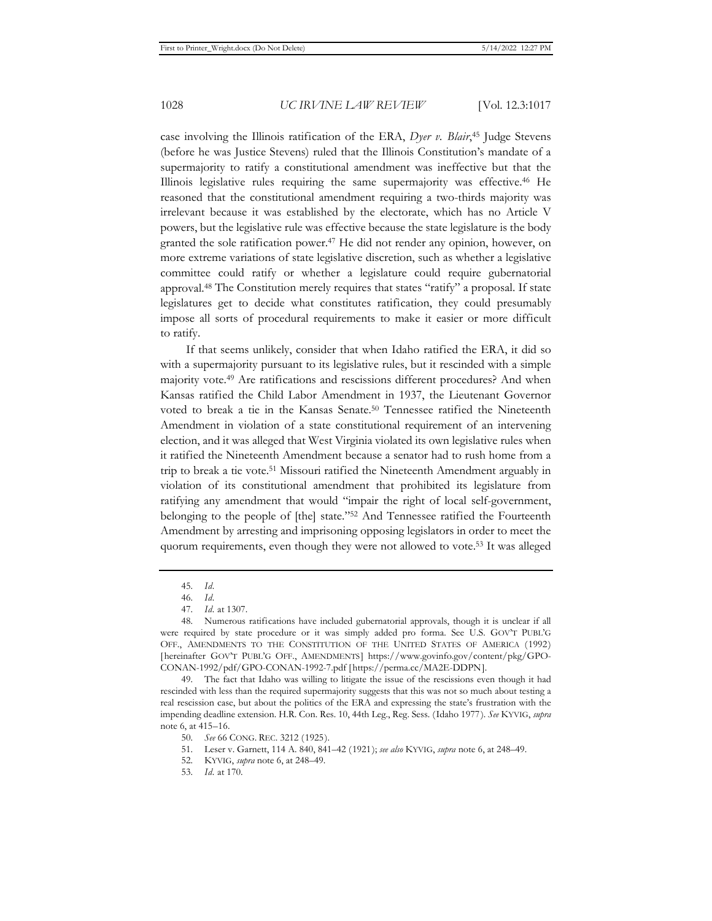case involving the Illinois ratification of the ERA, *Dyer v. Blair*,[45] Judge Stevens (before he was Justice Stevens) ruled that the Illinois Constitution's mandate of a supermajority to ratify a constitutional amendment was ineffective but that the Illinois legislative rules requiring the same supermajority was effective.[46] He reasoned that the constitutional amendment requiring a two-thirds majority was irrelevant because it was established by the electorate, which has no Article V powers, but the legislative rule was effective because the state legislature is the body granted the sole ratification power.[47] He did not render any opinion, however, on more extreme variations of state legislative discretion, such as whether a legislative committee could ratify or whether a legislature could require gubernatorial approval.[48] The Constitution merely requires that states "ratify" a proposal. If state legislatures get to decide what constitutes ratification, they could presumably impose all sorts of procedural requirements to make it easier or more difficult to ratify.

If that seems unlikely, consider that when Idaho ratified the ERA, it did so with a supermajority pursuant to its legislative rules, but it rescinded with a simple majority vote.[49] Are ratifications and rescissions different procedures? And when Kansas ratified the Child Labor Amendment in 1937, the Lieutenant Governor voted to break a tie in the Kansas Senate.[50] Tennessee ratified the Nineteenth Amendment in violation of a state constitutional requirement of an intervening election, and it was alleged that West Virginia violated its own legislative rules when it ratified the Nineteenth Amendment because a senator had to rush home from a trip to break a tie vote.[51] Missouri ratified the Nineteenth Amendment arguably in violation of its constitutional amendment that prohibited its legislature from ratifying any amendment that would "impair the right of local self-government, belonging to the people of [the] state."[52] And Tennessee ratified the Fourteenth Amendment by arresting and imprisoning opposing legislators in order to meet the quorum requirements, even though they were not allowed to vote.[53] It was alleged

45. *Id*.

46. *Id*.

47. *Id*. at 1307.

48. Numerous ratifications have included gubernatorial approvals, though it is unclear if all were required by state procedure or it was simply added pro forma. See U.S. GOV'T PUBL'G OFF., AMENDMENTS TO THE CONSTITUTION OF THE UNITED STATES OF AMERICA (1992) [hereinafter GOV'T PUBL'G OFF., AMENDMENTS] https://www.govinfo.gov/content/pkg/GPO-CONAN-1992/pdf/GPO-CONAN-1992-7.pdf [https://perma.cc/MA2E-DDPN].

49. The fact that Idaho was willing to litigate the issue of the rescissions even though it had rescinded with less than the required supermajority suggests that this was not so much about testing a real rescission case, but about the politics of the ERA and expressing the state's frustration with the impending deadline extension. H.R. Con. Res. 10, 44th Leg., Reg. Sess. (Idaho 1977). *See* KYVIG, *supra* note 6, at 415–16.

50. *See* 66 CONG. REC. 3212 (1925).

51. Leser v. Garnett, 114 A. 840, 841–42 (1921); *see also* KYVIG, *supra* note 6, at 248–49.

52. KYVIG, *supra* note 6, at 248–49.

53. *Id*. at 170.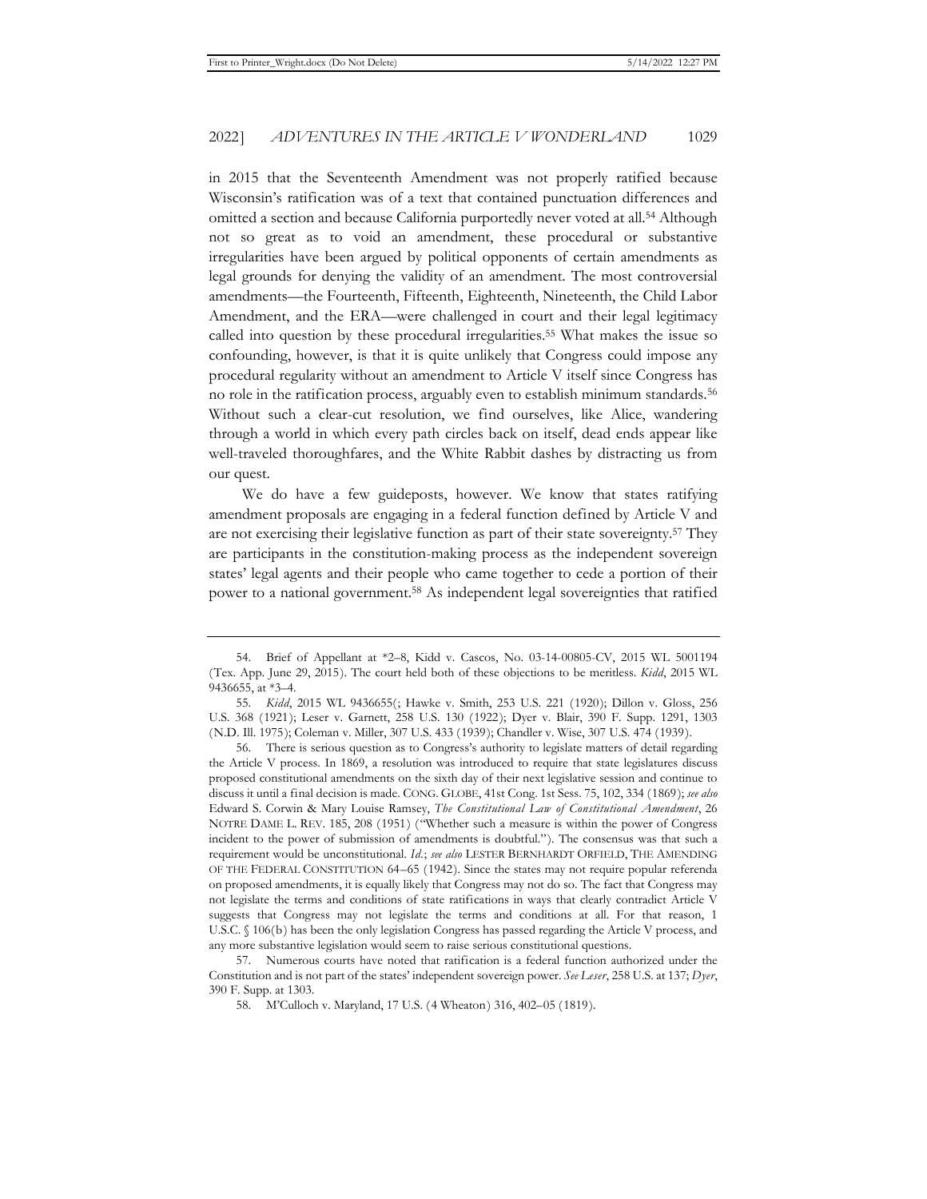in 2015 that the Seventeenth Amendment was not properly ratified because Wisconsin's ratification was of a text that contained punctuation differences and omitted a section and because California purportedly never voted at all.[54] Although not so great as to void an amendment, these procedural or substantive irregularities have been argued by political opponents of certain amendments as legal grounds for denying the validity of an amendment. The most controversial amendments—the Fourteenth, Fifteenth, Eighteenth, Nineteenth, the Child Labor Amendment, and the ERA—were challenged in court and their legal legitimacy called into question by these procedural irregularities.[55] What makes the issue so confounding, however, is that it is quite unlikely that Congress could impose any procedural regularity without an amendment to Article V itself since Congress has no role in the ratification process, arguably even to establish minimum standards.[56] Without such a clear-cut resolution, we find ourselves, like Alice, wandering through a world in which every path circles back on itself, dead ends appear like well-traveled thoroughfares, and the White Rabbit dashes by distracting us from our quest.

We do have a few guideposts, however. We know that states ratifying amendment proposals are engaging in a federal function defined by Article V and are not exercising their legislative function as part of their state sovereignty.[57] They are participants in the constitution-making process as the independent sovereign states' legal agents and their people who came together to cede a portion of their power to a national government.[58] As independent legal sovereignties that ratified

---

54. Brief of Appellant at *2–8, Kidd v. Cascos, No. 03-14-00805-CV, 2015 WL 5001194 (Tex. App. June 29, 2015). The court held both of these objections to be meritless. *Kidd*, 2015 WL 9436655, at *3–4.

55. *Kidd*, 2015 WL 9436655(; Hawke v. Smith, 253 U.S. 221 (1920); Dillon v. Gloss, 256 U.S. 368 (1921); Leser v. Garnett, 258 U.S. 130 (1922); Dyer v. Blair, 390 F. Supp. 1291, 1303 (N.D. Ill. 1975); Coleman v. Miller, 307 U.S. 433 (1939); Chandler v. Wise, 307 U.S. 474 (1939).

56. There is serious question as to Congress's authority to legislate matters of detail regarding the Article V process. In 1869, a resolution was introduced to require that state legislatures discuss proposed constitutional amendments on the sixth day of their next legislative session and continue to discuss it until a final decision is made. CONG. GLOBE, 41st Cong. 1st Sess. 75, 102, 334 (1869); *see also* Edward S. Corwin & Mary Louise Ramsey, *The Constitutional Law of Constitutional Amendment*, 26 NOTRE DAME L. REV. 185, 208 (1951) ("Whether such a measure is within the power of Congress incident to the power of submission of amendments is doubtful."). The consensus was that such a requirement would be unconstitutional. *Id.*; *see also* LESTER BERNHARDT ORFIELD, THE AMENDING OF THE FEDERAL CONSTITUTION 64–65 (1942). Since the states may not require popular referenda on proposed amendments, it is equally likely that Congress may not do so. The fact that Congress may not legislate the terms and conditions of state ratifications in ways that clearly contradict Article V suggests that Congress may not legislate the terms and conditions at all. For that reason, 1 U.S.C. § 106(b) has been the only legislation Congress has passed regarding the Article V process, and any more substantive legislation would seem to raise serious constitutional questions.

57. Numerous courts have noted that ratification is a federal function authorized under the Constitution and is not part of the states' independent sovereign power. *See Leser*, 258 U.S. at 137; *Dyer*, 390 F. Supp. at 1303.

58. M'Culloch v. Maryland, 17 U.S. (4 Wheaton) 316, 402–05 (1819).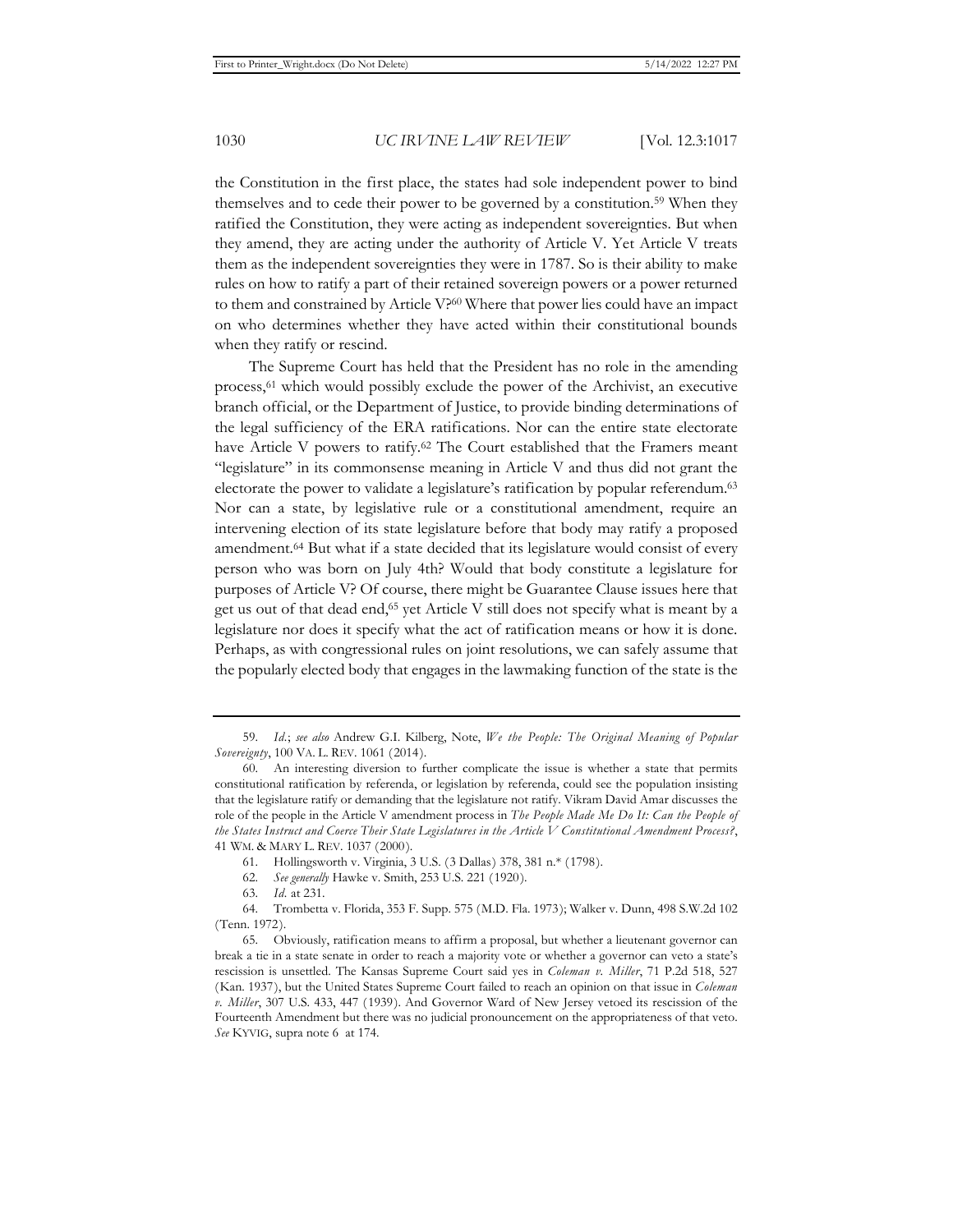the Constitution in the first place, the states had sole independent power to bind themselves and to cede their power to be governed by a constitution.[59] When they ratified the Constitution, they were acting as independent sovereignties. But when they amend, they are acting under the authority of Article V. Yet Article V treats them as the independent sovereignties they were in 1787. So is their ability to make rules on how to ratify a part of their retained sovereign powers or a power returned to them and constrained by Article V?[60] Where that power lies could have an impact on who determines whether they have acted within their constitutional bounds when they ratify or rescind.

The Supreme Court has held that the President has no role in the amending process,[61] which would possibly exclude the power of the Archivist, an executive branch official, or the Department of Justice, to provide binding determinations of the legal sufficiency of the ERA ratifications. Nor can the entire state electorate have Article V powers to ratify.[62] The Court established that the Framers meant "legislature" in its commonsense meaning in Article V and thus did not grant the electorate the power to validate a legislature's ratification by popular referendum.[63] Nor can a state, by legislative rule or a constitutional amendment, require an intervening election of its state legislature before that body may ratify a proposed amendment.[64] But what if a state decided that its legislature would consist of every person who was born on July 4th? Would that body constitute a legislature for purposes of Article V? Of course, there might be Guarantee Clause issues here that get us out of that dead end,[65] yet Article V still does not specify what is meant by a legislature nor does it specify what the act of ratification means or how it is done. Perhaps, as with congressional rules on joint resolutions, we can safely assume that the popularly elected body that engages in the lawmaking function of the state is the

---

59. *Id.*; *see also* Andrew G.I. Kilberg, Note, *We the People: The Original Meaning of Popular Sovereignty*, 100 VA. L. REV. 1061 (2014).

60. An interesting diversion to further complicate the issue is whether a state that permits constitutional ratification by referenda, or legislation by referenda, could see the population insisting that the legislature ratify or demanding that the legislature not ratify. Vikram David Amar discusses the role of the people in the Article V amendment process in *The People Made Me Do It: Can the People of the States Instruct and Coerce Their State Legislatures in the Article V Constitutional Amendment Process?*, 41 WM. & MARY L. REV. 1037 (2000).

61. Hollingsworth v. Virginia, 3 U.S. (3 Dallas) 378, 381 n.* (1798).

62. *See generally* Hawke v. Smith, 253 U.S. 221 (1920).

63. *Id.* at 231.

64. Trombetta v. Florida, 353 F. Supp. 575 (M.D. Fla. 1973); Walker v. Dunn, 498 S.W.2d 102 (Tenn. 1972).

65. Obviously, ratification means to affirm a proposal, but whether a lieutenant governor can break a tie in a state senate in order to reach a majority vote or whether a governor can veto a state's rescission is unsettled. The Kansas Supreme Court said yes in *Coleman v. Miller*, 71 P.2d 518, 527 (Kan. 1937), but the United States Supreme Court failed to reach an opinion on that issue in *Coleman v. Miller*, 307 U.S. 433, 447 (1939). And Governor Ward of New Jersey vetoed its rescission of the Fourteenth Amendment but there was no judicial pronouncement on the appropriateness of that veto. *See* KYVIG, supra note 6 at 174.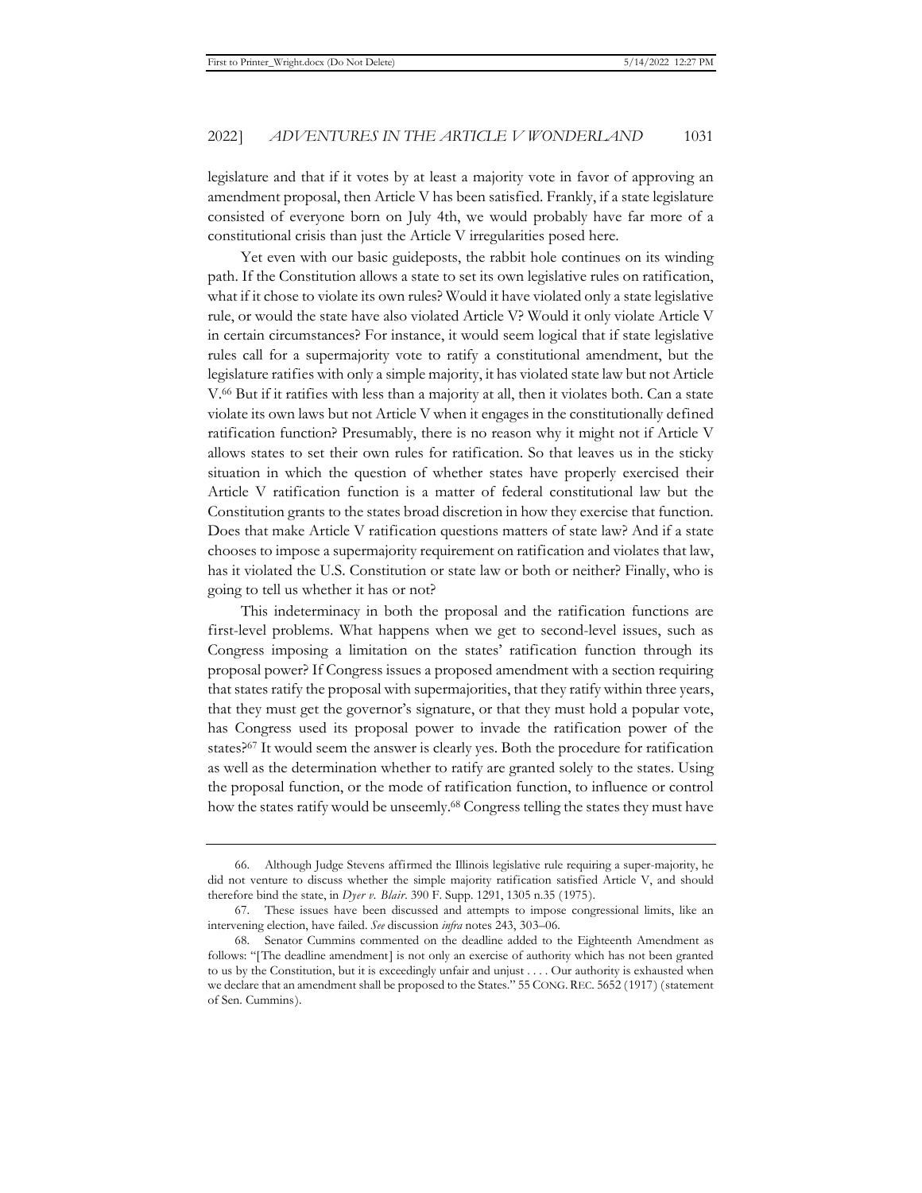legislature and that if it votes by at least a majority vote in favor of approving an amendment proposal, then Article V has been satisfied. Frankly, if a state legislature consisted of everyone born on July 4th, we would probably have far more of a constitutional crisis than just the Article V irregularities posed here.

Yet even with our basic guideposts, the rabbit hole continues on its winding path. If the Constitution allows a state to set its own legislative rules on ratification, what if it chose to violate its own rules? Would it have violated only a state legislative rule, or would the state have also violated Article V? Would it only violate Article V in certain circumstances? For instance, it would seem logical that if state legislative rules call for a supermajority vote to ratify a constitutional amendment, but the legislature ratifies with only a simple majority, it has violated state law but not Article V.[66] But if it ratifies with less than a majority at all, then it violates both. Can a state violate its own laws but not Article V when it engages in the constitutionally defined ratification function? Presumably, there is no reason why it might not if Article V allows states to set their own rules for ratification. So that leaves us in the sticky situation in which the question of whether states have properly exercised their Article V ratification function is a matter of federal constitutional law but the Constitution grants to the states broad discretion in how they exercise that function. Does that make Article V ratification questions matters of state law? And if a state chooses to impose a supermajority requirement on ratification and violates that law, has it violated the U.S. Constitution or state law or both or neither? Finally, who is going to tell us whether it has or not?

This indeterminacy in both the proposal and the ratification functions are first-level problems. What happens when we get to second-level issues, such as Congress imposing a limitation on the states' ratification function through its proposal power? If Congress issues a proposed amendment with a section requiring that states ratify the proposal with supermajorities, that they ratify within three years, that they must get the governor's signature, or that they must hold a popular vote, has Congress used its proposal power to invade the ratification power of the states?[67] It would seem the answer is clearly yes. Both the procedure for ratification as well as the determination whether to ratify are granted solely to the states. Using the proposal function, or the mode of ratification function, to influence or control how the states ratify would be unseemly.[68] Congress telling the states they must have

---

66. Although Judge Stevens affirmed the Illinois legislative rule requiring a super-majority, he did not venture to discuss whether the simple majority ratification satisfied Article V, and should therefore bind the state, in *Dyer v. Blair*. 390 F. Supp. 1291, 1305 n.35 (1975).

67. These issues have been discussed and attempts to impose congressional limits, like an intervening election, have failed. *See* discussion *infra* notes 243, 303–06.

68. Senator Cummins commented on the deadline added to the Eighteenth Amendment as follows: "[The deadline amendment] is not only an exercise of authority which has not been granted to us by the Constitution, but it is exceedingly unfair and unjust . . . . Our authority is exhausted when we declare that an amendment shall be proposed to the States." 55 CONG. REC. 5652 (1917) (statement of Sen. Cummins).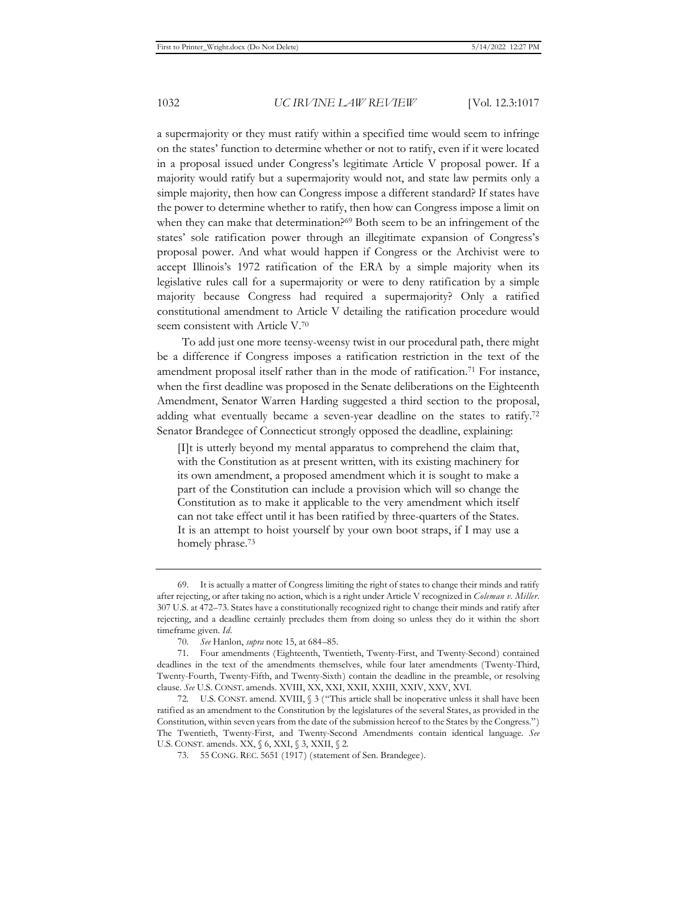a supermajority or they must ratify within a specified time would seem to infringe on the states' function to determine whether or not to ratify, even if it were located in a proposal issued under Congress's legitimate Article V proposal power. If a majority would ratify but a supermajority would not, and state law permits only a simple majority, then how can Congress impose a different standard? If states have the power to determine whether to ratify, then how can Congress impose a limit on when they can make that determination?[69] Both seem to be an infringement of the states' sole ratification power through an illegitimate expansion of Congress's proposal power. And what would happen if Congress or the Archivist were to accept Illinois's 1972 ratification of the ERA by a simple majority when its legislative rules call for a supermajority or were to deny ratification by a simple majority because Congress had required a supermajority? Only a ratified constitutional amendment to Article V detailing the ratification procedure would seem consistent with Article V.[70]

To add just one more teensy-weensy twist in our procedural path, there might be a difference if Congress imposes a ratification restriction in the text of the amendment proposal itself rather than in the mode of ratification.[71] For instance, when the first deadline was proposed in the Senate deliberations on the Eighteenth Amendment, Senator Warren Harding suggested a third section to the proposal, adding what eventually became a seven-year deadline on the states to ratify.[72] Senator Brandegee of Connecticut strongly opposed the deadline, explaining:

> [I]t is utterly beyond my mental apparatus to comprehend the claim that, with the Constitution as at present written, with its existing machinery for its own amendment, a proposed amendment which it is sought to make a part of the Constitution can include a provision which will so change the Constitution as to make it applicable to the very amendment which itself can not take effect until it has been ratified by three-quarters of the States. It is an attempt to hoist yourself by your own boot straps, if I may use a homely phrase.[73]

---

69. It is actually a matter of Congress limiting the right of states to change their minds and ratify after rejecting, or after taking no action, which is a right under Article V recognized in *Coleman v. Miller*. 307 U.S. at 472–73. States have a constitutionally recognized right to change their minds and ratify after rejecting, and a deadline certainly precludes them from doing so unless they do it within the short timeframe given. *Id.*

70. *See* Hanlon, *supra* note 15, at 684–85.

71. Four amendments (Eighteenth, Twentieth, Twenty-First, and Twenty-Second) contained deadlines in the text of the amendments themselves, while four later amendments (Twenty-Third, Twenty-Fourth, Twenty-Fifth, and Twenty-Sixth) contain the deadline in the preamble, or resolving clause. *See* U.S. CONST. amends. XVIII, XX, XXI, XXII, XXIII, XXIV, XXV, XVI.

72. U.S. CONST. amend. XVIII, § 3 ("This article shall be inoperative unless it shall have been ratified as an amendment to the Constitution by the legislatures of the several States, as provided in the Constitution, within seven years from the date of the submission hereof to the States by the Congress.") The Twentieth, Twenty-First, and Twenty-Second Amendments contain identical language. *See* U.S. CONST. amends. XX, § 6, XXI, § 3, XXII, § 2.

73. 55 CONG. REC. 5651 (1917) (statement of Sen. Brandegee).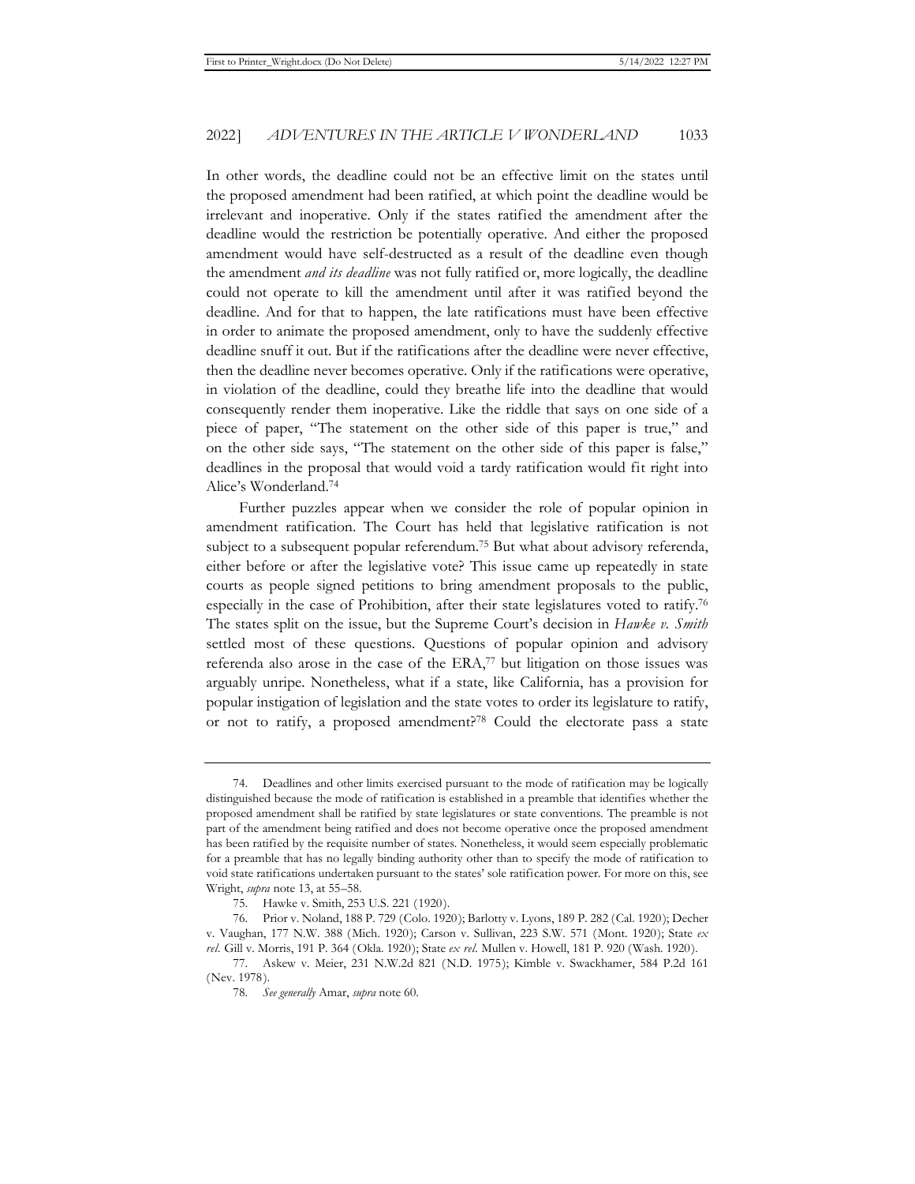In other words, the deadline could not be an effective limit on the states until the proposed amendment had been ratified, at which point the deadline would be irrelevant and inoperative. Only if the states ratified the amendment after the deadline would the restriction be potentially operative. And either the proposed amendment would have self-destructed as a result of the deadline even though the amendment *and its deadline* was not fully ratified or, more logically, the deadline could not operate to kill the amendment until after it was ratified beyond the deadline. And for that to happen, the late ratifications must have been effective in order to animate the proposed amendment, only to have the suddenly effective deadline snuff it out. But if the ratifications after the deadline were never effective, then the deadline never becomes operative. Only if the ratifications were operative, in violation of the deadline, could they breathe life into the deadline that would consequently render them inoperative. Like the riddle that says on one side of a piece of paper, "The statement on the other side of this paper is true," and on the other side says, "The statement on the other side of this paper is false," deadlines in the proposal that would void a tardy ratification would fit right into Alice's Wonderland.[74]

Further puzzles appear when we consider the role of popular opinion in amendment ratification. The Court has held that legislative ratification is not subject to a subsequent popular referendum.[75] But what about advisory referenda, either before or after the legislative vote? This issue came up repeatedly in state courts as people signed petitions to bring amendment proposals to the public, especially in the case of Prohibition, after their state legislatures voted to ratify.[76] The states split on the issue, but the Supreme Court's decision in *Hawke v. Smith* settled most of these questions. Questions of popular opinion and advisory referenda also arose in the case of the ERA,[77] but litigation on those issues was arguably unripe. Nonetheless, what if a state, like California, has a provision for popular instigation of legislation and the state votes to order its legislature to ratify, or not to ratify, a proposed amendment?[78] Could the electorate pass a state

---

74. Deadlines and other limits exercised pursuant to the mode of ratification may be logically distinguished because the mode of ratification is established in a preamble that identifies whether the proposed amendment shall be ratified by state legislatures or state conventions. The preamble is not part of the amendment being ratified and does not become operative once the proposed amendment has been ratified by the requisite number of states. Nonetheless, it would seem especially problematic for a preamble that has no legally binding authority other than to specify the mode of ratification to void state ratifications undertaken pursuant to the states' sole ratification power. For more on this, see Wright, *supra* note 13, at 55–58.

75. Hawke v. Smith, 253 U.S. 221 (1920).

76. Prior v. Noland, 188 P. 729 (Colo. 1920); Barlotty v. Lyons, 189 P. 282 (Cal. 1920); Decher v. Vaughan, 177 N.W. 388 (Mich. 1920); Carson v. Sullivan, 223 S.W. 571 (Mont. 1920); State *ex rel.* Gill v. Morris, 191 P. 364 (Okla. 1920); State *ex rel.* Mullen v. Howell, 181 P. 920 (Wash. 1920).

77. Askew v. Meier, 231 N.W.2d 821 (N.D. 1975); Kimble v. Swackhamer, 584 P.2d 161 (Nev. 1978).

78. *See generally* Amar, *supra* note 60.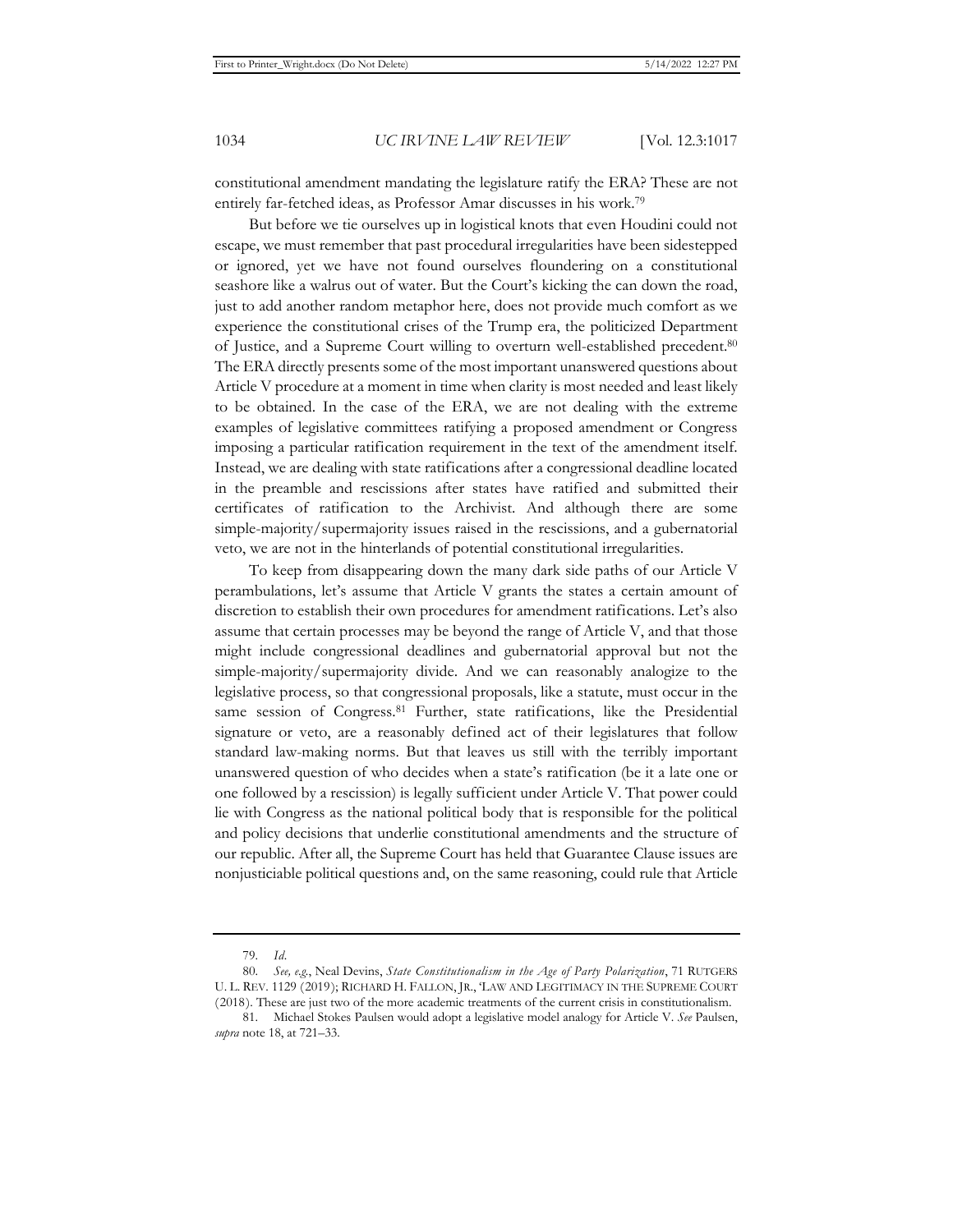constitutional amendment mandating the legislature ratify the ERA? These are not entirely far-fetched ideas, as Professor Amar discusses in his work.[79]

But before we tie ourselves up in logistical knots that even Houdini could not escape, we must remember that past procedural irregularities have been sidestepped or ignored, yet we have not found ourselves floundering on a constitutional seashore like a walrus out of water. But the Court's kicking the can down the road, just to add another random metaphor here, does not provide much comfort as we experience the constitutional crises of the Trump era, the politicized Department of Justice, and a Supreme Court willing to overturn well-established precedent.[80] The ERA directly presents some of the most important unanswered questions about Article V procedure at a moment in time when clarity is most needed and least likely to be obtained. In the case of the ERA, we are not dealing with the extreme examples of legislative committees ratifying a proposed amendment or Congress imposing a particular ratification requirement in the text of the amendment itself. Instead, we are dealing with state ratifications after a congressional deadline located in the preamble and rescissions after states have ratified and submitted their certificates of ratification to the Archivist. And although there are some simple-majority/supermajority issues raised in the rescissions, and a gubernatorial veto, we are not in the hinterlands of potential constitutional irregularities.

To keep from disappearing down the many dark side paths of our Article V perambulations, let's assume that Article V grants the states a certain amount of discretion to establish their own procedures for amendment ratifications. Let's also assume that certain processes may be beyond the range of Article V, and that those might include congressional deadlines and gubernatorial approval but not the simple-majority/supermajority divide. And we can reasonably analogize to the legislative process, so that congressional proposals, like a statute, must occur in the same session of Congress.[81] Further, state ratifications, like the Presidential signature or veto, are a reasonably defined act of their legislatures that follow standard law-making norms. But that leaves us still with the terribly important unanswered question of who decides when a state's ratification (be it a late one or one followed by a rescission) is legally sufficient under Article V. That power could lie with Congress as the national political body that is responsible for the political and policy decisions that underlie constitutional amendments and the structure of our republic. After all, the Supreme Court has held that Guarantee Clause issues are nonjusticiable political questions and, on the same reasoning, could rule that Article

---

79. *Id.*

80. *See, e.g.*, Neal Devins, *State Constitutionalism in the Age of Party Polarization*, 71 RUTGERS U. L. REV. 1129 (2019); RICHARD H. FALLON, JR., LAW AND LEGITIMACY IN THE SUPREME COURT (2018). These are just two of the more academic treatments of the current crisis in constitutionalism.

81. Michael Stokes Paulsen would adopt a legislative model analogy for Article V. *See* Paulsen, *supra* note 18, at 721–33.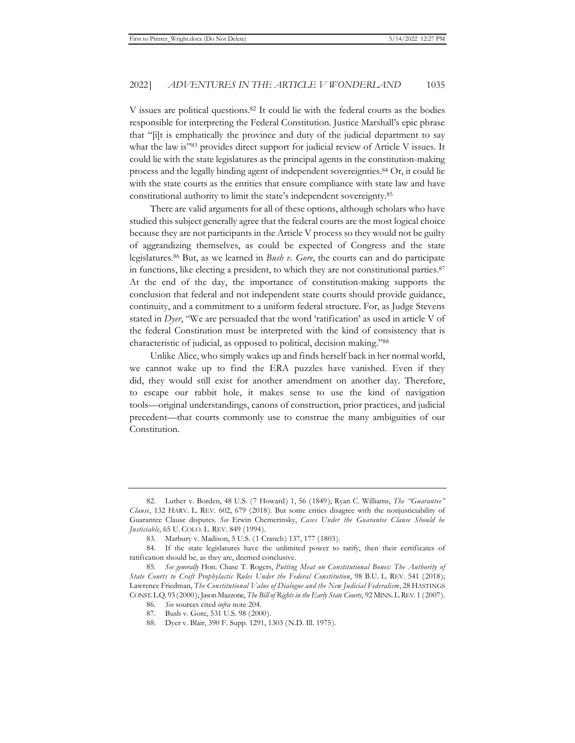V issues are political questions.[82] It could lie with the federal courts as the bodies responsible for interpreting the Federal Constitution. Justice Marshall's epic phrase that "[i]t is emphatically the province and duty of the judicial department to say what the law is"[83] provides direct support for judicial review of Article V issues. It could lie with the state legislatures as the principal agents in the constitution-making process and the legally binding agent of independent sovereignties.[84] Or, it could lie with the state courts as the entities that ensure compliance with state law and have constitutional authority to limit the state's independent sovereignty.[85]

There are valid arguments for all of these options, although scholars who have studied this subject generally agree that the federal courts are the most logical choice because they are not participants in the Article V process so they would not be guilty of aggrandizing themselves, as could be expected of Congress and the state legislatures.[86] But, as we learned in *Bush v. Gore*, the courts can and do participate in functions, like electing a president, to which they are not constitutional parties.[87] At the end of the day, the importance of constitution-making supports the conclusion that federal and not independent state courts should provide guidance, continuity, and a commitment to a uniform federal structure. For, as Judge Stevens stated in *Dyer*, "We are persuaded that the word 'ratification' as used in article V of the federal Constitution must be interpreted with the kind of consistency that is characteristic of judicial, as opposed to political, decision making."[88]

Unlike Alice, who simply wakes up and finds herself back in her normal world, we cannot wake up to find the ERA puzzles have vanished. Even if they did, they would still exist for another amendment on another day. Therefore, to escape our rabbit hole, it makes sense to use the kind of navigation tools—original understandings, canons of construction, prior practices, and judicial precedent—that courts commonly use to construe the many ambiguities of our Constitution.

---

82. Luther v. Borden, 48 U.S. (7 Howard) 1, 56 (1849); Ryan C. Williams, *The "Guarantee" Clause*, 132 HARV. L. REV. 602, 679 (2018). But some critics disagree with the nonjusticiability of Guarantee Clause disputes. *See* Erwin Chemerinsky, *Cases Under the Guarantee Clause Should be Justiciable*, 65 U. COLO. L. REV. 849 (1994).

83. Marbury v. Madison, 5 U.S. (1 Cranch) 137, 177 (1803).

84. If the state legislatures have the unlimited power to ratify, then their certificates of ratification should be, as they are, deemed conclusive.

85. *See generally* Hon. Chase T. Rogers, *Putting Meat on Constitutional Bones: The Authority of State Courts to Craft Prophylactic Rules Under the Federal Constitution*, 98 B.U. L. REV. 541 (2018); Lawrence Friedman, *The Constitutional Value of Dialogue and the New Judicial Federalism*, 28 HASTINGS CONST. L.Q. 93 (2000); Jason Mazzone, *The Bill of Rights in the Early State Courts*, 92 MINN. L. REV. 1 (2007).

86. *See* sources cited *infra* note 204.

87. Bush v. Gore, 531 U.S. 98 (2000).

88. Dyer v. Blair, 390 F. Supp. 1291, 1303 (N.D. Ill. 1975).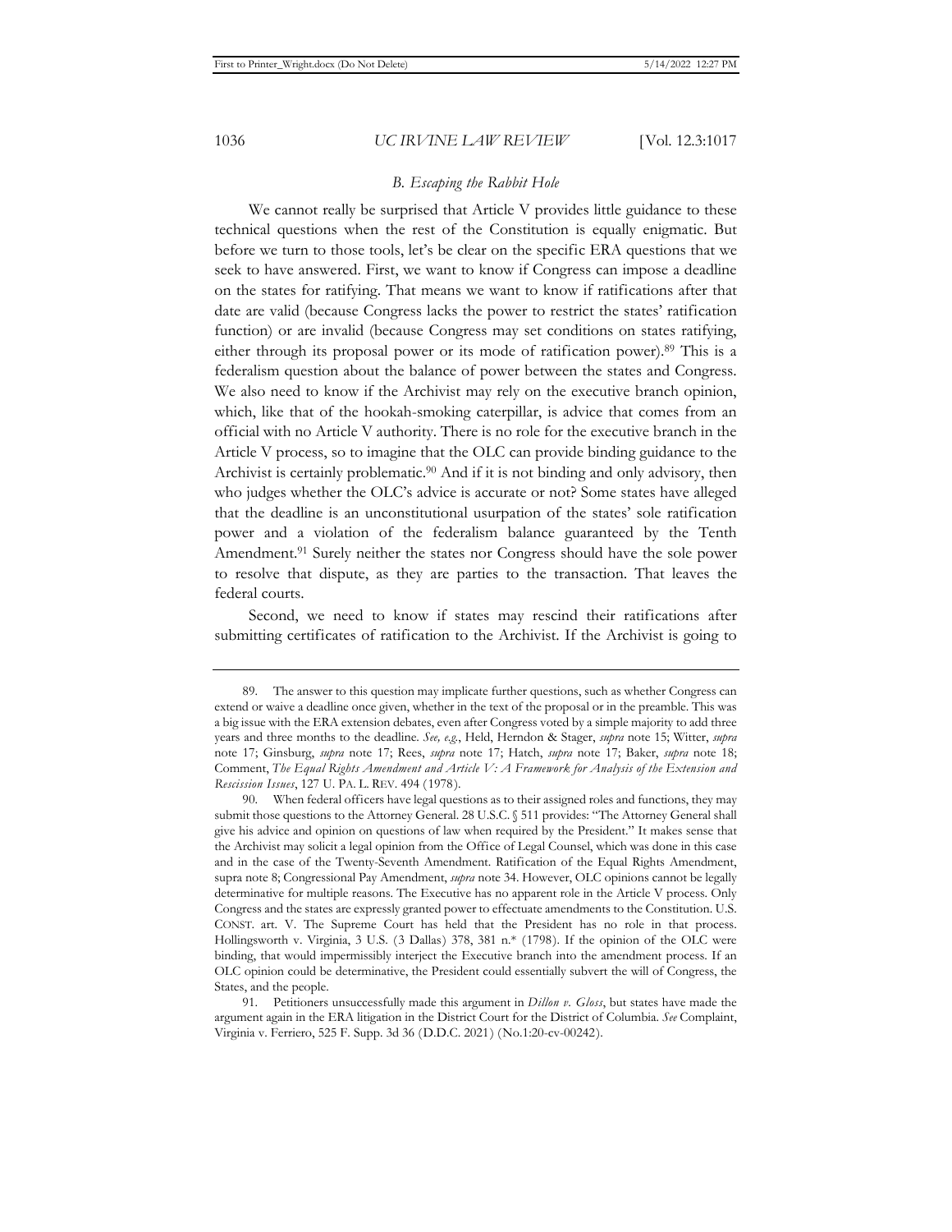### *B. Escaping the Rabbit Hole*

We cannot really be surprised that Article V provides little guidance to these technical questions when the rest of the Constitution is equally enigmatic. But before we turn to those tools, let's be clear on the specific ERA questions that we seek to have answered. First, we want to know if Congress can impose a deadline on the states for ratifying. That means we want to know if ratifications after that date are valid (because Congress lacks the power to restrict the states' ratification function) or are invalid (because Congress may set conditions on states ratifying, either through its proposal power or its mode of ratification power).[89] This is a federalism question about the balance of power between the states and Congress. We also need to know if the Archivist may rely on the executive branch opinion, which, like that of the hookah-smoking caterpillar, is advice that comes from an official with no Article V authority. There is no role for the executive branch in the Article V process, so to imagine that the OLC can provide binding guidance to the Archivist is certainly problematic.[90] And if it is not binding and only advisory, then who judges whether the OLC's advice is accurate or not? Some states have alleged that the deadline is an unconstitutional usurpation of the states' sole ratification power and a violation of the federalism balance guaranteed by the Tenth Amendment.[91] Surely neither the states nor Congress should have the sole power to resolve that dispute, as they are parties to the transaction. That leaves the federal courts.

Second, we need to know if states may rescind their ratifications after submitting certificates of ratification to the Archivist. If the Archivist is going to

---

89. The answer to this question may implicate further questions, such as whether Congress can extend or waive a deadline once given, whether in the text of the proposal or in the preamble. This was a big issue with the ERA extension debates, even after Congress voted by a simple majority to add three years and three months to the deadline. *See, e.g.*, Held, Herndon & Stager, *supra* note 15; Witter, *supra* note 17; Ginsburg, *supra* note 17; Rees, *supra* note 17; Hatch, *supra* note 17; Baker, *supra* note 18; Comment, *The Equal Rights Amendment and Article V: A Framework for Analysis of the Extension and Rescission Issues*, 127 U. PA. L. REV. 494 (1978).

90. When federal officers have legal questions as to their assigned roles and functions, they may submit those questions to the Attorney General. 28 U.S.C. § 511 provides: "The Attorney General shall give his advice and opinion on questions of law when required by the President." It makes sense that the Archivist may solicit a legal opinion from the Office of Legal Counsel, which was done in this case and in the case of the Twenty-Seventh Amendment. Ratification of the Equal Rights Amendment, supra note 8; Congressional Pay Amendment, *supra* note 34. However, OLC opinions cannot be legally determinative for multiple reasons. The Executive has no apparent role in the Article V process. Only Congress and the states are expressly granted power to effectuate amendments to the Constitution. U.S. CONST. art. V. The Supreme Court has held that the President has no role in that process. Hollingsworth v. Virginia, 3 U.S. (3 Dallas) 378, 381 n.* (1798). If the opinion of the OLC were binding, that would impermissibly interject the Executive branch into the amendment process. If an OLC opinion could be determinative, the President could essentially subvert the will of Congress, the States, and the people.

91. Petitioners unsuccessfully made this argument in *Dillon v. Gloss*, but states have made the argument again in the ERA litigation in the District Court for the District of Columbia. *See* Complaint, Virginia v. Ferriero, 525 F. Supp. 3d 36 (D.D.C. 2021) (No.1:20-cv-00242).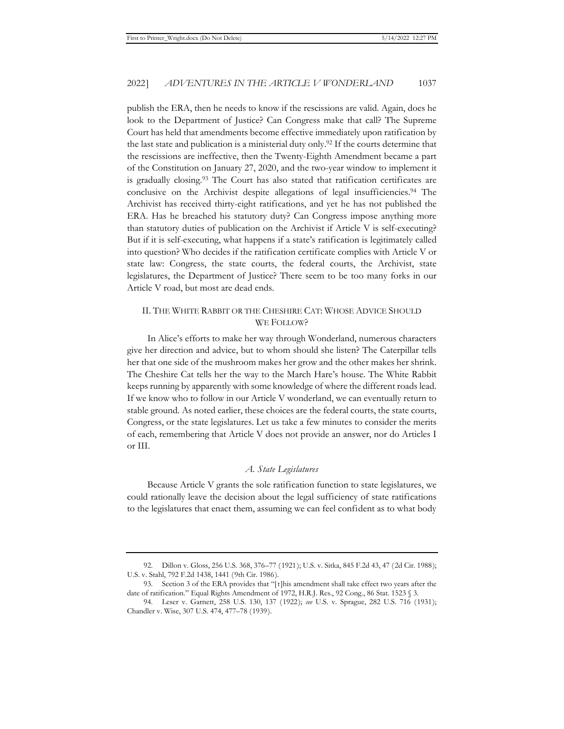publish the ERA, then he needs to know if the rescissions are valid. Again, does he look to the Department of Justice? Can Congress make that call? The Supreme Court has held that amendments become effective immediately upon ratification by the last state and publication is a ministerial duty only.[92] If the courts determine that the rescissions are ineffective, then the Twenty-Eighth Amendment became a part of the Constitution on January 27, 2020, and the two-year window to implement it is gradually closing.[93] The Court has also stated that ratification certificates are conclusive on the Archivist despite allegations of legal insufficiencies.[94] The Archivist has received thirty-eight ratifications, and yet he has not published the ERA. Has he breached his statutory duty? Can Congress impose anything more than statutory duties of publication on the Archivist if Article V is self-executing? But if it is self-executing, what happens if a state's ratification is legitimately called into question? Who decides if the ratification certificate complies with Article V or state law: Congress, the state courts, the federal courts, the Archivist, state legislatures, the Department of Justice? There seem to be too many forks in our Article V road, but most are dead ends.

## II. The White Rabbit or the Cheshire Cat: Whose Advice Should We Follow?

In Alice's efforts to make her way through Wonderland, numerous characters give her direction and advice, but to whom should she listen? The Caterpillar tells her that one side of the mushroom makes her grow and the other makes her shrink. The Cheshire Cat tells her the way to the March Hare's house. The White Rabbit keeps running by apparently with some knowledge of where the different roads lead. If we know who to follow in our Article V wonderland, we can eventually return to stable ground. As noted earlier, these choices are the federal courts, the state courts, Congress, or the state legislatures. Let us take a few minutes to consider the merits of each, remembering that Article V does not provide an answer, nor do Articles I or III.

### *A. State Legislatures*

Because Article V grants the sole ratification function to state legislatures, we could rationally leave the decision about the legal sufficiency of state ratifications to the legislatures that enact them, assuming we can feel confident as to what body

---

92. Dillon v. Gloss, 256 U.S. 368, 376–77 (1921); U.S. v. Sitka, 845 F.2d 43, 47 (2d Cir. 1988); U.S. v. Stahl, 792 F.2d 1438, 1441 (9th Cir. 1986).

93. Section 3 of the ERA provides that "[t]his amendment shall take effect two years after the date of ratification." Equal Rights Amendment of 1972, H.R.J. Res., 92 Cong., 86 Stat. 1523 § 3.

94. Leser v. Garnett, 258 U.S. 130, 137 (1922); *see* U.S. v. Sprague, 282 U.S. 716 (1931); Chandler v. Wise, 307 U.S. 474, 477–78 (1939).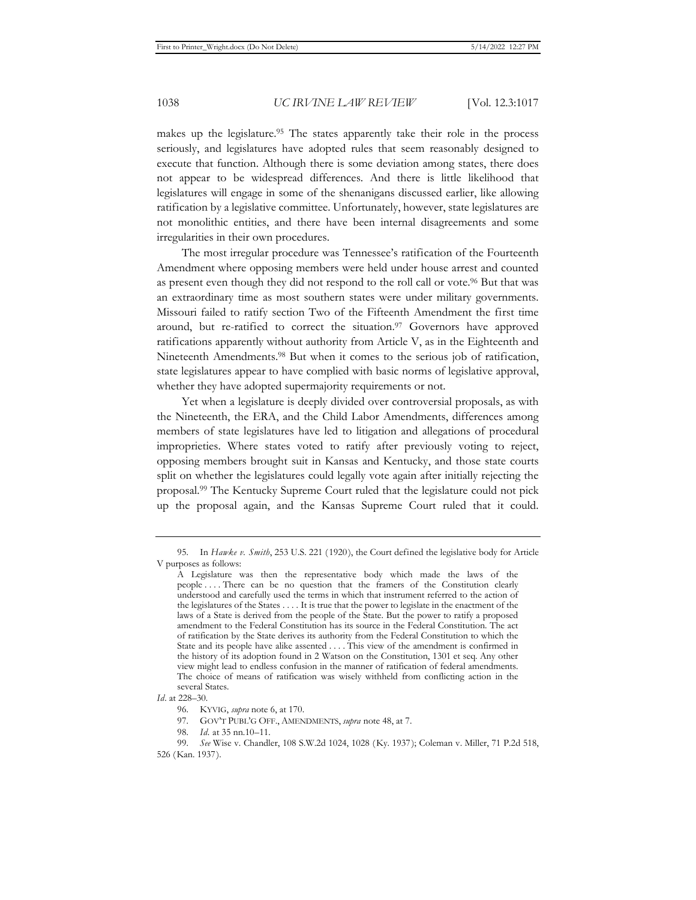makes up the legislature.[95] The states apparently take their role in the process seriously, and legislatures have adopted rules that seem reasonably designed to execute that function. Although there is some deviation among states, there does not appear to be widespread differences. And there is little likelihood that legislatures will engage in some of the shenanigans discussed earlier, like allowing ratification by a legislative committee. Unfortunately, however, state legislatures are not monolithic entities, and there have been internal disagreements and some irregularities in their own procedures.

The most irregular procedure was Tennessee's ratification of the Fourteenth Amendment where opposing members were held under house arrest and counted as present even though they did not respond to the roll call or vote.[96] But that was an extraordinary time as most southern states were under military governments. Missouri failed to ratify section Two of the Fifteenth Amendment the first time around, but re-ratified to correct the situation.[97] Governors have approved ratifications apparently without authority from Article V, as in the Eighteenth and Nineteenth Amendments.[98] But when it comes to the serious job of ratification, state legislatures appear to have complied with basic norms of legislative approval, whether they have adopted supermajority requirements or not.

Yet when a legislature is deeply divided over controversial proposals, as with the Nineteenth, the ERA, and the Child Labor Amendments, differences among members of state legislatures have led to litigation and allegations of procedural improprieties. Where states voted to ratify after previously voting to reject, opposing members brought suit in Kansas and Kentucky, and those state courts split on whether the legislatures could legally vote again after initially rejecting the proposal.[99] The Kentucky Supreme Court ruled that the legislature could not pick up the proposal again, and the Kansas Supreme Court ruled that it could.

---

95. In *Hawke v. Smith*, 253 U.S. 221 (1920), the Court defined the legislative body for Article V purposes as follows:

> A Legislature was then the representative body which made the laws of the people . . . . There can be no question that the framers of the Constitution clearly understood and carefully used the terms in which that instrument referred to the action of the legislatures of the States . . . . It is true that the power to legislate in the enactment of the laws of a State is derived from the people of the State. But the power to ratify a proposed amendment to the Federal Constitution has its source in the Federal Constitution. The act of ratification by the State derives its authority from the Federal Constitution to which the State and its people have alike assented . . . . This view of the amendment is confirmed in the history of its adoption found in 2 Watson on the Constitution, 1301 et seq. Any other view might lead to endless confusion in the manner of ratification of federal amendments. The choice of means of ratification was wisely withheld from conflicting action in the several States.

*Id*. at 228–30.

96. KYVIG, *supra* note 6, at 170.

97. GOV'T PUBL'G OFF., AMENDMENTS, *supra* note 48, at 7.

98. *Id*. at 35 nn.10–11.

99. *See* Wise v. Chandler, 108 S.W.2d 1024, 1028 (Ky. 1937); Coleman v. Miller, 71 P.2d 518, 526 (Kan. 1937).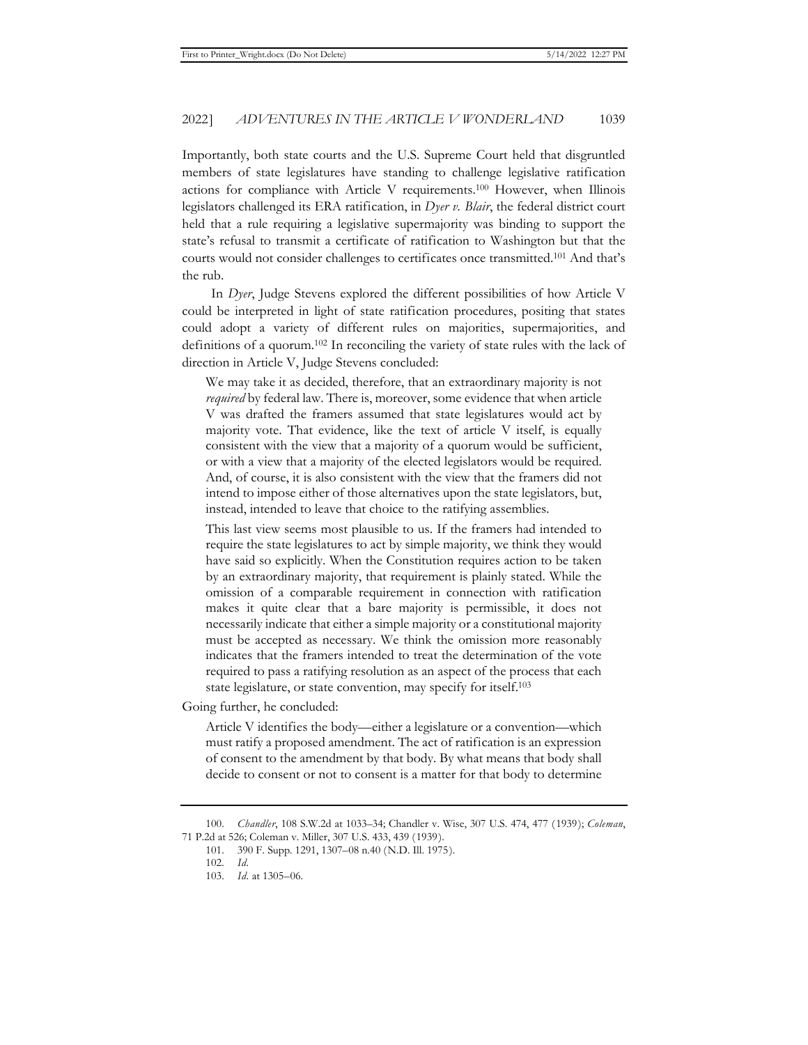Importantly, both state courts and the U.S. Supreme Court held that disgruntled members of state legislatures have standing to challenge legislative ratification actions for compliance with Article V requirements.[100] However, when Illinois legislators challenged its ERA ratification, in *Dyer v. Blair*, the federal district court held that a rule requiring a legislative supermajority was binding to support the state's refusal to transmit a certificate of ratification to Washington but that the courts would not consider challenges to certificates once transmitted.[101] And that's the rub.

In *Dyer*, Judge Stevens explored the different possibilities of how Article V could be interpreted in light of state ratification procedures, positing that states could adopt a variety of different rules on majorities, supermajorities, and definitions of a quorum.[102] In reconciling the variety of state rules with the lack of direction in Article V, Judge Stevens concluded:

> We may take it as decided, therefore, that an extraordinary majority is not *required* by federal law. There is, moreover, some evidence that when article V was drafted the framers assumed that state legislatures would act by majority vote. That evidence, like the text of article V itself, is equally consistent with the view that a majority of a quorum would be sufficient, or with a view that a majority of the elected legislators would be required. And, of course, it is also consistent with the view that the framers did not intend to impose either of those alternatives upon the state legislators, but, instead, intended to leave that choice to the ratifying assemblies.
>
> This last view seems most plausible to us. If the framers had intended to require the state legislatures to act by simple majority, we think they would have said so explicitly. When the Constitution requires action to be taken by an extraordinary majority, that requirement is plainly stated. While the omission of a comparable requirement in connection with ratification makes it quite clear that a bare majority is permissible, it does not necessarily indicate that either a simple majority or a constitutional majority must be accepted as necessary. We think the omission more reasonably indicates that the framers intended to treat the determination of the vote required to pass a ratifying resolution as an aspect of the process that each state legislature, or state convention, may specify for itself.[103]

Going further, he concluded:

> Article V identifies the body—either a legislature or a convention—which must ratify a proposed amendment. The act of ratification is an expression of consent to the amendment by that body. By what means that body shall decide to consent or not to consent is a matter for that body to determine

---

100. *Chandler*, 108 S.W.2d at 1033–34; Chandler v. Wise, 307 U.S. 474, 477 (1939); *Coleman*, 71 P.2d at 526; Coleman v. Miller, 307 U.S. 433, 439 (1939).

101. 390 F. Supp. 1291, 1307–08 n.40 (N.D. Ill. 1975).

102. *Id*.

103. *Id*. at 1305–06.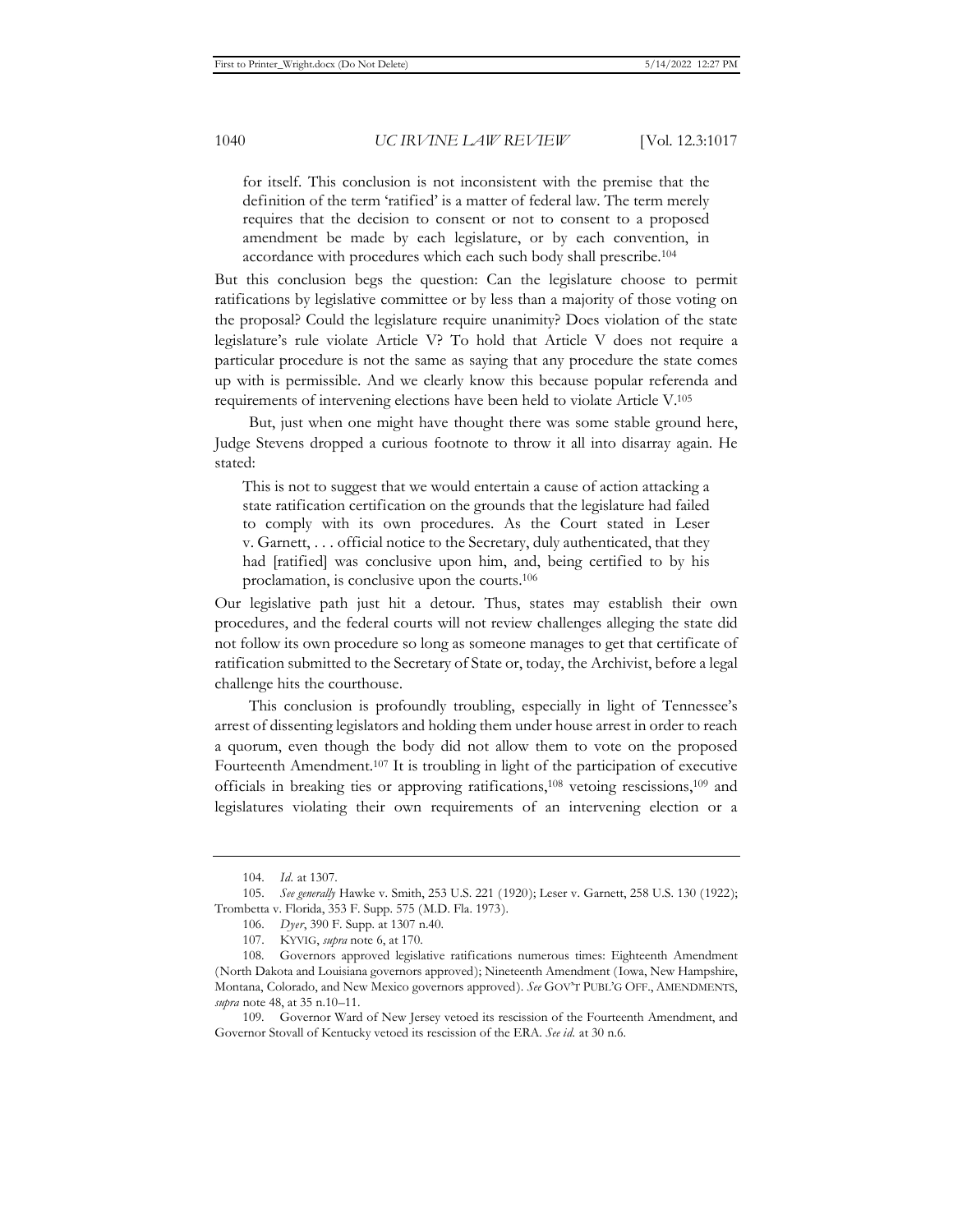> for itself. This conclusion is not inconsistent with the premise that the definition of the term 'ratified' is a matter of federal law. The term merely requires that the decision to consent or not to consent to a proposed amendment be made by each legislature, or by each convention, in accordance with procedures which each such body shall prescribe.[104]

But this conclusion begs the question: Can the legislature choose to permit ratifications by legislative committee or by less than a majority of those voting on the proposal? Could the legislature require unanimity? Does violation of the state legislature's rule violate Article V? To hold that Article V does not require a particular procedure is not the same as saying that any procedure the state comes up with is permissible. And we clearly know this because popular referenda and requirements of intervening elections have been held to violate Article V.[105]

But, just when one might have thought there was some stable ground here, Judge Stevens dropped a curious footnote to throw it all into disarray again. He stated:

> This is not to suggest that we would entertain a cause of action attacking a state ratification certification on the grounds that the legislature had failed to comply with its own procedures. As the Court stated in Leser v. Garnett, . . . official notice to the Secretary, duly authenticated, that they had [ratified] was conclusive upon him, and, being certified to by his proclamation, is conclusive upon the courts.[106]

Our legislative path just hit a detour. Thus, states may establish their own procedures, and the federal courts will not review challenges alleging the state did not follow its own procedure so long as someone manages to get that certificate of ratification submitted to the Secretary of State or, today, the Archivist, before a legal challenge hits the courthouse.

This conclusion is profoundly troubling, especially in light of Tennessee's arrest of dissenting legislators and holding them under house arrest in order to reach a quorum, even though the body did not allow them to vote on the proposed Fourteenth Amendment.[107] It is troubling in light of the participation of executive officials in breaking ties or approving ratifications,[108] vetoing rescissions,[109] and legislatures violating their own requirements of an intervening election or a

---

104. *Id.* at 1307.

105. *See generally* Hawke v. Smith, 253 U.S. 221 (1920); Leser v. Garnett, 258 U.S. 130 (1922); Trombetta v. Florida, 353 F. Supp. 575 (M.D. Fla. 1973).

106. *Dyer*, 390 F. Supp. at 1307 n.40.

107. KYVIG, *supra* note 6, at 170.

108. Governors approved legislative ratifications numerous times: Eighteenth Amendment (North Dakota and Louisiana governors approved); Nineteenth Amendment (Iowa, New Hampshire, Montana, Colorado, and New Mexico governors approved). *See* GOV'T PUBL'G OFF., AMENDMENTS, *supra* note 48, at 35 n.10–11.

109. Governor Ward of New Jersey vetoed its rescission of the Fourteenth Amendment, and Governor Stovall of Kentucky vetoed its rescission of the ERA. *See id.* at 30 n.6.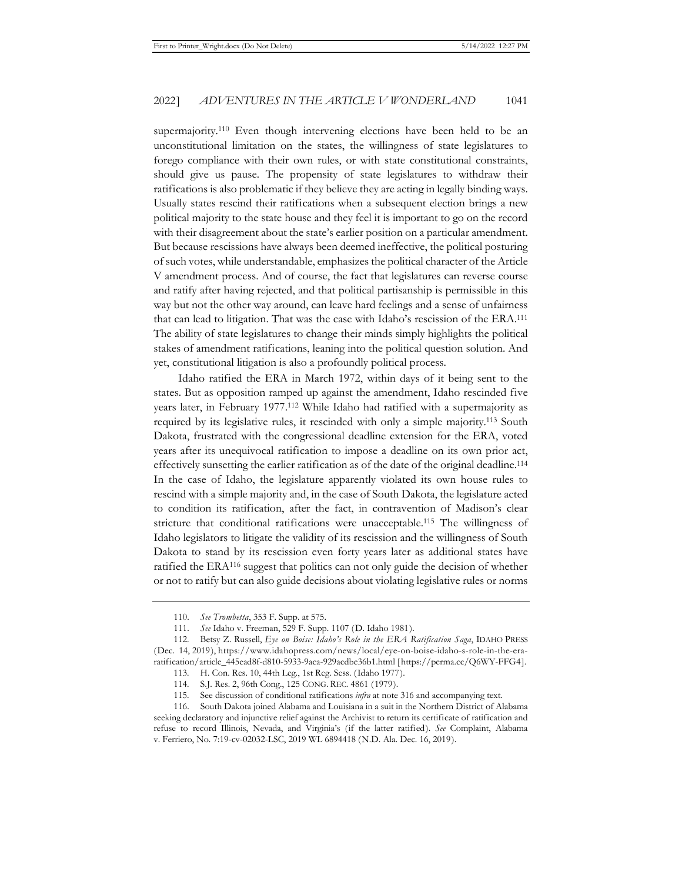supermajority.[110] Even though intervening elections have been held to be an unconstitutional limitation on the states, the willingness of state legislatures to forego compliance with their own rules, or with state constitutional constraints, should give us pause. The propensity of state legislatures to withdraw their ratifications is also problematic if they believe they are acting in legally binding ways. Usually states rescind their ratifications when a subsequent election brings a new political majority to the state house and they feel it is important to go on the record with their disagreement about the state's earlier position on a particular amendment. But because rescissions have always been deemed ineffective, the political posturing of such votes, while understandable, emphasizes the political character of the Article V amendment process. And of course, the fact that legislatures can reverse course and ratify after having rejected, and that political partisanship is permissible in this way but not the other way around, can leave hard feelings and a sense of unfairness that can lead to litigation. That was the case with Idaho's rescission of the ERA.[111] The ability of state legislatures to change their minds simply highlights the political stakes of amendment ratifications, leaning into the political question solution. And yet, constitutional litigation is also a profoundly political process.

Idaho ratified the ERA in March 1972, within days of it being sent to the states. But as opposition ramped up against the amendment, Idaho rescinded five years later, in February 1977.[112] While Idaho had ratified with a supermajority as required by its legislative rules, it rescinded with only a simple majority.[113] South Dakota, frustrated with the congressional deadline extension for the ERA, voted years after its unequivocal ratification to impose a deadline on its own prior act, effectively sunsetting the earlier ratification as of the date of the original deadline.[114] In the case of Idaho, the legislature apparently violated its own house rules to rescind with a simple majority and, in the case of South Dakota, the legislature acted to condition its ratification, after the fact, in contravention of Madison's clear stricture that conditional ratifications were unacceptable.[115] The willingness of Idaho legislators to litigate the validity of its rescission and the willingness of South Dakota to stand by its rescission even forty years later as additional states have ratified the ERA[116] suggest that politics can not only guide the decision of whether or not to ratify but can also guide decisions about violating legislative rules or norms

---

110. *See Trombetta*, 353 F. Supp. at 575.

111. *See* Idaho v. Freeman, 529 F. Supp. 1107 (D. Idaho 1981).

112. Betsy Z. Russell, *Eye on Boise: Idaho's Role in the ERA Ratification Saga*, IDAHO PRESS (Dec. 14, 2019), https://www.idahopress.com/news/local/eye-on-boise-idaho-s-role-in-the-era-ratification/article_445ead8f-d810-5933-9aca-929acdbe36b1.html [https://perma.cc/Q6WY-FFG4].

113. H. Con. Res. 10, 44th Leg., 1st Reg. Sess. (Idaho 1977).

114. S.J. Res. 2, 96th Cong., 125 CONG. REC. 4861 (1979).

115. See discussion of conditional ratifications *infra* at note 316 and accompanying text.

116. South Dakota joined Alabama and Louisiana in a suit in the Northern District of Alabama seeking declaratory and injunctive relief against the Archivist to return its certificate of ratification and refuse to record Illinois, Nevada, and Virginia's (if the latter ratified). *See* Complaint, Alabama v. Ferriero, No. 7:19-cv-02032-LSC, 2019 WL 6894418 (N.D. Ala. Dec. 16, 2019).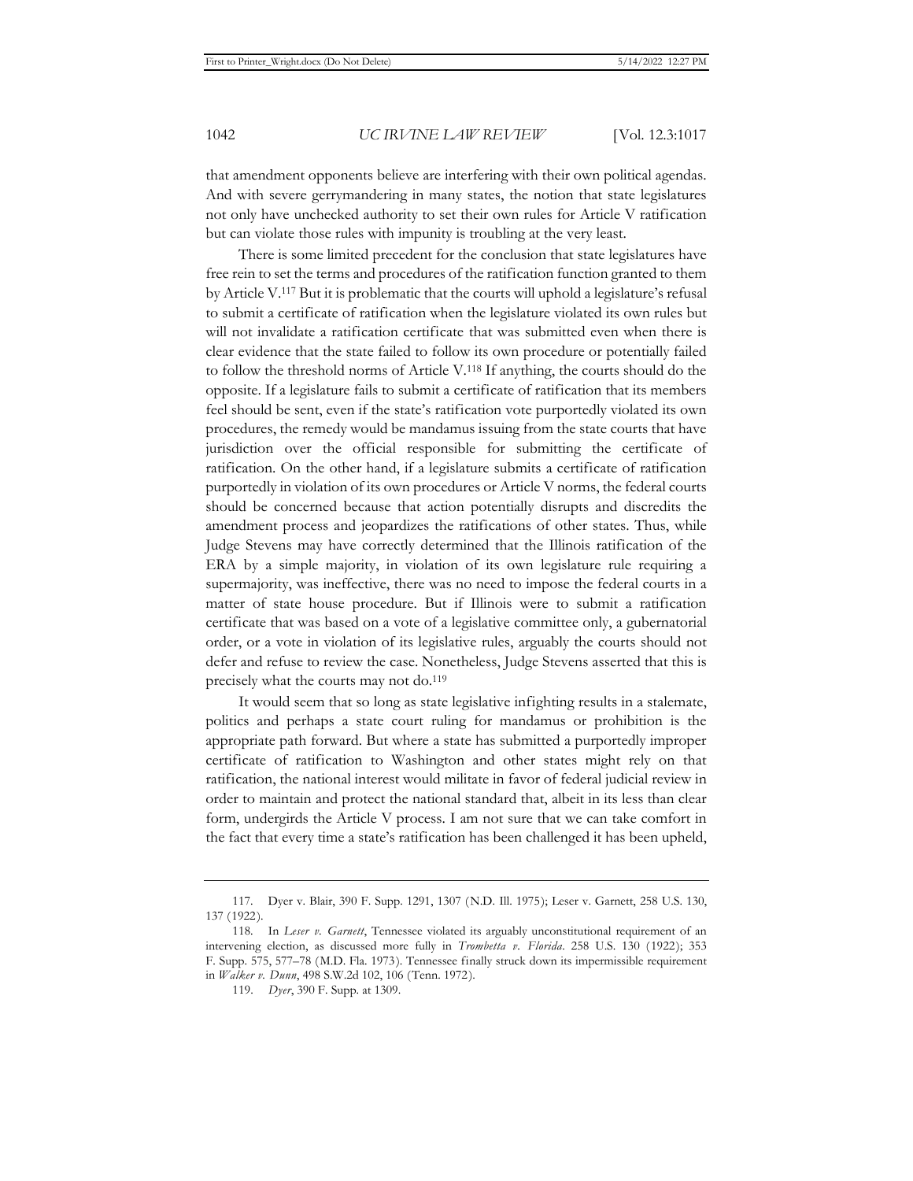that amendment opponents believe are interfering with their own political agendas. And with severe gerrymandering in many states, the notion that state legislatures not only have unchecked authority to set their own rules for Article V ratification but can violate those rules with impunity is troubling at the very least.

There is some limited precedent for the conclusion that state legislatures have free rein to set the terms and procedures of the ratification function granted to them by Article V.[117] But it is problematic that the courts will uphold a legislature's refusal to submit a certificate of ratification when the legislature violated its own rules but will not invalidate a ratification certificate that was submitted even when there is clear evidence that the state failed to follow its own procedure or potentially failed to follow the threshold norms of Article V.[118] If anything, the courts should do the opposite. If a legislature fails to submit a certificate of ratification that its members feel should be sent, even if the state's ratification vote purportedly violated its own procedures, the remedy would be mandamus issuing from the state courts that have jurisdiction over the official responsible for submitting the certificate of ratification. On the other hand, if a legislature submits a certificate of ratification purportedly in violation of its own procedures or Article V norms, the federal courts should be concerned because that action potentially disrupts and discredits the amendment process and jeopardizes the ratifications of other states. Thus, while Judge Stevens may have correctly determined that the Illinois ratification of the ERA by a simple majority, in violation of its own legislature rule requiring a supermajority, was ineffective, there was no need to impose the federal courts in a matter of state house procedure. But if Illinois were to submit a ratification certificate that was based on a vote of a legislative committee only, a gubernatorial order, or a vote in violation of its legislative rules, arguably the courts should not defer and refuse to review the case. Nonetheless, Judge Stevens asserted that this is precisely what the courts may not do.[119]

It would seem that so long as state legislative infighting results in a stalemate, politics and perhaps a state court ruling for mandamus or prohibition is the appropriate path forward. But where a state has submitted a purportedly improper certificate of ratification to Washington and other states might rely on that ratification, the national interest would militate in favor of federal judicial review in order to maintain and protect the national standard that, albeit in its less than clear form, undergirds the Article V process. I am not sure that we can take comfort in the fact that every time a state's ratification has been challenged it has been upheld,

---

117. Dyer v. Blair, 390 F. Supp. 1291, 1307 (N.D. Ill. 1975); Leser v. Garnett, 258 U.S. 130, 137 (1922).

118. In *Leser v. Garnett*, Tennessee violated its arguably unconstitutional requirement of an intervening election, as discussed more fully in *Trombetta v. Florida*. 258 U.S. 130 (1922); 353 F. Supp. 575, 577–78 (M.D. Fla. 1973). Tennessee finally struck down its impermissible requirement in *Walker v. Dunn*, 498 S.W.2d 102, 106 (Tenn. 1972).

119. *Dyer*, 390 F. Supp. at 1309.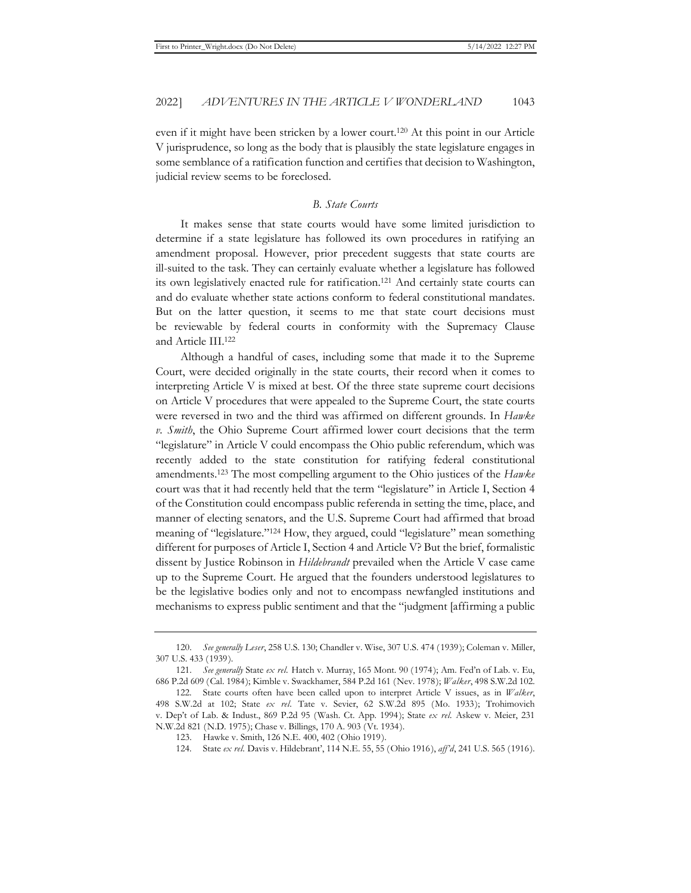even if it might have been stricken by a lower court.[120] At this point in our Article V jurisprudence, so long as the body that is plausibly the state legislature engages in some semblance of a ratification function and certifies that decision to Washington, judicial review seems to be foreclosed.

### *B. State Courts*

It makes sense that state courts would have some limited jurisdiction to determine if a state legislature has followed its own procedures in ratifying an amendment proposal. However, prior precedent suggests that state courts are ill-suited to the task. They can certainly evaluate whether a legislature has followed its own legislatively enacted rule for ratification.[121] And certainly state courts can and do evaluate whether state actions conform to federal constitutional mandates. But on the latter question, it seems to me that state court decisions must be reviewable by federal courts in conformity with the Supremacy Clause and Article III.[122]

Although a handful of cases, including some that made it to the Supreme Court, were decided originally in the state courts, their record when it comes to interpreting Article V is mixed at best. Of the three state supreme court decisions on Article V procedures that were appealed to the Supreme Court, the state courts were reversed in two and the third was affirmed on different grounds. In *Hawke v. Smith*, the Ohio Supreme Court affirmed lower court decisions that the term "legislature" in Article V could encompass the Ohio public referendum, which was recently added to the state constitution for ratifying federal constitutional amendments.[123] The most compelling argument to the Ohio justices of the *Hawke* court was that it had recently held that the term "legislature" in Article I, Section 4 of the Constitution could encompass public referenda in setting the time, place, and manner of electing senators, and the U.S. Supreme Court had affirmed that broad meaning of "legislature."[124] How, they argued, could "legislature" mean something different for purposes of Article I, Section 4 and Article V? But the brief, formalistic dissent by Justice Robinson in *Hildebrandt* prevailed when the Article V case came up to the Supreme Court. He argued that the founders understood legislatures to be the legislative bodies only and not to encompass newfangled institutions and mechanisms to express public sentiment and that the "judgment [affirming a public

---

120. *See generally Leser*, 258 U.S. 130; Chandler v. Wise, 307 U.S. 474 (1939); Coleman v. Miller, 307 U.S. 433 (1939).

121. *See generally* State *ex rel.* Hatch v. Murray, 165 Mont. 90 (1974); Am. Fed'n of Lab. v. Eu, 686 P.2d 609 (Cal. 1984); Kimble v. Swackhamer, 584 P.2d 161 (Nev. 1978); *Walker*, 498 S.W.2d 102.

122. State courts often have been called upon to interpret Article V issues, as in *Walker*, 498 S.W.2d at 102; State *ex rel.* Tate v. Sevier, 62 S.W.2d 895 (Mo. 1933); Trohimovich v. Dep't of Lab. & Indust., 869 P.2d 95 (Wash. Ct. App. 1994); State *ex rel.* Askew v. Meier, 231 N.W.2d 821 (N.D. 1975); Chase v. Billings, 170 A. 903 (Vt. 1934).

123. Hawke v. Smith, 126 N.E. 400, 402 (Ohio 1919).

124. State *ex rel.* Davis v. Hildebrant', 114 N.E. 55, 55 (Ohio 1916), *aff'd*, 241 U.S. 565 (1916).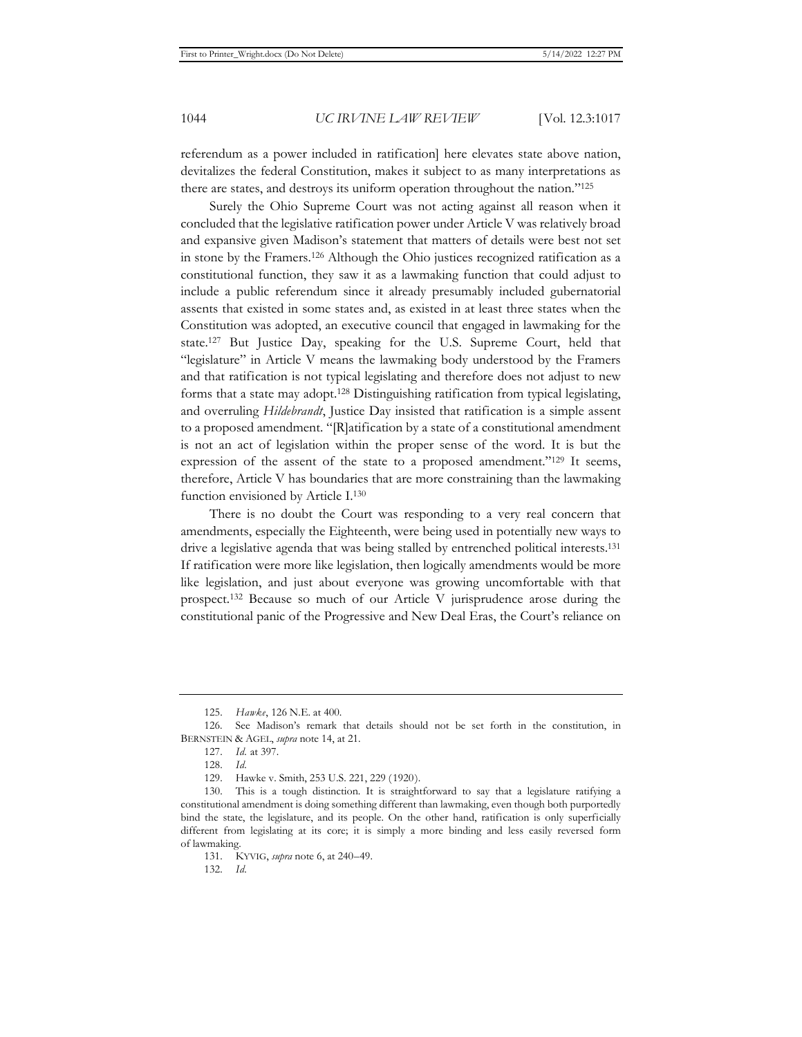referendum as a power included in ratification] here elevates state above nation, devitalizes the federal Constitution, makes it subject to as many interpretations as there are states, and destroys its uniform operation throughout the nation."[125]

Surely the Ohio Supreme Court was not acting against all reason when it concluded that the legislative ratification power under Article V was relatively broad and expansive given Madison's statement that matters of details were best not set in stone by the Framers.[126] Although the Ohio justices recognized ratification as a constitutional function, they saw it as a lawmaking function that could adjust to include a public referendum since it already presumably included gubernatorial assents that existed in some states and, as existed in at least three states when the Constitution was adopted, an executive council that engaged in lawmaking for the state.[127] But Justice Day, speaking for the U.S. Supreme Court, held that "legislature" in Article V means the lawmaking body understood by the Framers and that ratification is not typical legislating and therefore does not adjust to new forms that a state may adopt.[128] Distinguishing ratification from typical legislating, and overruling *Hildebrandt*, Justice Day insisted that ratification is a simple assent to a proposed amendment. "[R]atification by a state of a constitutional amendment is not an act of legislation within the proper sense of the word. It is but the expression of the assent of the state to a proposed amendment."[129] It seems, therefore, Article V has boundaries that are more constraining than the lawmaking function envisioned by Article I.[130]

There is no doubt the Court was responding to a very real concern that amendments, especially the Eighteenth, were being used in potentially new ways to drive a legislative agenda that was being stalled by entrenched political interests.[131] If ratification were more like legislation, then logically amendments would be more like legislation, and just about everyone was growing uncomfortable with that prospect.[132] Because so much of our Article V jurisprudence arose during the constitutional panic of the Progressive and New Deal Eras, the Court's reliance on

---

125. *Hawke*, 126 N.E. at 400.

126. See Madison's remark that details should not be set forth in the constitution, in BERNSTEIN & AGEL, *supra* note 14, at 21.

127. *Id.* at 397.

128. *Id.*

129. Hawke v. Smith, 253 U.S. 221, 229 (1920).

130. This is a tough distinction. It is straightforward to say that a legislature ratifying a constitutional amendment is doing something different than lawmaking, even though both purportedly bind the state, the legislature, and its people. On the other hand, ratification is only superficially different from legislating at its core; it is simply a more binding and less easily reversed form of lawmaking.

131. KYVIG, *supra* note 6, at 240–49.

132. *Id.*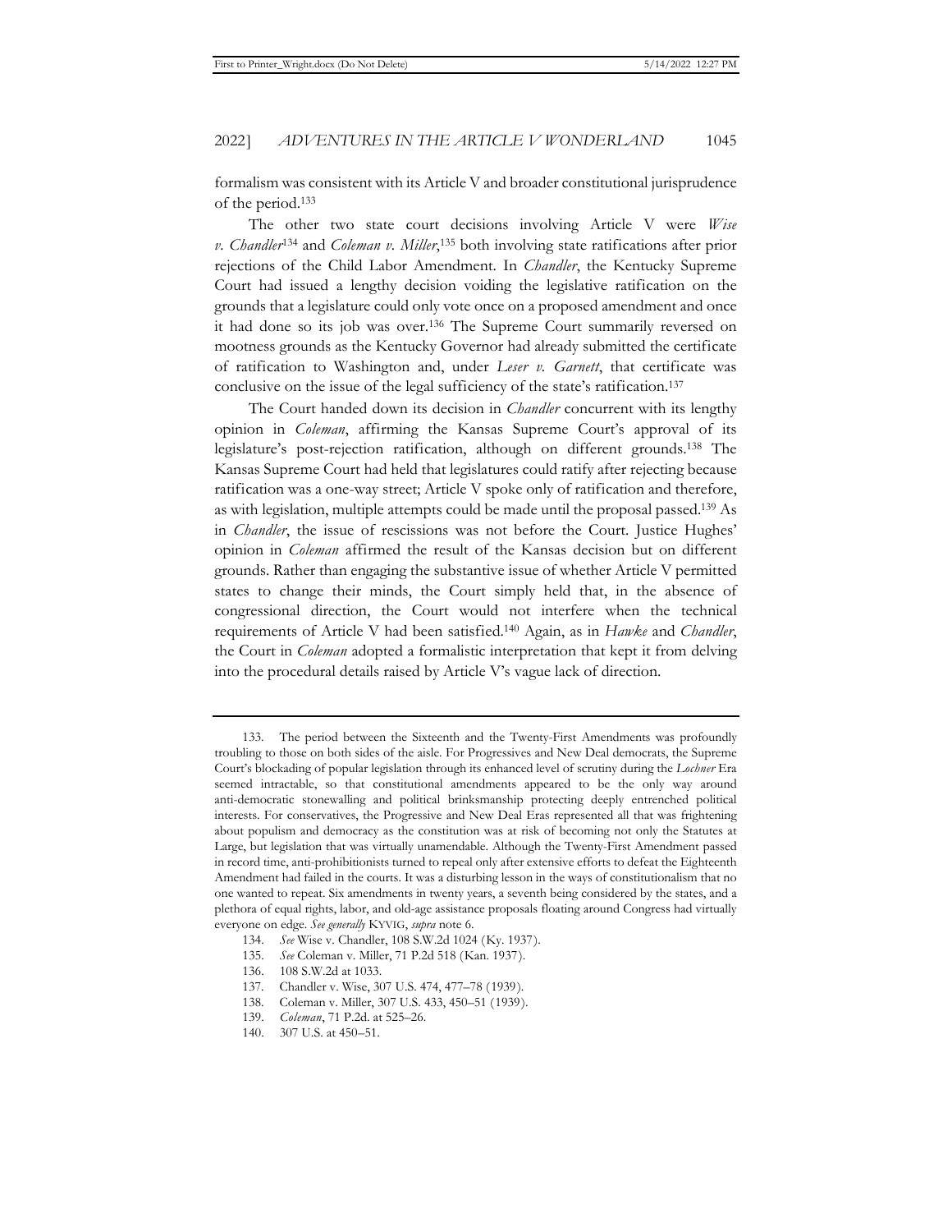formalism was consistent with its Article V and broader constitutional jurisprudence of the period.[133]

The other two state court decisions involving Article V were *Wise v. Chandler*[134] and *Coleman v. Miller*,[135] both involving state ratifications after prior rejections of the Child Labor Amendment. In *Chandler*, the Kentucky Supreme Court had issued a lengthy decision voiding the legislative ratification on the grounds that a legislature could only vote once on a proposed amendment and once it had done so its job was over.[136] The Supreme Court summarily reversed on mootness grounds as the Kentucky Governor had already submitted the certificate of ratification to Washington and, under *Leser v. Garnett*, that certificate was conclusive on the issue of the legal sufficiency of the state's ratification.[137]

The Court handed down its decision in *Chandler* concurrent with its lengthy opinion in *Coleman*, affirming the Kansas Supreme Court's approval of its legislature's post-rejection ratification, although on different grounds.[138] The Kansas Supreme Court had held that legislatures could ratify after rejecting because ratification was a one-way street; Article V spoke only of ratification and therefore, as with legislation, multiple attempts could be made until the proposal passed.[139] As in *Chandler*, the issue of rescissions was not before the Court. Justice Hughes' opinion in *Coleman* affirmed the result of the Kansas decision but on different grounds. Rather than engaging the substantive issue of whether Article V permitted states to change their minds, the Court simply held that, in the absence of congressional direction, the Court would not interfere when the technical requirements of Article V had been satisfied.[140] Again, as in *Hawke* and *Chandler*, the Court in *Coleman* adopted a formalistic interpretation that kept it from delving into the procedural details raised by Article V's vague lack of direction.

---

133. The period between the Sixteenth and the Twenty-First Amendments was profoundly troubling to those on both sides of the aisle. For Progressives and New Deal democrats, the Supreme Court's blockading of popular legislation through its enhanced level of scrutiny during the *Lochner* Era seemed intractable, so that constitutional amendments appeared to be the only way around anti-democratic stonewalling and political brinksmanship protecting deeply entrenched political interests. For conservatives, the Progressive and New Deal Eras represented all that was frightening about populism and democracy as the constitution was at risk of becoming not only the Statutes at Large, but legislation that was virtually unamendable. Although the Twenty-First Amendment passed in record time, anti-prohibitionists turned to repeal only after extensive efforts to defeat the Eighteenth Amendment had failed in the courts. It was a disturbing lesson in the ways of constitutionalism that no one wanted to repeat. Six amendments in twenty years, a seventh being considered by the states, and a plethora of equal rights, labor, and old-age assistance proposals floating around Congress had virtually everyone on edge. *See generally* KYVIG, *supra* note 6.

134. *See* Wise v. Chandler, 108 S.W.2d 1024 (Ky. 1937).

135. *See* Coleman v. Miller, 71 P.2d 518 (Kan. 1937).

136. 108 S.W.2d at 1033.

137. Chandler v. Wise, 307 U.S. 474, 477–78 (1939).

138. Coleman v. Miller, 307 U.S. 433, 450–51 (1939).

139. *Coleman*, 71 P.2d. at 525–26.

140. 307 U.S. at 450–51.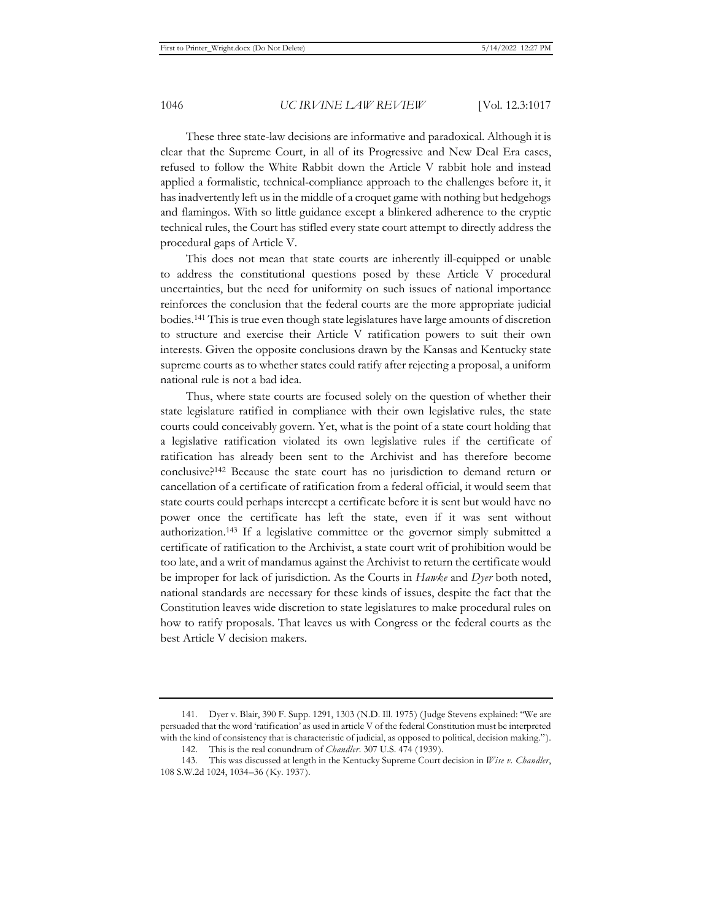These three state-law decisions are informative and paradoxical. Although it is clear that the Supreme Court, in all of its Progressive and New Deal Era cases, refused to follow the White Rabbit down the Article V rabbit hole and instead applied a formalistic, technical-compliance approach to the challenges before it, it has inadvertently left us in the middle of a croquet game with nothing but hedgehogs and flamingos. With so little guidance except a blinkered adherence to the cryptic technical rules, the Court has stifled every state court attempt to directly address the procedural gaps of Article V.

This does not mean that state courts are inherently ill-equipped or unable to address the constitutional questions posed by these Article V procedural uncertainties, but the need for uniformity on such issues of national importance reinforces the conclusion that the federal courts are the more appropriate judicial bodies.[141] This is true even though state legislatures have large amounts of discretion to structure and exercise their Article V ratification powers to suit their own interests. Given the opposite conclusions drawn by the Kansas and Kentucky state supreme courts as to whether states could ratify after rejecting a proposal, a uniform national rule is not a bad idea.

Thus, where state courts are focused solely on the question of whether their state legislature ratified in compliance with their own legislative rules, the state courts could conceivably govern. Yet, what is the point of a state court holding that a legislative ratification violated its own legislative rules if the certificate of ratification has already been sent to the Archivist and has therefore become conclusive?[142] Because the state court has no jurisdiction to demand return or cancellation of a certificate of ratification from a federal official, it would seem that state courts could perhaps intercept a certificate before it is sent but would have no power once the certificate has left the state, even if it was sent without authorization.[143] If a legislative committee or the governor simply submitted a certificate of ratification to the Archivist, a state court writ of prohibition would be too late, and a writ of mandamus against the Archivist to return the certificate would be improper for lack of jurisdiction. As the Courts in *Hawke* and *Dyer* both noted, national standards are necessary for these kinds of issues, despite the fact that the Constitution leaves wide discretion to state legislatures to make procedural rules on how to ratify proposals. That leaves us with Congress or the federal courts as the best Article V decision makers.

---

141. Dyer v. Blair, 390 F. Supp. 1291, 1303 (N.D. Ill. 1975) (Judge Stevens explained: "We are persuaded that the word 'ratification' as used in article V of the federal Constitution must be interpreted with the kind of consistency that is characteristic of judicial, as opposed to political, decision making.").

142. This is the real conundrum of *Chandler*. 307 U.S. 474 (1939).

143. This was discussed at length in the Kentucky Supreme Court decision in *Wise v. Chandler*, 108 S.W.2d 1024, 1034–36 (Ky. 1937).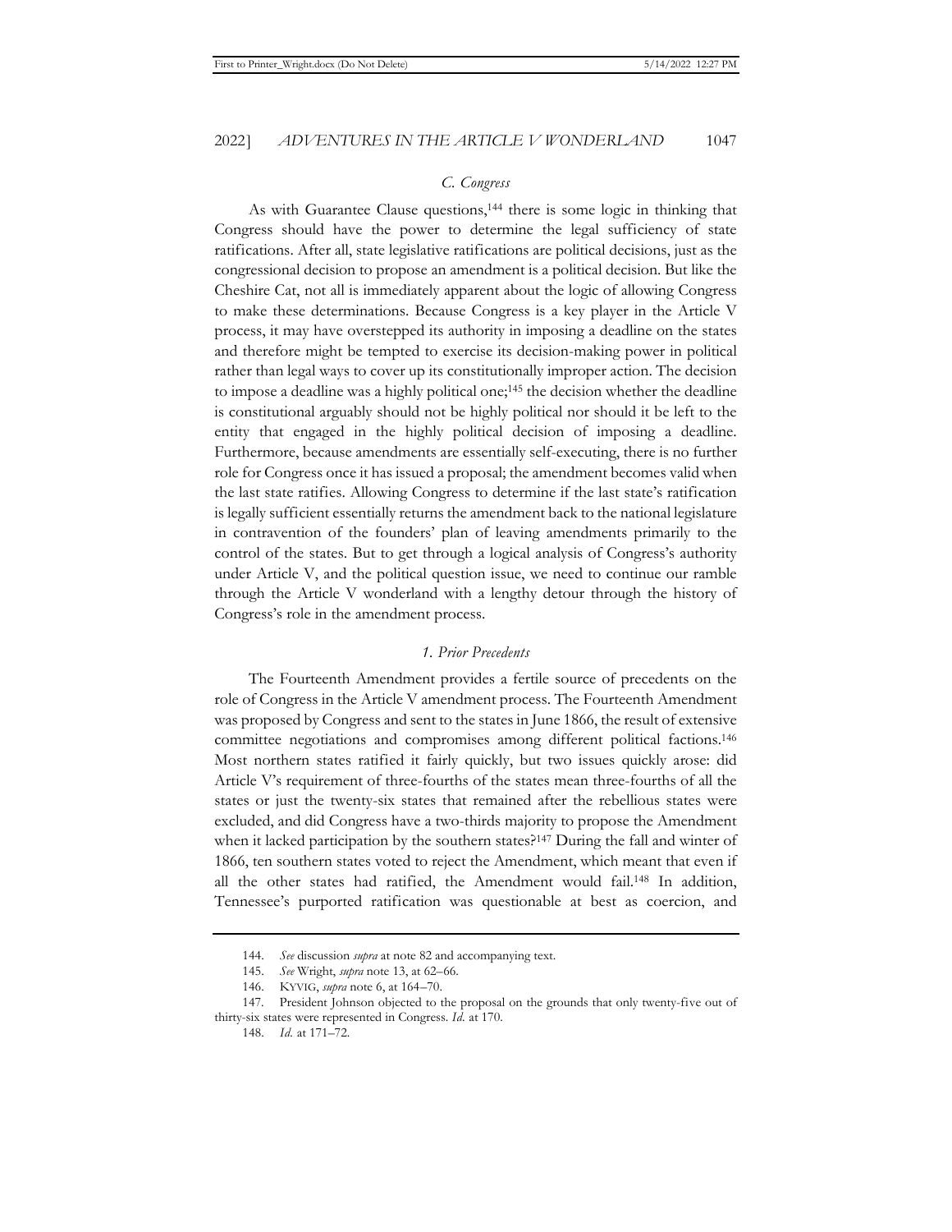### *C. Congress*

As with Guarantee Clause questions,[144] there is some logic in thinking that Congress should have the power to determine the legal sufficiency of state ratifications. After all, state legislative ratifications are political decisions, just as the congressional decision to propose an amendment is a political decision. But like the Cheshire Cat, not all is immediately apparent about the logic of allowing Congress to make these determinations. Because Congress is a key player in the Article V process, it may have overstepped its authority in imposing a deadline on the states and therefore might be tempted to exercise its decision-making power in political rather than legal ways to cover up its constitutionally improper action. The decision to impose a deadline was a highly political one;[145] the decision whether the deadline is constitutional arguably should not be highly political nor should it be left to the entity that engaged in the highly political decision of imposing a deadline. Furthermore, because amendments are essentially self-executing, there is no further role for Congress once it has issued a proposal; the amendment becomes valid when the last state ratifies. Allowing Congress to determine if the last state's ratification is legally sufficient essentially returns the amendment back to the national legislature in contravention of the founders' plan of leaving amendments primarily to the control of the states. But to get through a logical analysis of Congress's authority under Article V, and the political question issue, we need to continue our ramble through the Article V wonderland with a lengthy detour through the history of Congress's role in the amendment process.

#### *1. Prior Precedents*

The Fourteenth Amendment provides a fertile source of precedents on the role of Congress in the Article V amendment process. The Fourteenth Amendment was proposed by Congress and sent to the states in June 1866, the result of extensive committee negotiations and compromises among different political factions.[146] Most northern states ratified it fairly quickly, but two issues quickly arose: did Article V's requirement of three-fourths of the states mean three-fourths of all the states or just the twenty-six states that remained after the rebellious states were excluded, and did Congress have a two-thirds majority to propose the Amendment when it lacked participation by the southern states?[147] During the fall and winter of 1866, ten southern states voted to reject the Amendment, which meant that even if all the other states had ratified, the Amendment would fail.[148] In addition, Tennessee's purported ratification was questionable at best as coercion, and

---

144. *See* discussion *supra* at note 82 and accompanying text.

145. *See* Wright, *supra* note 13, at 62–66.

146. KYVIG, *supra* note 6, at 164–70.

147. President Johnson objected to the proposal on the grounds that only twenty-five out of thirty-six states were represented in Congress. *Id.* at 170.

148. *Id.* at 171–72.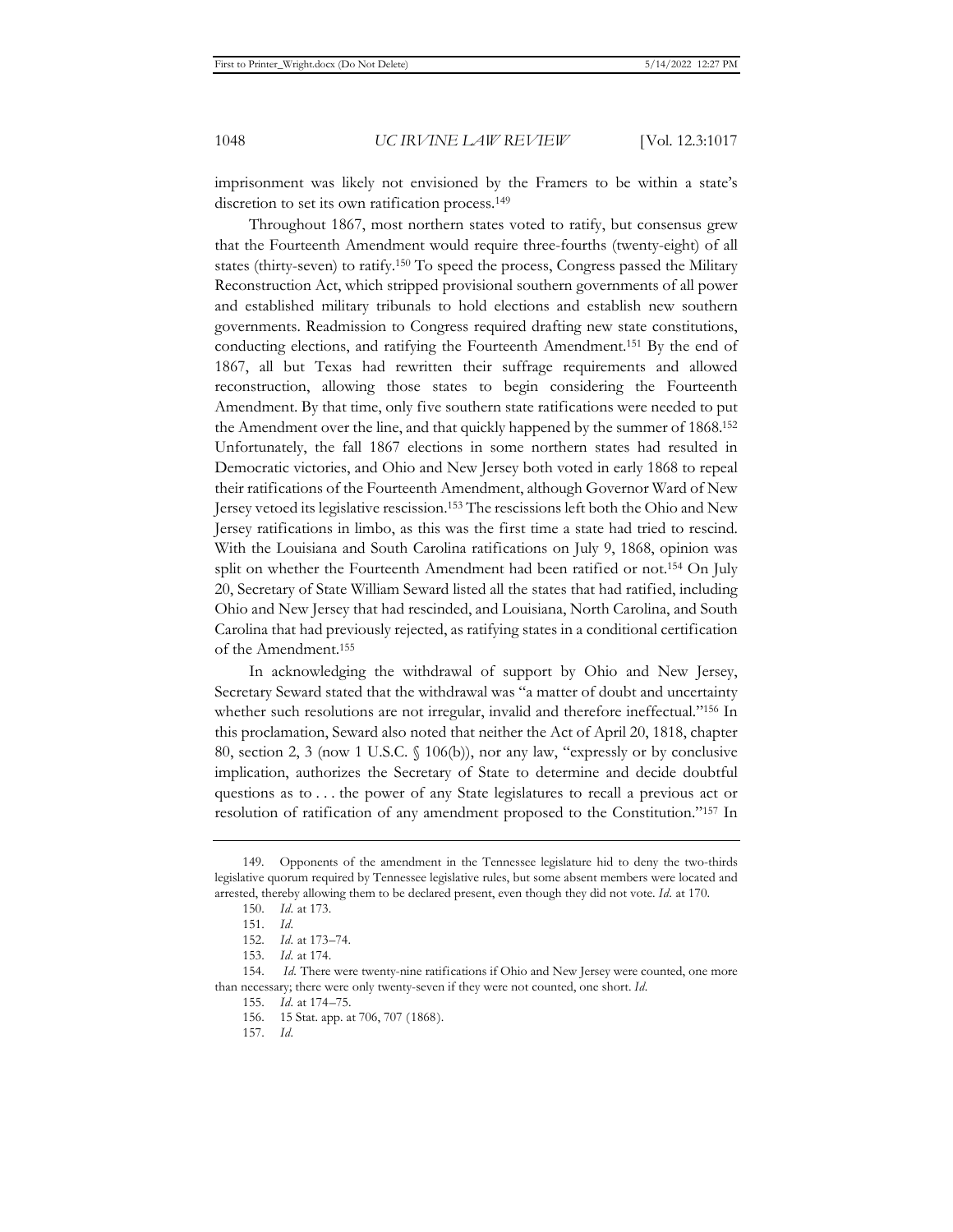imprisonment was likely not envisioned by the Framers to be within a state's discretion to set its own ratification process.[149]

Throughout 1867, most northern states voted to ratify, but consensus grew that the Fourteenth Amendment would require three-fourths (twenty-eight) of all states (thirty-seven) to ratify.[150] To speed the process, Congress passed the Military Reconstruction Act, which stripped provisional southern governments of all power and established military tribunals to hold elections and establish new southern governments. Readmission to Congress required drafting new state constitutions, conducting elections, and ratifying the Fourteenth Amendment.[151] By the end of 1867, all but Texas had rewritten their suffrage requirements and allowed reconstruction, allowing those states to begin considering the Fourteenth Amendment. By that time, only five southern state ratifications were needed to put the Amendment over the line, and that quickly happened by the summer of 1868.[152] Unfortunately, the fall 1867 elections in some northern states had resulted in Democratic victories, and Ohio and New Jersey both voted in early 1868 to repeal their ratifications of the Fourteenth Amendment, although Governor Ward of New Jersey vetoed its legislative rescission.[153] The rescissions left both the Ohio and New Jersey ratifications in limbo, as this was the first time a state had tried to rescind. With the Louisiana and South Carolina ratifications on July 9, 1868, opinion was split on whether the Fourteenth Amendment had been ratified or not.[154] On July 20, Secretary of State William Seward listed all the states that had ratified, including Ohio and New Jersey that had rescinded, and Louisiana, North Carolina, and South Carolina that had previously rejected, as ratifying states in a conditional certification of the Amendment.[155]

In acknowledging the withdrawal of support by Ohio and New Jersey, Secretary Seward stated that the withdrawal was "a matter of doubt and uncertainty whether such resolutions are not irregular, invalid and therefore ineffectual."[156] In this proclamation, Seward also noted that neither the Act of April 20, 1818, chapter 80, section 2, 3 (now 1 U.S.C. § 106(b)), nor any law, "expressly or by conclusive implication, authorizes the Secretary of State to determine and decide doubtful questions as to . . . the power of any State legislatures to recall a previous act or resolution of ratification of any amendment proposed to the Constitution."[157] In

149. Opponents of the amendment in the Tennessee legislature hid to deny the two-thirds legislative quorum required by Tennessee legislative rules, but some absent members were located and arrested, thereby allowing them to be declared present, even though they did not vote. *Id.* at 170.

150. *Id.* at 173.

151. *Id.*

152. *Id.* at 173–74.

153. *Id.* at 174.

154. *Id.* There were twenty-nine ratifications if Ohio and New Jersey were counted, one more than necessary; there were only twenty-seven if they were not counted, one short. *Id.*

155. *Id.* at 174–75.

156. 15 Stat. app. at 706, 707 (1868).

157. *Id.*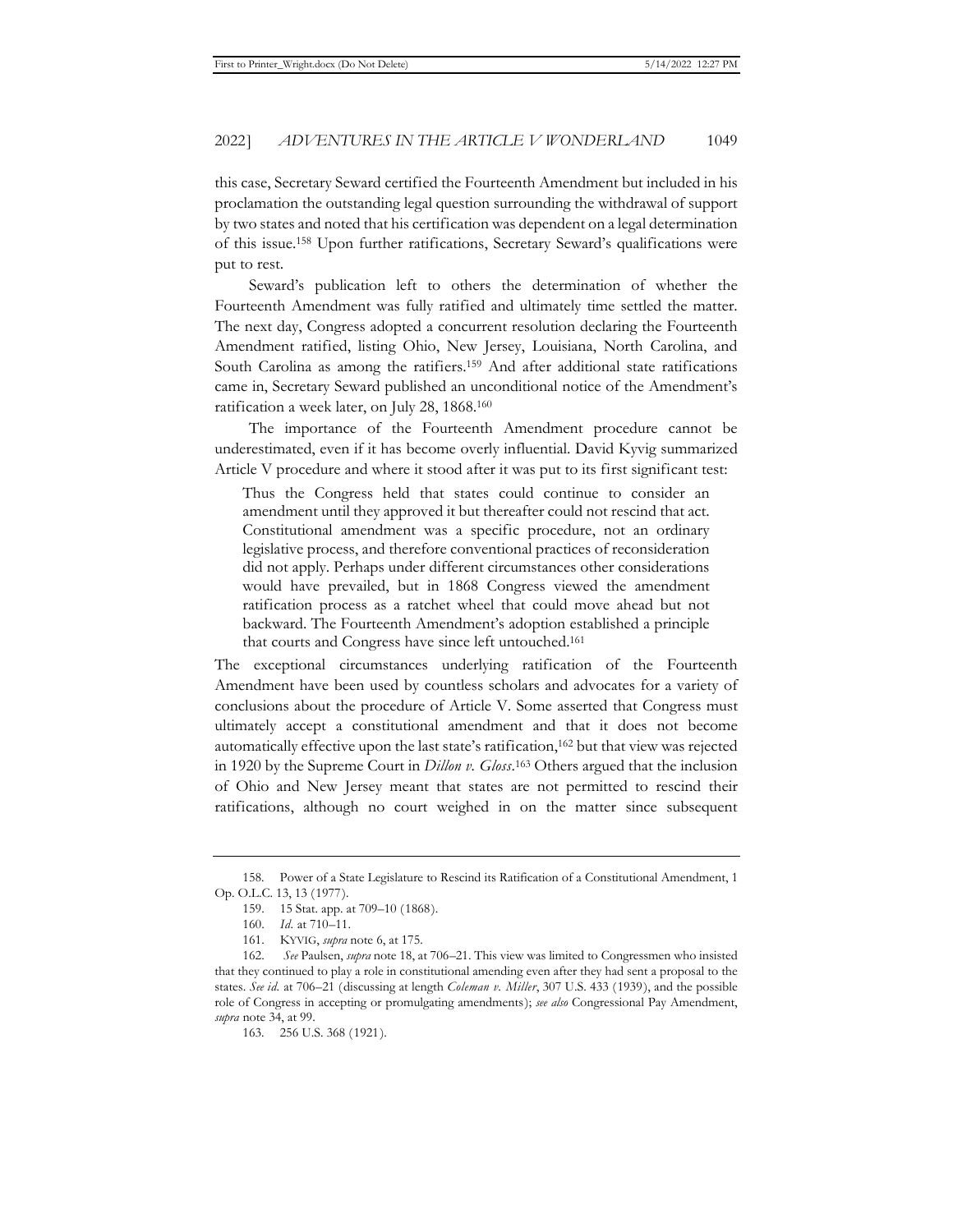this case, Secretary Seward certified the Fourteenth Amendment but included in his proclamation the outstanding legal question surrounding the withdrawal of support by two states and noted that his certification was dependent on a legal determination of this issue.[158] Upon further ratifications, Secretary Seward's qualifications were put to rest.

Seward's publication left to others the determination of whether the Fourteenth Amendment was fully ratified and ultimately time settled the matter. The next day, Congress adopted a concurrent resolution declaring the Fourteenth Amendment ratified, listing Ohio, New Jersey, Louisiana, North Carolina, and South Carolina as among the ratifiers.[159] And after additional state ratifications came in, Secretary Seward published an unconditional notice of the Amendment's ratification a week later, on July 28, 1868.[160]

The importance of the Fourteenth Amendment procedure cannot be underestimated, even if it has become overly influential. David Kyvig summarized Article V procedure and where it stood after it was put to its first significant test:

> Thus the Congress held that states could continue to consider an amendment until they approved it but thereafter could not rescind that act. Constitutional amendment was a specific procedure, not an ordinary legislative process, and therefore conventional practices of reconsideration did not apply. Perhaps under different circumstances other considerations would have prevailed, but in 1868 Congress viewed the amendment ratification process as a ratchet wheel that could move ahead but not backward. The Fourteenth Amendment's adoption established a principle that courts and Congress have since left untouched.[161]

The exceptional circumstances underlying ratification of the Fourteenth Amendment have been used by countless scholars and advocates for a variety of conclusions about the procedure of Article V. Some asserted that Congress must ultimately accept a constitutional amendment and that it does not become automatically effective upon the last state's ratification,[162] but that view was rejected in 1920 by the Supreme Court in *Dillon v. Gloss*.[163] Others argued that the inclusion of Ohio and New Jersey meant that states are not permitted to rescind their ratifications, although no court weighed in on the matter since subsequent

---

158. Power of a State Legislature to Rescind its Ratification of a Constitutional Amendment, 1 Op. O.L.C. 13, 13 (1977).

159. 15 Stat. app. at 709–10 (1868).

160. *Id.* at 710–11.

161. KYVIG, *supra* note 6, at 175.

162. *See* Paulsen, *supra* note 18, at 706–21. This view was limited to Congressmen who insisted that they continued to play a role in constitutional amending even after they had sent a proposal to the states. *See id.* at 706–21 (discussing at length *Coleman v. Miller*, 307 U.S. 433 (1939), and the possible role of Congress in accepting or promulgating amendments); *see also* Congressional Pay Amendment, *supra* note 34, at 99.

163. 256 U.S. 368 (1921).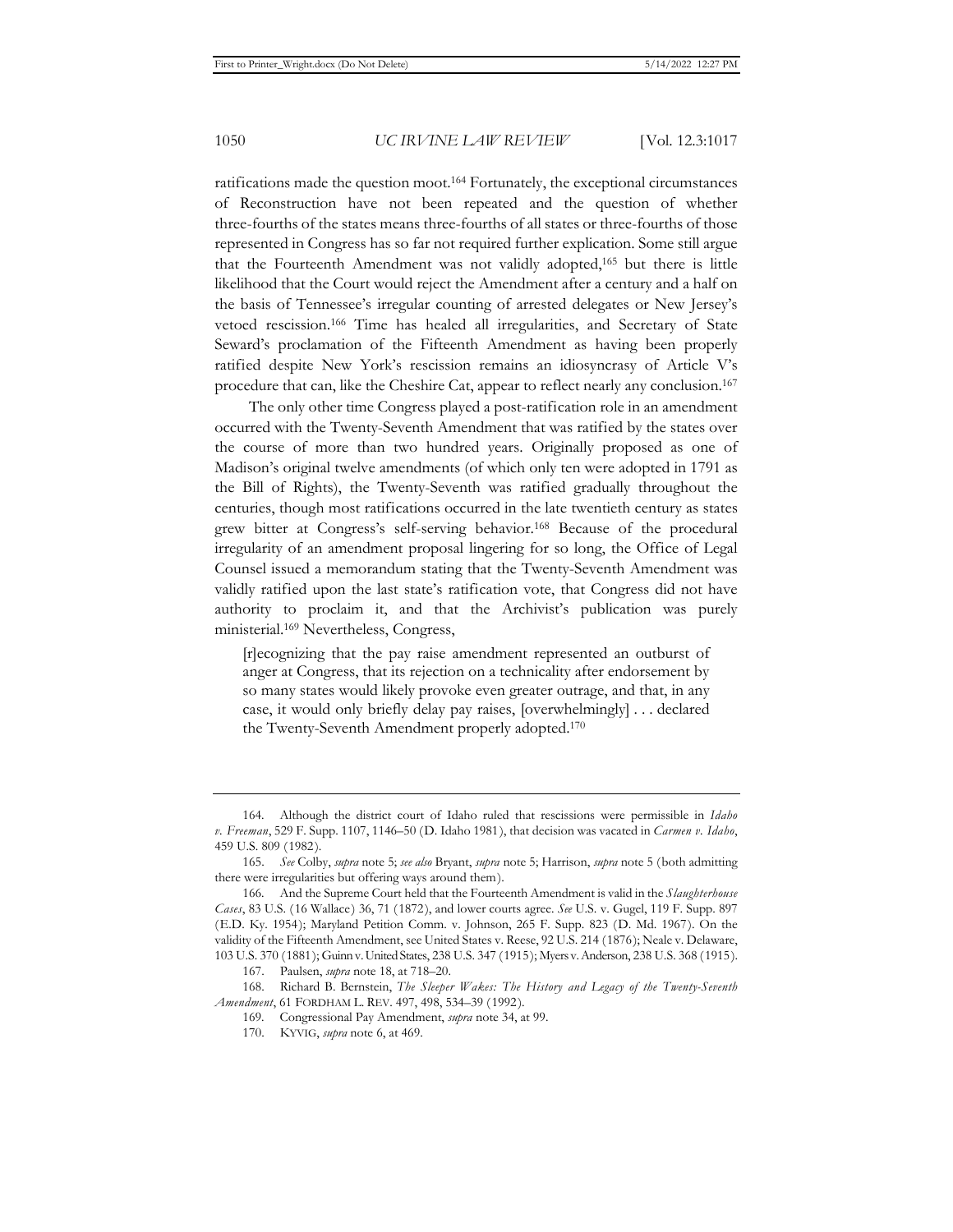ratifications made the question moot.[164] Fortunately, the exceptional circumstances of Reconstruction have not been repeated and the question of whether three-fourths of the states means three-fourths of all states or three-fourths of those represented in Congress has so far not required further explication. Some still argue that the Fourteenth Amendment was not validly adopted,[165] but there is little likelihood that the Court would reject the Amendment after a century and a half on the basis of Tennessee's irregular counting of arrested delegates or New Jersey's vetoed rescission.[166] Time has healed all irregularities, and Secretary of State Seward's proclamation of the Fifteenth Amendment as having been properly ratified despite New York's rescission remains an idiosyncrasy of Article V's procedure that can, like the Cheshire Cat, appear to reflect nearly any conclusion.[167]

The only other time Congress played a post-ratification role in an amendment occurred with the Twenty-Seventh Amendment that was ratified by the states over the course of more than two hundred years. Originally proposed as one of Madison's original twelve amendments (of which only ten were adopted in 1791 as the Bill of Rights), the Twenty-Seventh was ratified gradually throughout the centuries, though most ratifications occurred in the late twentieth century as states grew bitter at Congress's self-serving behavior.[168] Because of the procedural irregularity of an amendment proposal lingering for so long, the Office of Legal Counsel issued a memorandum stating that the Twenty-Seventh Amendment was validly ratified upon the last state's ratification vote, that Congress did not have authority to proclaim it, and that the Archivist's publication was purely ministerial.[169] Nevertheless, Congress,

> [r]ecognizing that the pay raise amendment represented an outburst of anger at Congress, that its rejection on a technicality after endorsement by so many states would likely provoke even greater outrage, and that, in any case, it would only briefly delay pay raises, [overwhelmingly] . . . declared the Twenty-Seventh Amendment properly adopted.[170]

---

164. Although the district court of Idaho ruled that rescissions were permissible in *Idaho v. Freeman*, 529 F. Supp. 1107, 1146–50 (D. Idaho 1981), that decision was vacated in *Carmen v. Idaho*, 459 U.S. 809 (1982).

165. *See* Colby, *supra* note 5; *see also* Bryant, *supra* note 5; Harrison, *supra* note 5 (both admitting there were irregularities but offering ways around them).

166. And the Supreme Court held that the Fourteenth Amendment is valid in the *Slaughterhouse Cases*, 83 U.S. (16 Wallace) 36, 71 (1872), and lower courts agree. *See* U.S. v. Gugel, 119 F. Supp. 897 (E.D. Ky. 1954); Maryland Petition Comm. v. Johnson, 265 F. Supp. 823 (D. Md. 1967). On the validity of the Fifteenth Amendment, see United States v. Reese, 92 U.S. 214 (1876); Neale v. Delaware, 103 U.S. 370 (1881); Guinn v. United States, 238 U.S. 347 (1915); Myers v. Anderson, 238 U.S. 368 (1915).

167. Paulsen, *supra* note 18, at 718–20.

168. Richard B. Bernstein, *The Sleeper Wakes: The History and Legacy of the Twenty-Seventh Amendment*, 61 FORDHAM L. REV. 497, 498, 534–39 (1992).

169. Congressional Pay Amendment, *supra* note 34, at 99.

170. KYVIG, *supra* note 6, at 469.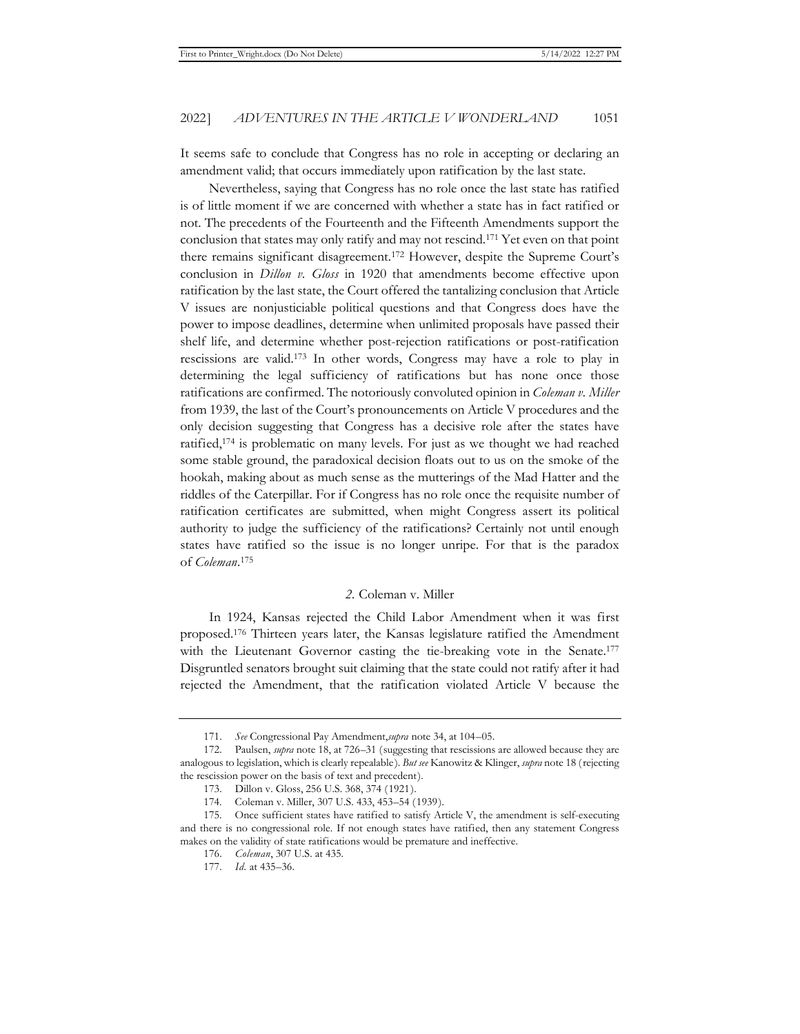It seems safe to conclude that Congress has no role in accepting or declaring an amendment valid; that occurs immediately upon ratification by the last state.

Nevertheless, saying that Congress has no role once the last state has ratified is of little moment if we are concerned with whether a state has in fact ratified or not. The precedents of the Fourteenth and the Fifteenth Amendments support the conclusion that states may only ratify and may not rescind.[171] Yet even on that point there remains significant disagreement.[172] However, despite the Supreme Court's conclusion in *Dillon v. Gloss* in 1920 that amendments become effective upon ratification by the last state, the Court offered the tantalizing conclusion that Article V issues are nonjusticiable political questions and that Congress does have the power to impose deadlines, determine when unlimited proposals have passed their shelf life, and determine whether post-rejection ratifications or post-ratification rescissions are valid.[173] In other words, Congress may have a role to play in determining the legal sufficiency of ratifications but has none once those ratifications are confirmed. The notoriously convoluted opinion in *Coleman v. Miller* from 1939, the last of the Court's pronouncements on Article V procedures and the only decision suggesting that Congress has a decisive role after the states have ratified,[174] is problematic on many levels. For just as we thought we had reached some stable ground, the paradoxical decision floats out to us on the smoke of the hookah, making about as much sense as the mutterings of the Mad Hatter and the riddles of the Caterpillar. For if Congress has no role once the requisite number of ratification certificates are submitted, when might Congress assert its political authority to judge the sufficiency of the ratifications? Certainly not until enough states have ratified so the issue is no longer unripe. For that is the paradox of *Coleman*.[175]

### *2.* Coleman v. Miller

In 1924, Kansas rejected the Child Labor Amendment when it was first proposed.[176] Thirteen years later, the Kansas legislature ratified the Amendment with the Lieutenant Governor casting the tie-breaking vote in the Senate.[177] Disgruntled senators brought suit claiming that the state could not ratify after it had rejected the Amendment, that the ratification violated Article V because the

---

171. *See* Congressional Pay Amendment, *supra* note 34, at 104–05.

172. Paulsen, *supra* note 18, at 726–31 (suggesting that rescissions are allowed because they are analogous to legislation, which is clearly repealable). *But see* Kanowitz & Klinger, *supra* note 18 (rejecting the rescission power on the basis of text and precedent).

173. Dillon v. Gloss, 256 U.S. 368, 374 (1921).

174. Coleman v. Miller, 307 U.S. 433, 453–54 (1939).

175. Once sufficient states have ratified to satisfy Article V, the amendment is self-executing and there is no congressional role. If not enough states have ratified, then any statement Congress makes on the validity of state ratifications would be premature and ineffective.

176. *Coleman*, 307 U.S. at 435.

177. *Id.* at 435–36.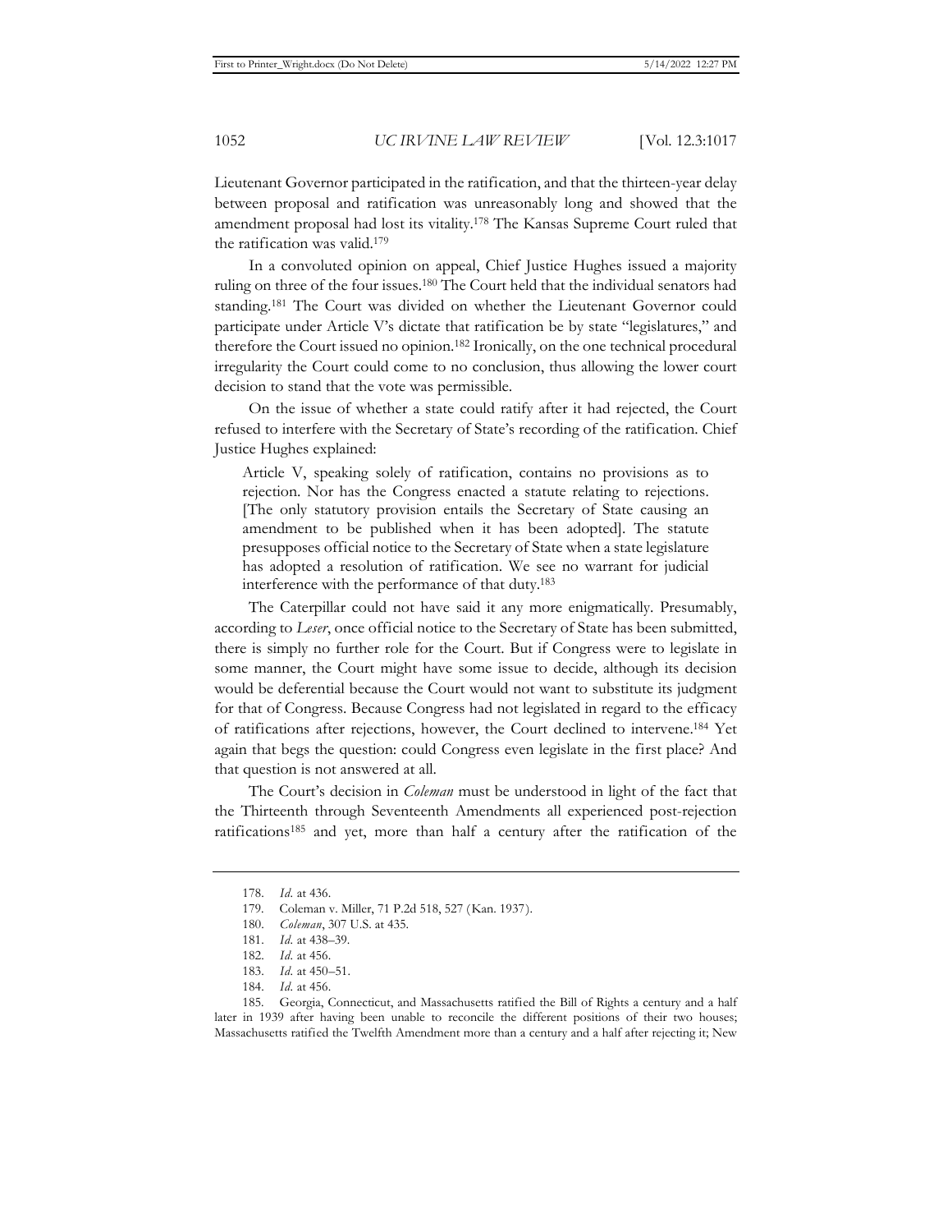Lieutenant Governor participated in the ratification, and that the thirteen-year delay between proposal and ratification was unreasonably long and showed that the amendment proposal had lost its vitality.[178] The Kansas Supreme Court ruled that the ratification was valid.[179]

In a convoluted opinion on appeal, Chief Justice Hughes issued a majority ruling on three of the four issues.[180] The Court held that the individual senators had standing.[181] The Court was divided on whether the Lieutenant Governor could participate under Article V's dictate that ratification be by state "legislatures," and therefore the Court issued no opinion.[182] Ironically, on the one technical procedural irregularity the Court could come to no conclusion, thus allowing the lower court decision to stand that the vote was permissible.

On the issue of whether a state could ratify after it had rejected, the Court refused to interfere with the Secretary of State's recording of the ratification. Chief Justice Hughes explained:

> Article V, speaking solely of ratification, contains no provisions as to rejection. Nor has the Congress enacted a statute relating to rejections. [The only statutory provision entails the Secretary of State causing an amendment to be published when it has been adopted]. The statute presupposes official notice to the Secretary of State when a state legislature has adopted a resolution of ratification. We see no warrant for judicial interference with the performance of that duty.[183]

The Caterpillar could not have said it any more enigmatically. Presumably, according to *Leser*, once official notice to the Secretary of State has been submitted, there is simply no further role for the Court. But if Congress were to legislate in some manner, the Court might have some issue to decide, although its decision would be deferential because the Court would not want to substitute its judgment for that of Congress. Because Congress had not legislated in regard to the efficacy of ratifications after rejections, however, the Court declined to intervene.[184] Yet again that begs the question: could Congress even legislate in the first place? And that question is not answered at all.

The Court's decision in *Coleman* must be understood in light of the fact that the Thirteenth through Seventeenth Amendments all experienced post-rejection ratifications[185] and yet, more than half a century after the ratification of the

---

178. *Id.* at 436.

179. Coleman v. Miller, 71 P.2d 518, 527 (Kan. 1937).

180. *Coleman*, 307 U.S. at 435.

181. *Id.* at 438–39.

182. *Id.* at 456.

183. *Id.* at 450–51.

184. *Id.* at 456.

185. Georgia, Connecticut, and Massachusetts ratified the Bill of Rights a century and a half later in 1939 after having been unable to reconcile the different positions of their two houses; Massachusetts ratified the Twelfth Amendment more than a century and a half after rejecting it; New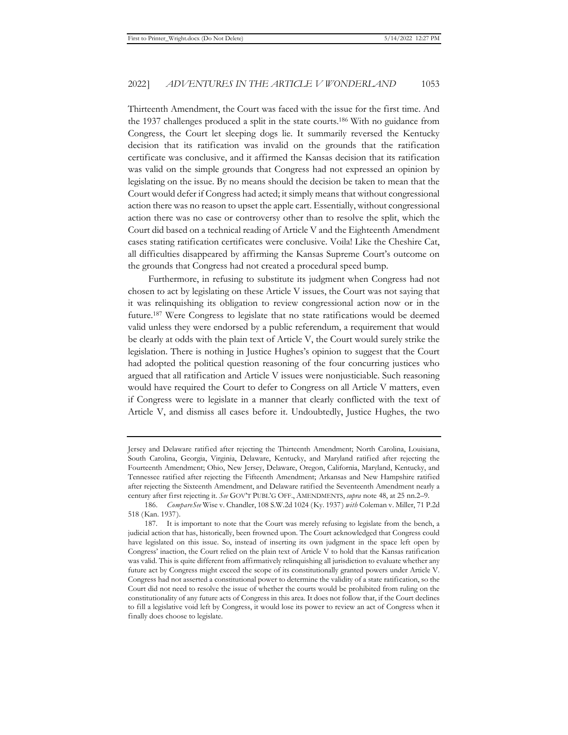Thirteenth Amendment, the Court was faced with the issue for the first time. And the 1937 challenges produced a split in the state courts.[186] With no guidance from Congress, the Court let sleeping dogs lie. It summarily reversed the Kentucky decision that its ratification was invalid on the grounds that the ratification certificate was conclusive, and it affirmed the Kansas decision that its ratification was valid on the simple grounds that Congress had not expressed an opinion by legislating on the issue. By no means should the decision be taken to mean that the Court would defer if Congress had acted; it simply means that without congressional action there was no reason to upset the apple cart. Essentially, without congressional action there was no case or controversy other than to resolve the split, which the Court did based on a technical reading of Article V and the Eighteenth Amendment cases stating ratification certificates were conclusive. Voila! Like the Cheshire Cat, all difficulties disappeared by affirming the Kansas Supreme Court's outcome on the grounds that Congress had not created a procedural speed bump.

Furthermore, in refusing to substitute its judgment when Congress had not chosen to act by legislating on these Article V issues, the Court was not saying that it was relinquishing its obligation to review congressional action now or in the future.[187] Were Congress to legislate that no state ratifications would be deemed valid unless they were endorsed by a public referendum, a requirement that would be clearly at odds with the plain text of Article V, the Court would surely strike the legislation. There is nothing in Justice Hughes's opinion to suggest that the Court had adopted the political question reasoning of the four concurring justices who argued that all ratification and Article V issues were nonjusticiable. Such reasoning would have required the Court to defer to Congress on all Article V matters, even if Congress were to legislate in a manner that clearly conflicted with the text of Article V, and dismiss all cases before it. Undoubtedly, Justice Hughes, the two

---

Jersey and Delaware ratified after rejecting the Thirteenth Amendment; North Carolina, Louisiana, South Carolina, Georgia, Virginia, Delaware, Kentucky, and Maryland ratified after rejecting the Fourteenth Amendment; Ohio, New Jersey, Delaware, Oregon, California, Maryland, Kentucky, and Tennessee ratified after rejecting the Fifteenth Amendment; Arkansas and New Hampshire ratified after rejecting the Sixteenth Amendment, and Delaware ratified the Seventeenth Amendment nearly a century after first rejecting it. *See* GOV'T PUBL'G OFF., AMENDMENTS, *supra* note 48, at 25 nn.2–9.

186. *CompareSee* Wise v. Chandler, 108 S.W.2d 1024 (Ky. 1937) *with* Coleman v. Miller, 71 P.2d 518 (Kan. 1937).

187. It is important to note that the Court was merely refusing to legislate from the bench, a judicial action that has, historically, been frowned upon. The Court acknowledged that Congress could have legislated on this issue. So, instead of inserting its own judgment in the space left open by Congress' inaction, the Court relied on the plain text of Article V to hold that the Kansas ratification was valid. This is quite different from affirmatively relinquishing all jurisdiction to evaluate whether any future act by Congress might exceed the scope of its constitutionally granted powers under Article V. Congress had not asserted a constitutional power to determine the validity of a state ratification, so the Court did not need to resolve the issue of whether the courts would be prohibited from ruling on the constitutionality of any future acts of Congress in this area. It does not follow that, if the Court declines to fill a legislative void left by Congress, it would lose its power to review an act of Congress when it finally does choose to legislate.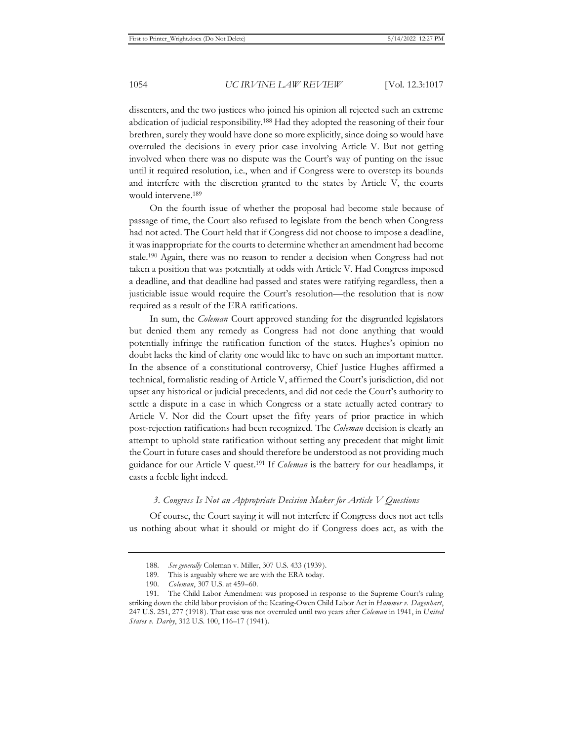dissenters, and the two justices who joined his opinion all rejected such an extreme abdication of judicial responsibility.[188] Had they adopted the reasoning of their four brethren, surely they would have done so more explicitly, since doing so would have overruled the decisions in every prior case involving Article V. But not getting involved when there was no dispute was the Court's way of punting on the issue until it required resolution, i.e., when and if Congress were to overstep its bounds and interfere with the discretion granted to the states by Article V, the courts would intervene.[189]

On the fourth issue of whether the proposal had become stale because of passage of time, the Court also refused to legislate from the bench when Congress had not acted. The Court held that if Congress did not choose to impose a deadline, it was inappropriate for the courts to determine whether an amendment had become stale.[190] Again, there was no reason to render a decision when Congress had not taken a position that was potentially at odds with Article V. Had Congress imposed a deadline, and that deadline had passed and states were ratifying regardless, then a justiciable issue would require the Court's resolution—the resolution that is now required as a result of the ERA ratifications.

In sum, the *Coleman* Court approved standing for the disgruntled legislators but denied them any remedy as Congress had not done anything that would potentially infringe the ratification function of the states. Hughes's opinion no doubt lacks the kind of clarity one would like to have on such an important matter. In the absence of a constitutional controversy, Chief Justice Hughes affirmed a technical, formalistic reading of Article V, affirmed the Court's jurisdiction, did not upset any historical or judicial precedents, and did not cede the Court's authority to settle a dispute in a case in which Congress or a state actually acted contrary to Article V. Nor did the Court upset the fifty years of prior practice in which post-rejection ratifications had been recognized. The *Coleman* decision is clearly an attempt to uphold state ratification without setting any precedent that might limit the Court in future cases and should therefore be understood as not providing much guidance for our Article V quest.[191] If *Coleman* is the battery for our headlamps, it casts a feeble light indeed.

### *3. Congress Is Not an Appropriate Decision Maker for Article V Questions*

Of course, the Court saying it will not interfere if Congress does not act tells us nothing about what it should or might do if Congress does act, as with the

---

188. *See generally* Coleman v. Miller, 307 U.S. 433 (1939).

189. This is arguably where we are with the ERA today.

190. *Coleman*, 307 U.S. at 459–60.

191. The Child Labor Amendment was proposed in response to the Supreme Court's ruling striking down the child labor provision of the Keating-Owen Child Labor Act in *Hammer v. Dagenhart*, 247 U.S. 251, 277 (1918). That case was not overruled until two years after *Coleman* in 1941, in *United States v. Darby*, 312 U.S. 100, 116–17 (1941).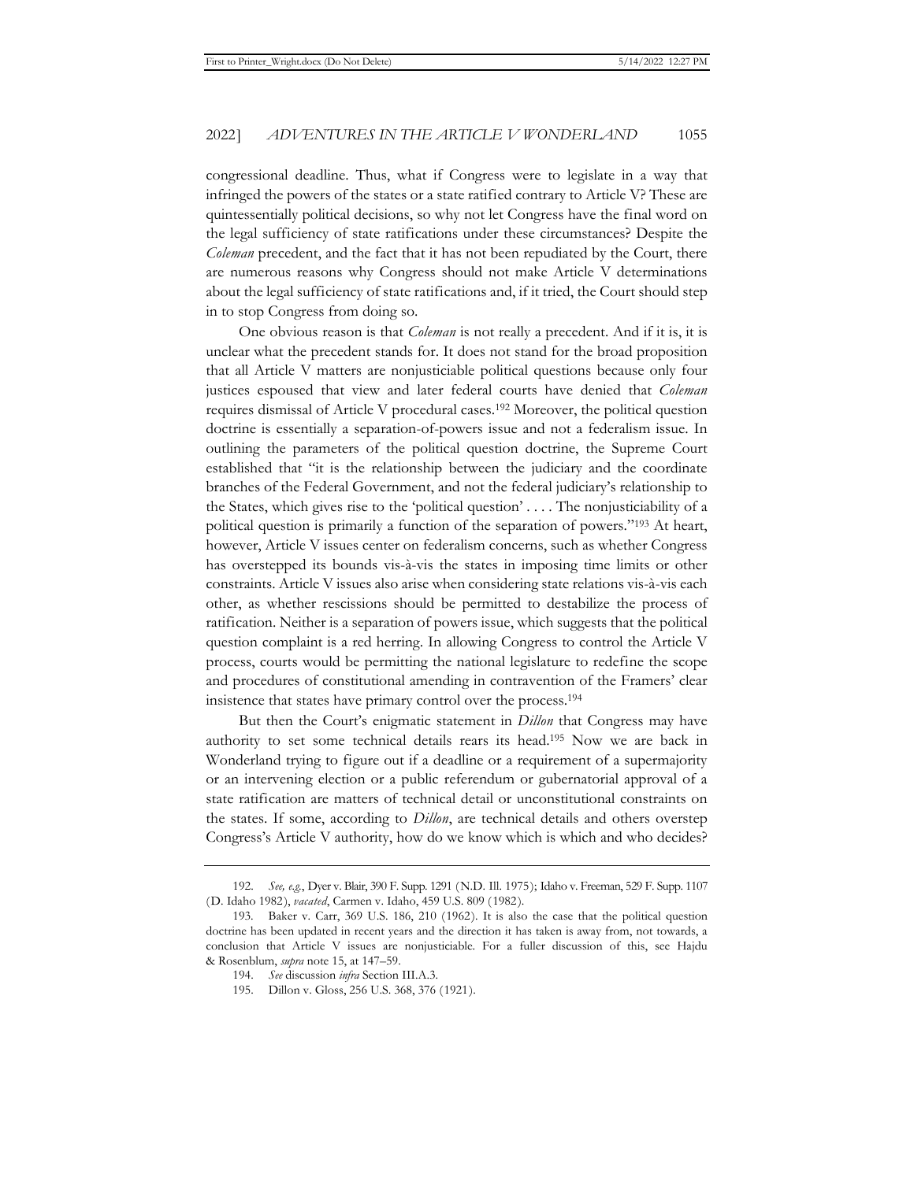congressional deadline. Thus, what if Congress were to legislate in a way that infringed the powers of the states or a state ratified contrary to Article V? These are quintessentially political decisions, so why not let Congress have the final word on the legal sufficiency of state ratifications under these circumstances? Despite the *Coleman* precedent, and the fact that it has not been repudiated by the Court, there are numerous reasons why Congress should not make Article V determinations about the legal sufficiency of state ratifications and, if it tried, the Court should step in to stop Congress from doing so.

One obvious reason is that *Coleman* is not really a precedent. And if it is, it is unclear what the precedent stands for. It does not stand for the broad proposition that all Article V matters are nonjusticiable political questions because only four justices espoused that view and later federal courts have denied that *Coleman* requires dismissal of Article V procedural cases.[192] Moreover, the political question doctrine is essentially a separation-of-powers issue and not a federalism issue. In outlining the parameters of the political question doctrine, the Supreme Court established that "it is the relationship between the judiciary and the coordinate branches of the Federal Government, and not the federal judiciary's relationship to the States, which gives rise to the 'political question' . . . . The nonjusticiability of a political question is primarily a function of the separation of powers."[193] At heart, however, Article V issues center on federalism concerns, such as whether Congress has overstepped its bounds vis-à-vis the states in imposing time limits or other constraints. Article V issues also arise when considering state relations vis-à-vis each other, as whether rescissions should be permitted to destabilize the process of ratification. Neither is a separation of powers issue, which suggests that the political question complaint is a red herring. In allowing Congress to control the Article V process, courts would be permitting the national legislature to redefine the scope and procedures of constitutional amending in contravention of the Framers' clear insistence that states have primary control over the process.[194]

But then the Court's enigmatic statement in *Dillon* that Congress may have authority to set some technical details rears its head.[195] Now we are back in Wonderland trying to figure out if a deadline or a requirement of a supermajority or an intervening election or a public referendum or gubernatorial approval of a state ratification are matters of technical detail or unconstitutional constraints on the states. If some, according to *Dillon*, are technical details and others overstep Congress's Article V authority, how do we know which is which and who decides?

---

192. *See, e.g.*, Dyer v. Blair, 390 F. Supp. 1291 (N.D. Ill. 1975); Idaho v. Freeman, 529 F. Supp. 1107 (D. Idaho 1982), *vacated*, Carmen v. Idaho, 459 U.S. 809 (1982).

193. Baker v. Carr, 369 U.S. 186, 210 (1962). It is also the case that the political question doctrine has been updated in recent years and the direction it has taken is away from, not towards, a conclusion that Article V issues are nonjusticiable. For a fuller discussion of this, see Hajdu & Rosenblum, *supra* note 15, at 147–59.

194. *See* discussion *infra* Section III.A.3.

195. Dillon v. Gloss, 256 U.S. 368, 376 (1921).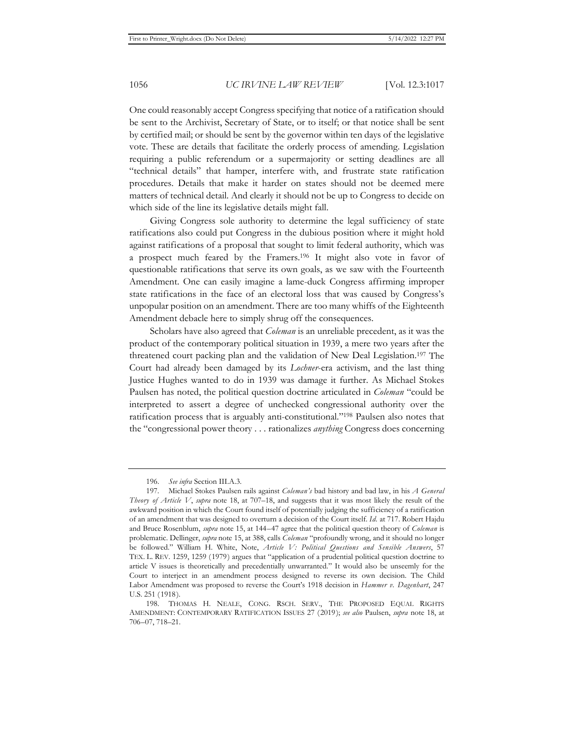One could reasonably accept Congress specifying that notice of a ratification should be sent to the Archivist, Secretary of State, or to itself; or that notice shall be sent by certified mail; or should be sent by the governor within ten days of the legislative vote. These are details that facilitate the orderly process of amending. Legislation requiring a public referendum or a supermajority or setting deadlines are all "technical details" that hamper, interfere with, and frustrate state ratification procedures. Details that make it harder on states should not be deemed mere matters of technical detail. And clearly it should not be up to Congress to decide on which side of the line its legislative details might fall.

Giving Congress sole authority to determine the legal sufficiency of state ratifications also could put Congress in the dubious position where it might hold against ratifications of a proposal that sought to limit federal authority, which was a prospect much feared by the Framers.[196] It might also vote in favor of questionable ratifications that serve its own goals, as we saw with the Fourteenth Amendment. One can easily imagine a lame-duck Congress affirming improper state ratifications in the face of an electoral loss that was caused by Congress's unpopular position on an amendment. There are too many whiffs of the Eighteenth Amendment debacle here to simply shrug off the consequences.

Scholars have also agreed that *Coleman* is an unreliable precedent, as it was the product of the contemporary political situation in 1939, a mere two years after the threatened court packing plan and the validation of New Deal Legislation.[197] The Court had already been damaged by its *Lochner*-era activism, and the last thing Justice Hughes wanted to do in 1939 was damage it further. As Michael Stokes Paulsen has noted, the political question doctrine articulated in *Coleman* "could be interpreted to assert a degree of unchecked congressional authority over the ratification process that is arguably anti-constitutional."[198] Paulsen also notes that the "congressional power theory . . . rationalizes *anything* Congress does concerning

---

196. *See infra* Section III.A.3.

197. Michael Stokes Paulsen rails against *Coleman's* bad history and bad law, in his *A General Theory of Article V*, *supra* note 18, at 707–18, and suggests that it was most likely the result of the awkward position in which the Court found itself of potentially judging the sufficiency of a ratification of an amendment that was designed to overturn a decision of the Court itself. *Id.* at 717. Robert Hajdu and Bruce Rosenblum, *supra* note 15, at 144–47 agree that the political question theory of *Coleman* is problematic. Dellinger, *supra* note 15, at 388, calls *Coleman* "profoundly wrong, and it should no longer be followed." William H. White, Note, *Article V: Political Questions and Sensible Answers*, 57 TEX. L. REV. 1259, 1259 (1979) argues that "application of a prudential political question doctrine to article V issues is theoretically and precedentially unwarranted." It would also be unseemly for the Court to interject in an amendment process designed to reverse its own decision. The Child Labor Amendment was proposed to reverse the Court's 1918 decision in *Hammer v. Dagenhart*, 247 U.S. 251 (1918).

198. THOMAS H. NEALE, CONG. RSCH. SERV., THE PROPOSED EQUAL RIGHTS AMENDMENT: CONTEMPORARY RATIFICATION ISSUES 27 (2019); *see also* Paulsen, *supra* note 18, at 706–07, 718–21.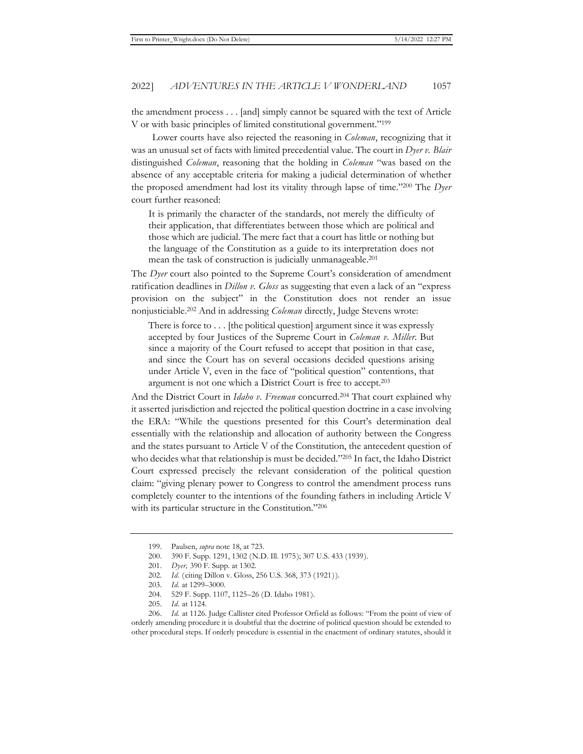the amendment process . . . [and] simply cannot be squared with the text of Article V or with basic principles of limited constitutional government."[199]

Lower courts have also rejected the reasoning in *Coleman*, recognizing that it was an unusual set of facts with limited precedential value. The court in *Dyer v. Blair* distinguished *Coleman*, reasoning that the holding in *Coleman* "was based on the absence of any acceptable criteria for making a judicial determination of whether the proposed amendment had lost its vitality through lapse of time."[200] The *Dyer* court further reasoned:

> It is primarily the character of the standards, not merely the difficulty of their application, that differentiates between those which are political and those which are judicial. The mere fact that a court has little or nothing but the language of the Constitution as a guide to its interpretation does not mean the task of construction is judicially unmanageable.[201]

The *Dyer* court also pointed to the Supreme Court's consideration of amendment ratification deadlines in *Dillon v. Gloss* as suggesting that even a lack of an "express provision on the subject" in the Constitution does not render an issue nonjusticiable.[202] And in addressing *Coleman* directly, Judge Stevens wrote:

> There is force to . . . [the political question] argument since it was expressly accepted by four Justices of the Supreme Court in *Coleman v. Miller*. But since a majority of the Court refused to accept that position in that case, and since the Court has on several occasions decided questions arising under Article V, even in the face of "political question" contentions, that argument is not one which a District Court is free to accept.[203]

And the District Court in *Idaho v. Freeman* concurred.[204] That court explained why it asserted jurisdiction and rejected the political question doctrine in a case involving the ERA: "While the questions presented for this Court's determination deal essentially with the relationship and allocation of authority between the Congress and the states pursuant to Article V of the Constitution, the antecedent question of who decides what that relationship is must be decided."[205] In fact, the Idaho District Court expressed precisely the relevant consideration of the political question claim: "giving plenary power to Congress to control the amendment process runs completely counter to the intentions of the founding fathers in including Article V with its particular structure in the Constitution."[206]

---

199. Paulsen, *supra* note 18, at 723.

200. 390 F. Supp. 1291, 1302 (N.D. Ill. 1975); 307 U.S. 433 (1939).

201. *Dyer,* 390 F. Supp. at 1302.

202. *Id.* (citing Dillon v. Gloss, 256 U.S. 368, 373 (1921)).

203. *Id.* at 1299–3000.

204. 529 F. Supp. 1107, 1125–26 (D. Idaho 1981).

205. *Id.* at 1124.

206. *Id.* at 1126. Judge Callister cited Professor Orfield as follows: "From the point of view of orderly amending procedure it is doubtful that the doctrine of political question should be extended to other procedural steps. If orderly procedure is essential in the enactment of ordinary statutes, should it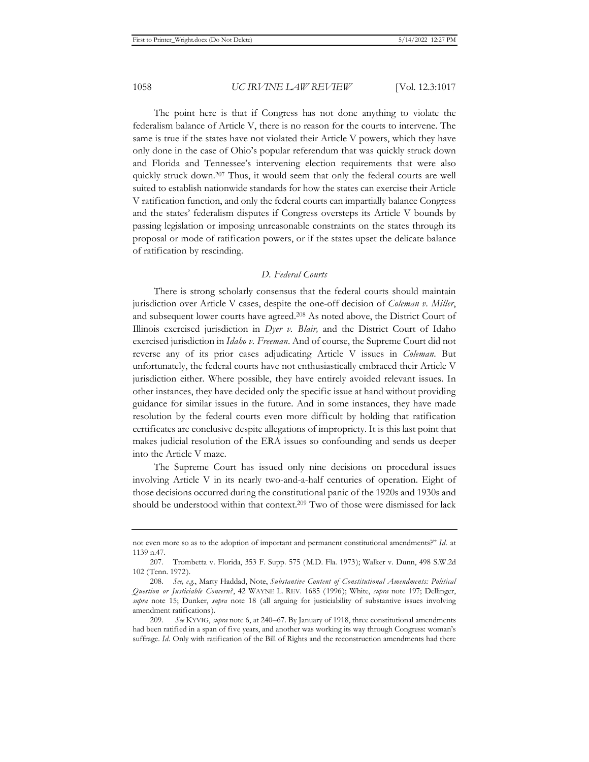The point here is that if Congress has not done anything to violate the federalism balance of Article V, there is no reason for the courts to intervene. The same is true if the states have not violated their Article V powers, which they have only done in the case of Ohio's popular referendum that was quickly struck down and Florida and Tennessee's intervening election requirements that were also quickly struck down.[207] Thus, it would seem that only the federal courts are well suited to establish nationwide standards for how the states can exercise their Article V ratification function, and only the federal courts can impartially balance Congress and the states' federalism disputes if Congress oversteps its Article V bounds by passing legislation or imposing unreasonable constraints on the states through its proposal or mode of ratification powers, or if the states upset the delicate balance of ratification by rescinding.

### *D. Federal Courts*

There is strong scholarly consensus that the federal courts should maintain jurisdiction over Article V cases, despite the one-off decision of *Coleman v. Miller*, and subsequent lower courts have agreed.[208] As noted above, the District Court of Illinois exercised jurisdiction in *Dyer v. Blair,* and the District Court of Idaho exercised jurisdiction in *Idaho v. Freeman*. And of course, the Supreme Court did not reverse any of its prior cases adjudicating Article V issues in *Coleman*. But unfortunately, the federal courts have not enthusiastically embraced their Article V jurisdiction either. Where possible, they have entirely avoided relevant issues. In other instances, they have decided only the specific issue at hand without providing guidance for similar issues in the future. And in some instances, they have made resolution by the federal courts even more difficult by holding that ratification certificates are conclusive despite allegations of impropriety. It is this last point that makes judicial resolution of the ERA issues so confounding and sends us deeper into the Article V maze.

The Supreme Court has issued only nine decisions on procedural issues involving Article V in its nearly two-and-a-half centuries of operation. Eight of those decisions occurred during the constitutional panic of the 1920s and 1930s and should be understood within that context.[209] Two of those were dismissed for lack

---

not even more so as to the adoption of important and permanent constitutional amendments?" *Id.* at 1139 n.47.

207. Trombetta v. Florida, 353 F. Supp. 575 (M.D. Fla. 1973); Walker v. Dunn, 498 S.W.2d 102 (Tenn. 1972).

208. *See, e.g.*, Marty Haddad, Note, *Substantive Content of Constitutional Amendments: Political Question or Justiciable Concern?*, 42 WAYNE L. REV. 1685 (1996); White, *supra* note 197; Dellinger, *supra* note 15; Dunker, *supra* note 18 (all arguing for justiciability of substantive issues involving amendment ratifications).

209. *See* KYVIG, *supra* note 6, at 240–67. By January of 1918, three constitutional amendments had been ratified in a span of five years, and another was working its way through Congress: woman's suffrage. *Id.* Only with ratification of the Bill of Rights and the reconstruction amendments had there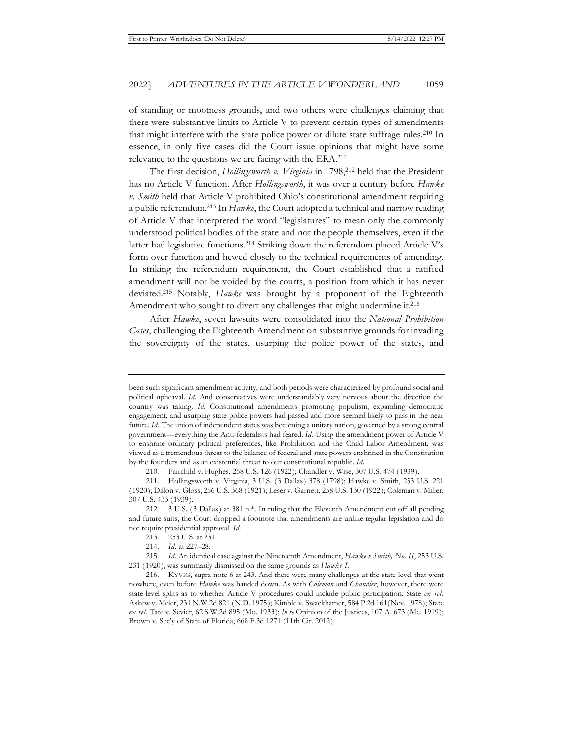of standing or mootness grounds, and two others were challenges claiming that there were substantive limits to Article V to prevent certain types of amendments that might interfere with the state police power or dilute state suffrage rules.[210] In essence, in only five cases did the Court issue opinions that might have some relevance to the questions we are facing with the ERA.[211]

The first decision, *Hollingsworth v. Virginia* in 1798,[212] held that the President has no Article V function. After *Hollingsworth*, it was over a century before *Hawke v. Smith* held that Article V prohibited Ohio's constitutional amendment requiring a public referendum.[213] In *Hawke*, the Court adopted a technical and narrow reading of Article V that interpreted the word "legislatures" to mean only the commonly understood political bodies of the state and not the people themselves, even if the latter had legislative functions.[214] Striking down the referendum placed Article V's form over function and hewed closely to the technical requirements of amending. In striking the referendum requirement, the Court established that a ratified amendment will not be voided by the courts, a position from which it has never deviated.[215] Notably, *Hawke* was brought by a proponent of the Eighteenth Amendment who sought to divert any challenges that might undermine it.[216]

After *Hawke*, seven lawsuits were consolidated into the *National Prohibition Cases*, challenging the Eighteenth Amendment on substantive grounds for invading the sovereignty of the states, usurping the police power of the states, and

---

been such significant amendment activity, and both periods were characterized by profound social and political upheaval. *Id.* And conservatives were understandably very nervous about the direction the country was taking. *Id.* Constitutional amendments promoting populism, expanding democratic engagement, and usurping state police powers had passed and more seemed likely to pass in the near future. *Id.* The union of independent states was becoming a unitary nation, governed by a strong central government—everything the Anti-federalists had feared. *Id.* Using the amendment power of Article V to enshrine ordinary political preferences, like Prohibition and the Child Labor Amendment, was viewed as a tremendous threat to the balance of federal and state powers enshrined in the Constitution by the founders and as an existential threat to our constitutional republic. *Id.*

210. Fairchild v. Hughes, 258 U.S. 126 (1922); Chandler v. Wise, 307 U.S. 474 (1939).

211. Hollingsworth v. Virginia, 3 U.S. (3 Dallas) 378 (1798); Hawke v. Smith, 253 U.S. 221 (1920); Dillon v. Gloss, 256 U.S. 368 (1921); Leser v. Garnett, 258 U.S. 130 (1922); Coleman v. Miller, 307 U.S. 433 (1939).

212. 3 U.S. (3 Dallas) at 381 n.*. In ruling that the Eleventh Amendment cut off all pending and future suits, the Court dropped a footnote that amendments are unlike regular legislation and do not require presidential approval. *Id.*

213. 253 U.S. at 231.

214. *Id.* at 227–28.

215. *Id.* An identical case against the Nineteenth Amendment, *Hawke v Smith, No. II*, 253 U.S. 231 (1920), was summarily dismissed on the same grounds as *Hawke I*.

216. KYVIG, supra note 6 at 243. And there were many challenges at the state level that went nowhere, even before *Hawke* was handed down. As with *Coleman* and *Chandler*, however, there were state-level splits as to whether Article V procedures could include public participation. State *ex rel.* Askew v. Meier, 231 N.W.2d 821 (N.D. 1975); Kimble v. Swackhamer, 584 P.2d 161(Nev. 1978); State *ex rel.* Tate v. Sevier, 62 S.W.2d 895 (Mo. 1933); *In re* Opinion of the Justices, 107 A. 673 (Me. 1919); Brown v. Sec'y of State of Florida, 668 F.3d 1271 (11th Cir. 2012).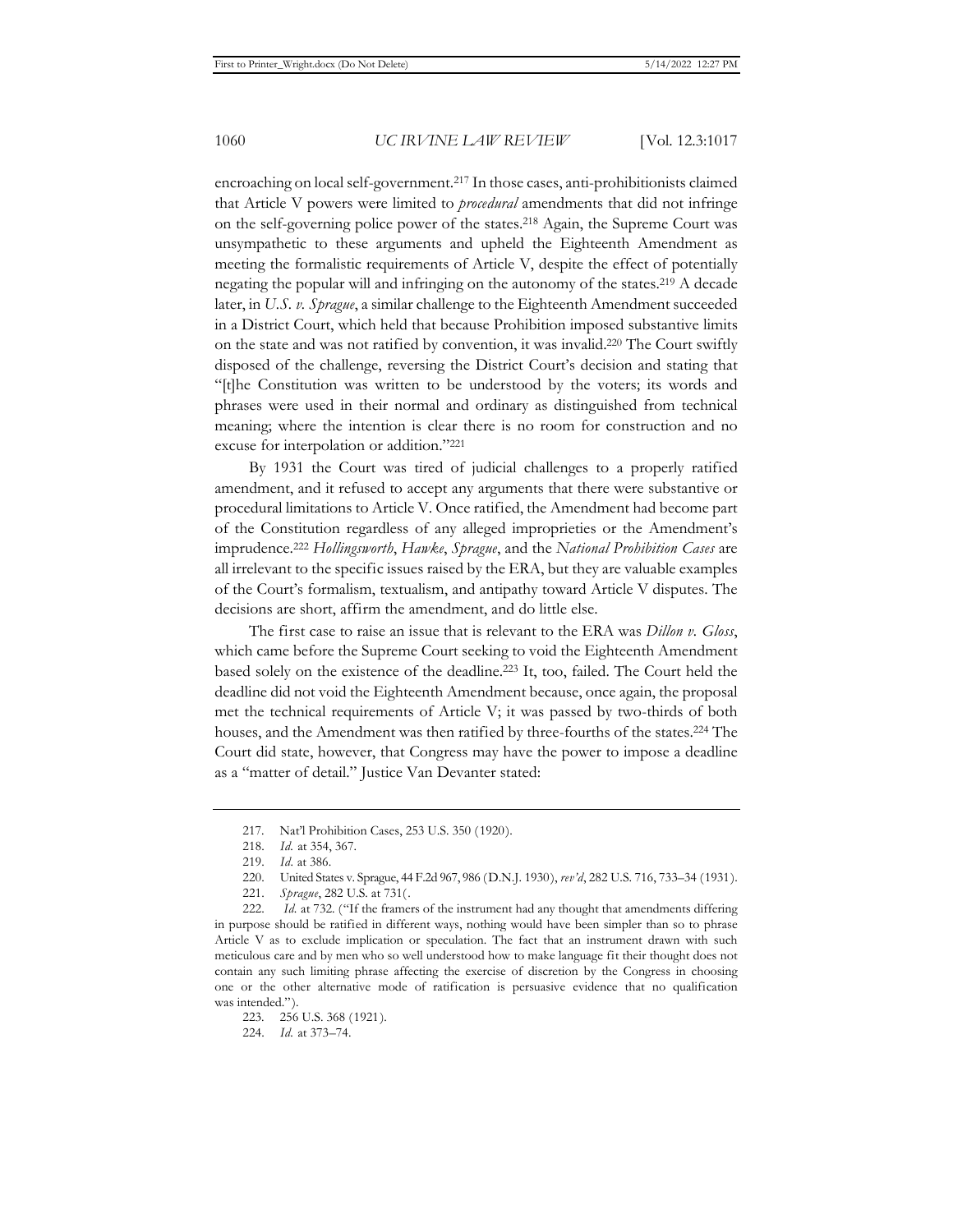encroaching on local self-government.[217] In those cases, anti-prohibitionists claimed that Article V powers were limited to *procedural* amendments that did not infringe on the self-governing police power of the states.[218] Again, the Supreme Court was unsympathetic to these arguments and upheld the Eighteenth Amendment as meeting the formalistic requirements of Article V, despite the effect of potentially negating the popular will and infringing on the autonomy of the states.[219] A decade later, in *U.S. v. Sprague*, a similar challenge to the Eighteenth Amendment succeeded in a District Court, which held that because Prohibition imposed substantive limits on the state and was not ratified by convention, it was invalid.[220] The Court swiftly disposed of the challenge, reversing the District Court's decision and stating that "[t]he Constitution was written to be understood by the voters; its words and phrases were used in their normal and ordinary as distinguished from technical meaning; where the intention is clear there is no room for construction and no excuse for interpolation or addition."[221]

By 1931 the Court was tired of judicial challenges to a properly ratified amendment, and it refused to accept any arguments that there were substantive or procedural limitations to Article V. Once ratified, the Amendment had become part of the Constitution regardless of any alleged improprieties or the Amendment's imprudence.[222] *Hollingsworth*, *Hawke*, *Sprague*, and the *National Prohibition Cases* are all irrelevant to the specific issues raised by the ERA, but they are valuable examples of the Court's formalism, textualism, and antipathy toward Article V disputes. The decisions are short, affirm the amendment, and do little else.

The first case to raise an issue that is relevant to the ERA was *Dillon v. Gloss*, which came before the Supreme Court seeking to void the Eighteenth Amendment based solely on the existence of the deadline.[223] It, too, failed. The Court held the deadline did not void the Eighteenth Amendment because, once again, the proposal met the technical requirements of Article V; it was passed by two-thirds of both houses, and the Amendment was then ratified by three-fourths of the states.[224] The Court did state, however, that Congress may have the power to impose a deadline as a "matter of detail." Justice Van Devanter stated:

---

217. Nat'l Prohibition Cases, 253 U.S. 350 (1920).

218. *Id.* at 354, 367.

219. *Id.* at 386.

220. United States v. Sprague, 44 F.2d 967, 986 (D.N.J. 1930), *rev'd*, 282 U.S. 716, 733–34 (1931).

221. *Sprague*, 282 U.S. at 731(.

222. *Id.* at 732. ("If the framers of the instrument had any thought that amendments differing in purpose should be ratified in different ways, nothing would have been simpler than so to phrase Article V as to exclude implication or speculation. The fact that an instrument drawn with such meticulous care and by men who so well understood how to make language fit their thought does not contain any such limiting phrase affecting the exercise of discretion by the Congress in choosing one or the other alternative mode of ratification is persuasive evidence that no qualification was intended.").

223. 256 U.S. 368 (1921).

224. *Id.* at 373–74.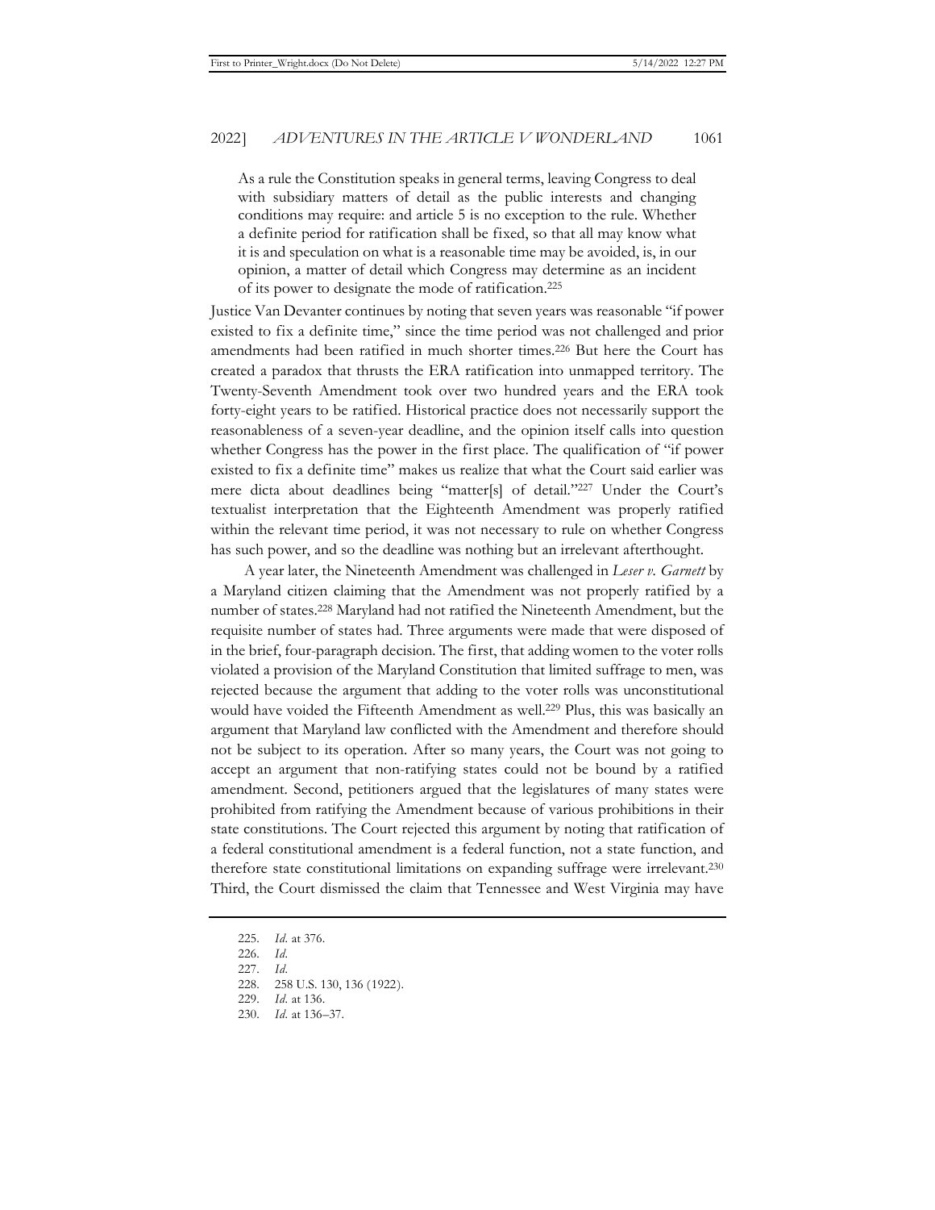> As a rule the Constitution speaks in general terms, leaving Congress to deal with subsidiary matters of detail as the public interests and changing conditions may require: and article 5 is no exception to the rule. Whether a definite period for ratification shall be fixed, so that all may know what it is and speculation on what is a reasonable time may be avoided, is, in our opinion, a matter of detail which Congress may determine as an incident of its power to designate the mode of ratification.[225]

Justice Van Devanter continues by noting that seven years was reasonable "if power existed to fix a definite time," since the time period was not challenged and prior amendments had been ratified in much shorter times.[226] But here the Court has created a paradox that thrusts the ERA ratification into unmapped territory. The Twenty-Seventh Amendment took over two hundred years and the ERA took forty-eight years to be ratified. Historical practice does not necessarily support the reasonableness of a seven-year deadline, and the opinion itself calls into question whether Congress has the power in the first place. The qualification of "if power existed to fix a definite time" makes us realize that what the Court said earlier was mere dicta about deadlines being "matter[s] of detail."[227] Under the Court's textualist interpretation that the Eighteenth Amendment was properly ratified within the relevant time period, it was not necessary to rule on whether Congress has such power, and so the deadline was nothing but an irrelevant afterthought.

A year later, the Nineteenth Amendment was challenged in *Leser v. Garnett* by a Maryland citizen claiming that the Amendment was not properly ratified by a number of states.[228] Maryland had not ratified the Nineteenth Amendment, but the requisite number of states had. Three arguments were made that were disposed of in the brief, four-paragraph decision. The first, that adding women to the voter rolls violated a provision of the Maryland Constitution that limited suffrage to men, was rejected because the argument that adding to the voter rolls was unconstitutional would have voided the Fifteenth Amendment as well.[229] Plus, this was basically an argument that Maryland law conflicted with the Amendment and therefore should not be subject to its operation. After so many years, the Court was not going to accept an argument that non-ratifying states could not be bound by a ratified amendment. Second, petitioners argued that the legislatures of many states were prohibited from ratifying the Amendment because of various prohibitions in their state constitutions. The Court rejected this argument by noting that ratification of a federal constitutional amendment is a federal function, not a state function, and therefore state constitutional limitations on expanding suffrage were irrelevant.[230] Third, the Court dismissed the claim that Tennessee and West Virginia may have

---

225. *Id.* at 376.
226. *Id.*
227. *Id.*
228. 258 U.S. 130, 136 (1922).
229. *Id.* at 136.
230. *Id.* at 136–37.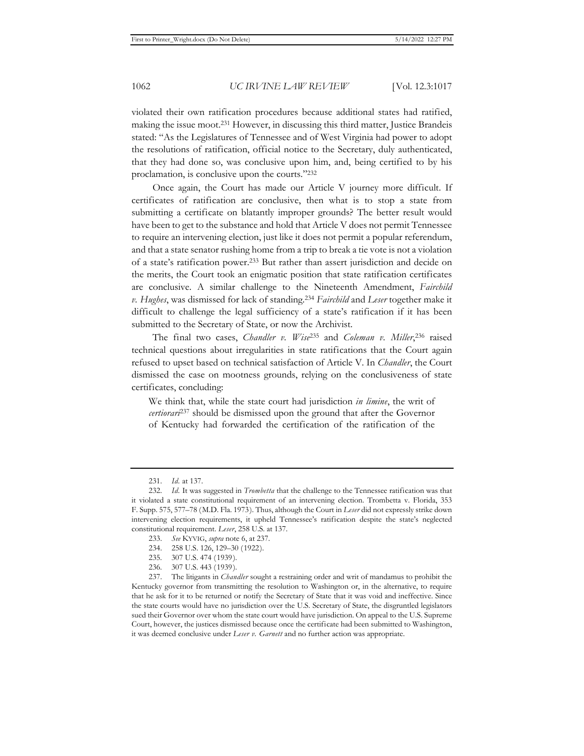violated their own ratification procedures because additional states had ratified, making the issue moot.[231] However, in discussing this third matter, Justice Brandeis stated: "As the Legislatures of Tennessee and of West Virginia had power to adopt the resolutions of ratification, official notice to the Secretary, duly authenticated, that they had done so, was conclusive upon him, and, being certified to by his proclamation, is conclusive upon the courts."[232]

Once again, the Court has made our Article V journey more difficult. If certificates of ratification are conclusive, then what is to stop a state from submitting a certificate on blatantly improper grounds? The better result would have been to get to the substance and hold that Article V does not permit Tennessee to require an intervening election, just like it does not permit a popular referendum, and that a state senator rushing home from a trip to break a tie vote is not a violation of a state's ratification power.[233] But rather than assert jurisdiction and decide on the merits, the Court took an enigmatic position that state ratification certificates are conclusive. A similar challenge to the Nineteenth Amendment, *Fairchild v. Hughes*, was dismissed for lack of standing.[234] *Fairchild* and *Leser* together make it difficult to challenge the legal sufficiency of a state's ratification if it has been submitted to the Secretary of State, or now the Archivist.

The final two cases, *Chandler v. Wise*[235] and *Coleman v. Miller*,[236] raised technical questions about irregularities in state ratifications that the Court again refused to upset based on technical satisfaction of Article V. In *Chandler*, the Court dismissed the case on mootness grounds, relying on the conclusiveness of state certificates, concluding:

> We think that, while the state court had jurisdiction *in limine*, the writ of *certiorari*[237] should be dismissed upon the ground that after the Governor of Kentucky had forwarded the certification of the ratification of the

---

231. *Id.* at 137.

232. *Id.* It was suggested in *Trombetta* that the challenge to the Tennessee ratification was that it violated a state constitutional requirement of an intervening election. Trombetta v. Florida, 353 F. Supp. 575, 577–78 (M.D. Fla. 1973). Thus, although the Court in *Leser* did not expressly strike down intervening election requirements, it upheld Tennessee's ratification despite the state's neglected constitutional requirement. *Leser*, 258 U.S. at 137.

233. *See* KYVIG, *supra* note 6, at 237.

234. 258 U.S. 126, 129–30 (1922).

235. 307 U.S. 474 (1939).

236. 307 U.S. 443 (1939).

237. The litigants in *Chandler* sought a restraining order and writ of mandamus to prohibit the Kentucky governor from transmitting the resolution to Washington or, in the alternative, to require that he ask for it to be returned or notify the Secretary of State that it was void and ineffective. Since the state courts would have no jurisdiction over the U.S. Secretary of State, the disgruntled legislators sued their Governor over whom the state court would have jurisdiction. On appeal to the U.S. Supreme Court, however, the justices dismissed because once the certificate had been submitted to Washington, it was deemed conclusive under *Leser v. Garnett* and no further action was appropriate.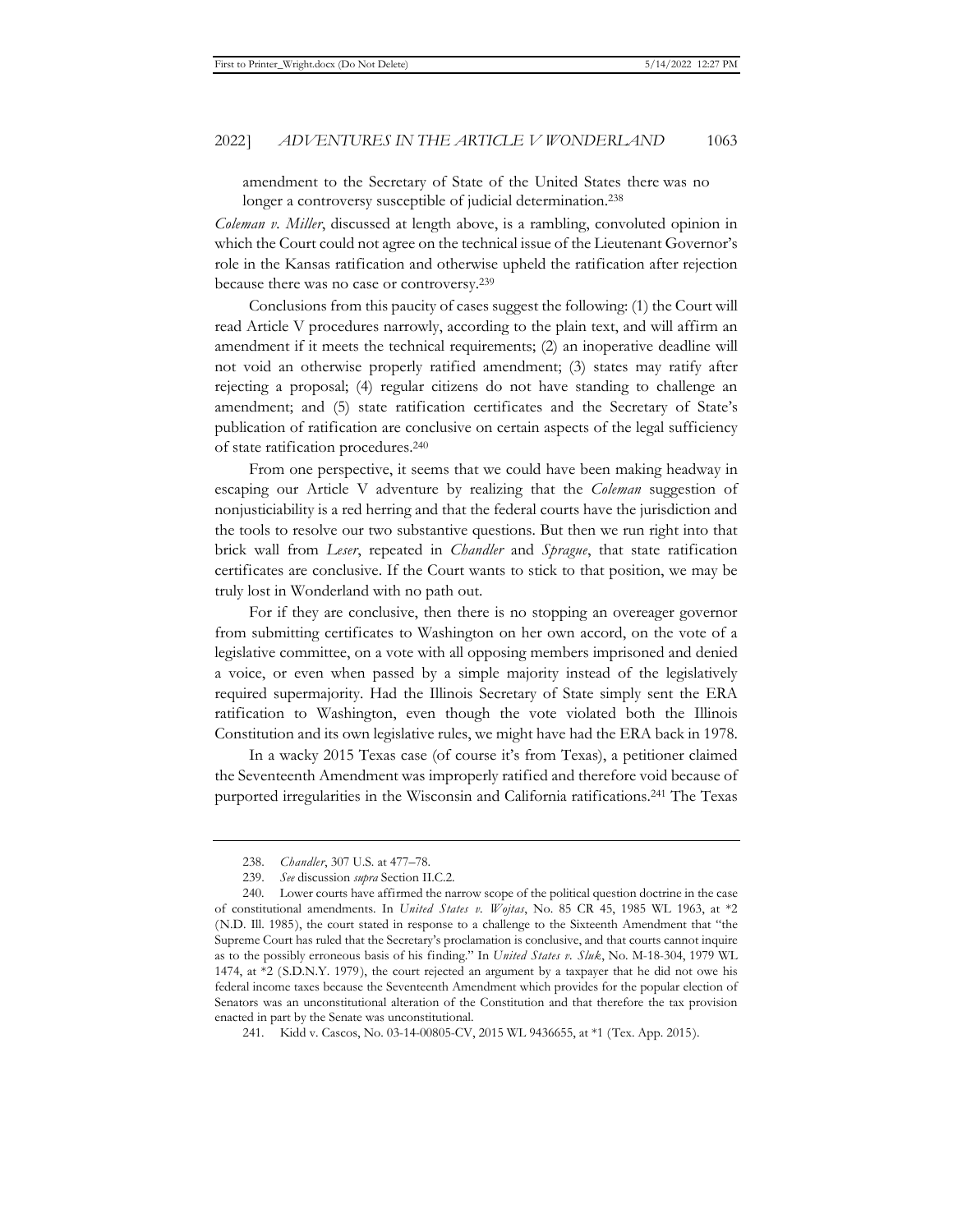amendment to the Secretary of State of the United States there was no longer a controversy susceptible of judicial determination.[238]

*Coleman v. Miller*, discussed at length above, is a rambling, convoluted opinion in which the Court could not agree on the technical issue of the Lieutenant Governor's role in the Kansas ratification and otherwise upheld the ratification after rejection because there was no case or controversy.[239]

Conclusions from this paucity of cases suggest the following: (1) the Court will read Article V procedures narrowly, according to the plain text, and will affirm an amendment if it meets the technical requirements; (2) an inoperative deadline will not void an otherwise properly ratified amendment; (3) states may ratify after rejecting a proposal; (4) regular citizens do not have standing to challenge an amendment; and (5) state ratification certificates and the Secretary of State's publication of ratification are conclusive on certain aspects of the legal sufficiency of state ratification procedures.[240]

From one perspective, it seems that we could have been making headway in escaping our Article V adventure by realizing that the *Coleman* suggestion of nonjusticiability is a red herring and that the federal courts have the jurisdiction and the tools to resolve our two substantive questions. But then we run right into that brick wall from *Leser*, repeated in *Chandler* and *Sprague*, that state ratification certificates are conclusive. If the Court wants to stick to that position, we may be truly lost in Wonderland with no path out.

For if they are conclusive, then there is no stopping an overeager governor from submitting certificates to Washington on her own accord, on the vote of a legislative committee, on a vote with all opposing members imprisoned and denied a voice, or even when passed by a simple majority instead of the legislatively required supermajority. Had the Illinois Secretary of State simply sent the ERA ratification to Washington, even though the vote violated both the Illinois Constitution and its own legislative rules, we might have had the ERA back in 1978.

In a wacky 2015 Texas case (of course it's from Texas), a petitioner claimed the Seventeenth Amendment was improperly ratified and therefore void because of purported irregularities in the Wisconsin and California ratifications.[241] The Texas

---

238. *Chandler*, 307 U.S. at 477–78.

239. *See* discussion *supra* Section II.C.2.

240. Lower courts have affirmed the narrow scope of the political question doctrine in the case of constitutional amendments. In *United States v. Wojtas*, No. 85 CR 45, 1985 WL 1963, at \*2 (N.D. Ill. 1985), the court stated in response to a challenge to the Sixteenth Amendment that "the Supreme Court has ruled that the Secretary's proclamation is conclusive, and that courts cannot inquire as to the possibly erroneous basis of his finding." In *United States v. Sluk*, No. M-18-304, 1979 WL 1474, at \*2 (S.D.N.Y. 1979), the court rejected an argument by a taxpayer that he did not owe his federal income taxes because the Seventeenth Amendment which provides for the popular election of Senators was an unconstitutional alteration of the Constitution and that therefore the tax provision enacted in part by the Senate was unconstitutional.

241. Kidd v. Cascos, No. 03-14-00805-CV, 2015 WL 9436655, at \*1 (Tex. App. 2015).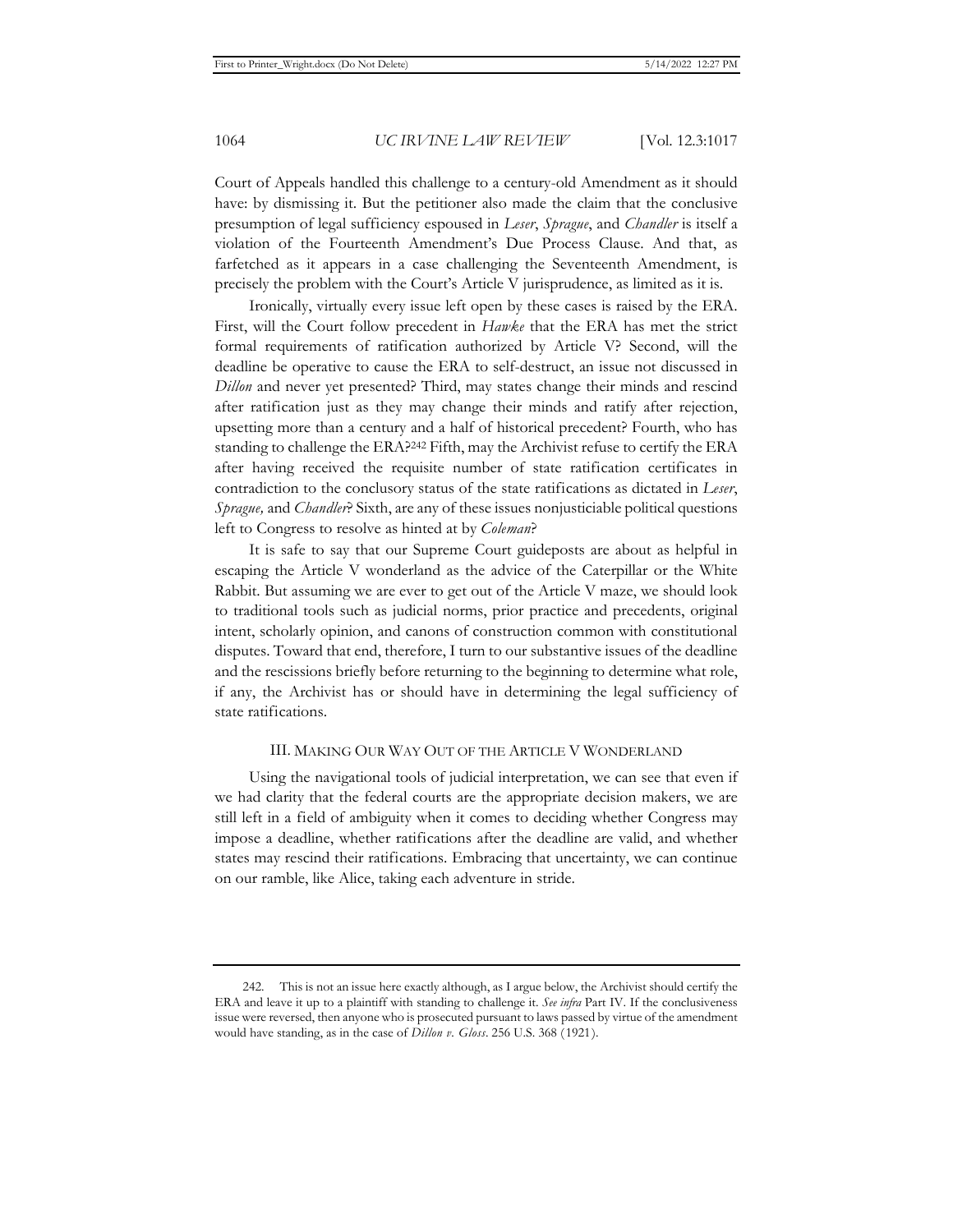Court of Appeals handled this challenge to a century-old Amendment as it should have: by dismissing it. But the petitioner also made the claim that the conclusive presumption of legal sufficiency espoused in *Leser*, *Sprague*, and *Chandler* is itself a violation of the Fourteenth Amendment's Due Process Clause. And that, as farfetched as it appears in a case challenging the Seventeenth Amendment, is precisely the problem with the Court's Article V jurisprudence, as limited as it is.

Ironically, virtually every issue left open by these cases is raised by the ERA. First, will the Court follow precedent in *Hawke* that the ERA has met the strict formal requirements of ratification authorized by Article V? Second, will the deadline be operative to cause the ERA to self-destruct, an issue not discussed in *Dillon* and never yet presented? Third, may states change their minds and rescind after ratification just as they may change their minds and ratify after rejection, upsetting more than a century and a half of historical precedent? Fourth, who has standing to challenge the ERA?[242] Fifth, may the Archivist refuse to certify the ERA after having received the requisite number of state ratification certificates in contradiction to the conclusory status of the state ratifications as dictated in *Leser*, *Sprague,* and *Chandler*? Sixth, are any of these issues nonjusticiable political questions left to Congress to resolve as hinted at by *Coleman*?

It is safe to say that our Supreme Court guideposts are about as helpful in escaping the Article V wonderland as the advice of the Caterpillar or the White Rabbit. But assuming we are ever to get out of the Article V maze, we should look to traditional tools such as judicial norms, prior practice and precedents, original intent, scholarly opinion, and canons of construction common with constitutional disputes. Toward that end, therefore, I turn to our substantive issues of the deadline and the rescissions briefly before returning to the beginning to determine what role, if any, the Archivist has or should have in determining the legal sufficiency of state ratifications.

## III. Making Our Way Out of the Article V Wonderland

Using the navigational tools of judicial interpretation, we can see that even if we had clarity that the federal courts are the appropriate decision makers, we are still left in a field of ambiguity when it comes to deciding whether Congress may impose a deadline, whether ratifications after the deadline are valid, and whether states may rescind their ratifications. Embracing that uncertainty, we can continue on our ramble, like Alice, taking each adventure in stride.

---

242. This is not an issue here exactly although, as I argue below, the Archivist should certify the ERA and leave it up to a plaintiff with standing to challenge it. *See infra* Part IV. If the conclusiveness issue were reversed, then anyone who is prosecuted pursuant to laws passed by virtue of the amendment would have standing, as in the case of *Dillon v. Gloss*. 256 U.S. 368 (1921).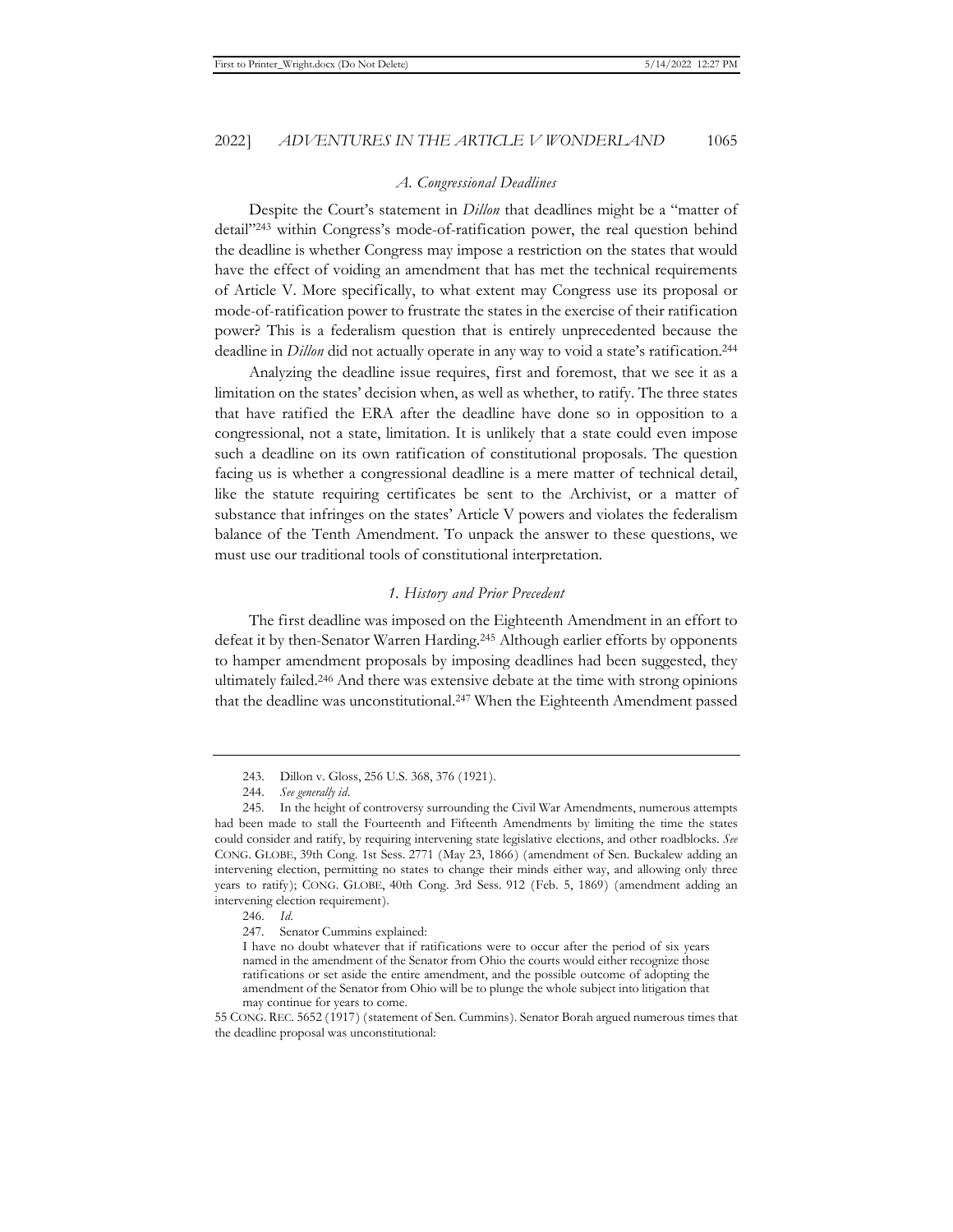### *A. Congressional Deadlines*

Despite the Court's statement in *Dillon* that deadlines might be a "matter of detail"[243] within Congress's mode-of-ratification power, the real question behind the deadline is whether Congress may impose a restriction on the states that would have the effect of voiding an amendment that has met the technical requirements of Article V. More specifically, to what extent may Congress use its proposal or mode-of-ratification power to frustrate the states in the exercise of their ratification power? This is a federalism question that is entirely unprecedented because the deadline in *Dillon* did not actually operate in any way to void a state's ratification.[244]

Analyzing the deadline issue requires, first and foremost, that we see it as a limitation on the states' decision when, as well as whether, to ratify. The three states that have ratified the ERA after the deadline have done so in opposition to a congressional, not a state, limitation. It is unlikely that a state could even impose such a deadline on its own ratification of constitutional proposals. The question facing us is whether a congressional deadline is a mere matter of technical detail, like the statute requiring certificates be sent to the Archivist, or a matter of substance that infringes on the states' Article V powers and violates the federalism balance of the Tenth Amendment. To unpack the answer to these questions, we must use our traditional tools of constitutional interpretation.

#### *1. History and Prior Precedent*

The first deadline was imposed on the Eighteenth Amendment in an effort to defeat it by then-Senator Warren Harding.[245] Although earlier efforts by opponents to hamper amendment proposals by imposing deadlines had been suggested, they ultimately failed.[246] And there was extensive debate at the time with strong opinions that the deadline was unconstitutional.[247] When the Eighteenth Amendment passed

---

243. Dillon v. Gloss, 256 U.S. 368, 376 (1921).

244. *See generally id*.

245. In the height of controversy surrounding the Civil War Amendments, numerous attempts had been made to stall the Fourteenth and Fifteenth Amendments by limiting the time the states could consider and ratify, by requiring intervening state legislative elections, and other roadblocks. *See* CONG. GLOBE, 39th Cong. 1st Sess. 2771 (May 23, 1866) (amendment of Sen. Buckalew adding an intervening election, permitting no states to change their minds either way, and allowing only three years to ratify); CONG. GLOBE, 40th Cong. 3rd Sess. 912 (Feb. 5, 1869) (amendment adding an intervening election requirement).

246. *Id*.

247. Senator Cummins explained:

> I have no doubt whatever that if ratifications were to occur after the period of six years named in the amendment of the Senator from Ohio the courts would either recognize those ratifications or set aside the entire amendment, and the possible outcome of adopting the amendment of the Senator from Ohio will be to plunge the whole subject into litigation that may continue for years to come.

55 CONG. REC. 5652 (1917) (statement of Sen. Cummins). Senator Borah argued numerous times that the deadline proposal was unconstitutional: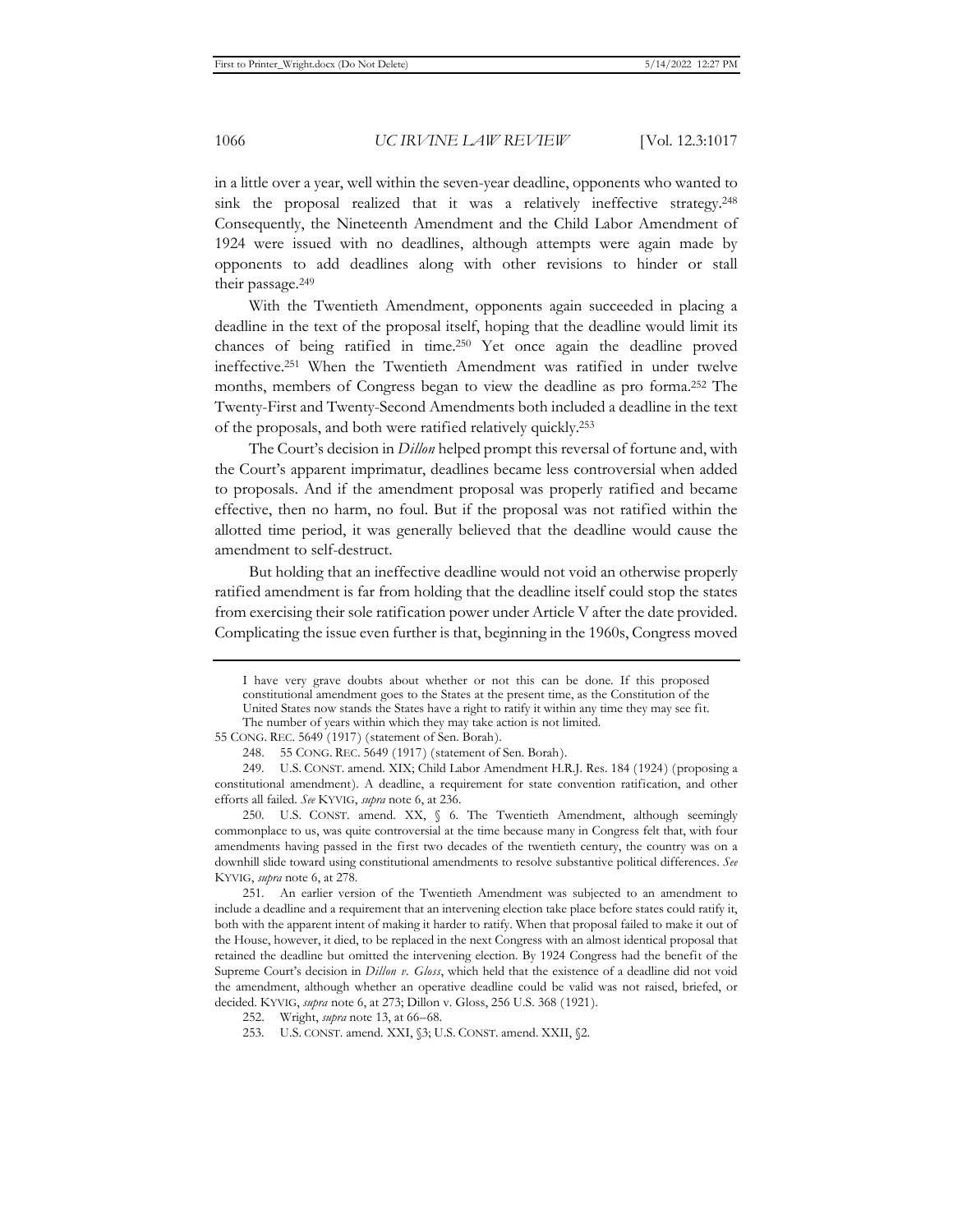in a little over a year, well within the seven-year deadline, opponents who wanted to sink the proposal realized that it was a relatively ineffective strategy.[248] Consequently, the Nineteenth Amendment and the Child Labor Amendment of 1924 were issued with no deadlines, although attempts were again made by opponents to add deadlines along with other revisions to hinder or stall their passage.[249]

With the Twentieth Amendment, opponents again succeeded in placing a deadline in the text of the proposal itself, hoping that the deadline would limit its chances of being ratified in time.[250] Yet once again the deadline proved ineffective.[251] When the Twentieth Amendment was ratified in under twelve months, members of Congress began to view the deadline as pro forma.[252] The Twenty-First and Twenty-Second Amendments both included a deadline in the text of the proposals, and both were ratified relatively quickly.[253]

The Court's decision in *Dillon* helped prompt this reversal of fortune and, with the Court's apparent imprimatur, deadlines became less controversial when added to proposals. And if the amendment proposal was properly ratified and became effective, then no harm, no foul. But if the proposal was not ratified within the allotted time period, it was generally believed that the deadline would cause the amendment to self-destruct.

But holding that an ineffective deadline would not void an otherwise properly ratified amendment is far from holding that the deadline itself could stop the states from exercising their sole ratification power under Article V after the date provided. Complicating the issue even further is that, beginning in the 1960s, Congress moved

---

> I have very grave doubts about whether or not this can be done. If this proposed constitutional amendment goes to the States at the present time, as the Constitution of the United States now stands the States have a right to ratify it within any time they may see fit. The number of years within which they may take action is not limited.

55 CONG. REC. 5649 (1917) (statement of Sen. Borah).

248. 55 CONG. REC. 5649 (1917) (statement of Sen. Borah).

249. U.S. CONST. amend. XIX; Child Labor Amendment H.R.J. Res. 184 (1924) (proposing a constitutional amendment). A deadline, a requirement for state convention ratification, and other efforts all failed. *See* KYVIG, *supra* note 6, at 236.

250. U.S. CONST. amend. XX, § 6. The Twentieth Amendment, although seemingly commonplace to us, was quite controversial at the time because many in Congress felt that, with four amendments having passed in the first two decades of the twentieth century, the country was on a downhill slide toward using constitutional amendments to resolve substantive political differences. *See* KYVIG, *supra* note 6, at 278.

251. An earlier version of the Twentieth Amendment was subjected to an amendment to include a deadline and a requirement that an intervening election take place before states could ratify it, both with the apparent intent of making it harder to ratify. When that proposal failed to make it out of the House, however, it died, to be replaced in the next Congress with an almost identical proposal that retained the deadline but omitted the intervening election. By 1924 Congress had the benefit of the Supreme Court's decision in *Dillon v. Gloss*, which held that the existence of a deadline did not void the amendment, although whether an operative deadline could be valid was not raised, briefed, or decided. KYVIG, *supra* note 6, at 273; Dillon v. Gloss, 256 U.S. 368 (1921).

252. Wright, *supra* note 13, at 66–68.

253. U.S. CONST. amend. XXI, §3; U.S. CONST. amend. XXII, §2.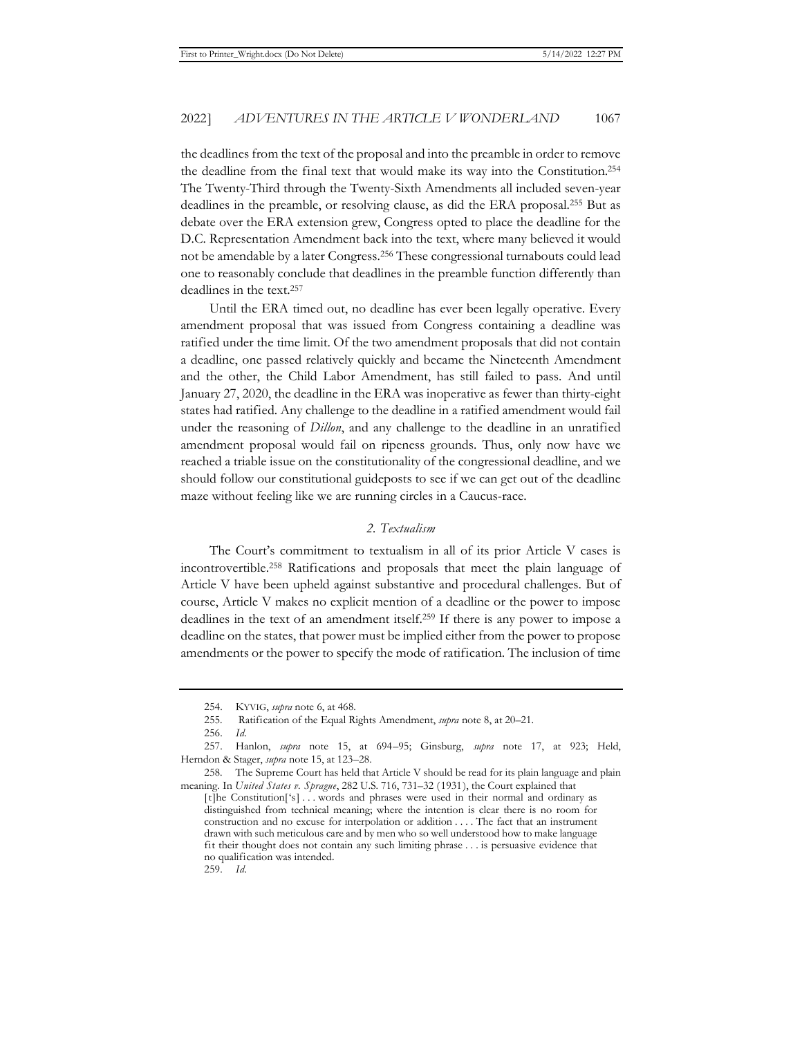the deadlines from the text of the proposal and into the preamble in order to remove the deadline from the final text that would make its way into the Constitution.[254] The Twenty-Third through the Twenty-Sixth Amendments all included seven-year deadlines in the preamble, or resolving clause, as did the ERA proposal.[255] But as debate over the ERA extension grew, Congress opted to place the deadline for the D.C. Representation Amendment back into the text, where many believed it would not be amendable by a later Congress.[256] These congressional turnabouts could lead one to reasonably conclude that deadlines in the preamble function differently than deadlines in the text.[257]

Until the ERA timed out, no deadline has ever been legally operative. Every amendment proposal that was issued from Congress containing a deadline was ratified under the time limit. Of the two amendment proposals that did not contain a deadline, one passed relatively quickly and became the Nineteenth Amendment and the other, the Child Labor Amendment, has still failed to pass. And until January 27, 2020, the deadline in the ERA was inoperative as fewer than thirty-eight states had ratified. Any challenge to the deadline in a ratified amendment would fail under the reasoning of *Dillon*, and any challenge to the deadline in an unratified amendment proposal would fail on ripeness grounds. Thus, only now have we reached a triable issue on the constitutionality of the congressional deadline, and we should follow our constitutional guideposts to see if we can get out of the deadline maze without feeling like we are running circles in a Caucus-race.

### *2. Textualism*

The Court's commitment to textualism in all of its prior Article V cases is incontrovertible.[258] Ratifications and proposals that meet the plain language of Article V have been upheld against substantive and procedural challenges. But of course, Article V makes no explicit mention of a deadline or the power to impose deadlines in the text of an amendment itself.[259] If there is any power to impose a deadline on the states, that power must be implied either from the power to propose amendments or the power to specify the mode of ratification. The inclusion of time

---

254. KYVIG, *supra* note 6, at 468.

255. Ratification of the Equal Rights Amendment, *supra* note 8, at 20–21.

256. *Id.*

257. Hanlon, *supra* note 15, at 694–95; Ginsburg, *supra* note 17, at 923; Held, Herndon & Stager, *supra* note 15, at 123–28.

258. The Supreme Court has held that Article V should be read for its plain language and plain meaning. In *United States v. Sprague*, 282 U.S. 716, 731–32 (1931), the Court explained that

> [t]he Constitution['s] . . . words and phrases were used in their normal and ordinary as distinguished from technical meaning; where the intention is clear there is no room for construction and no excuse for interpolation or addition . . . . The fact that an instrument drawn with such meticulous care and by men who so well understood how to make language fit their thought does not contain any such limiting phrase . . . is persuasive evidence that no qualification was intended.

259. *Id.*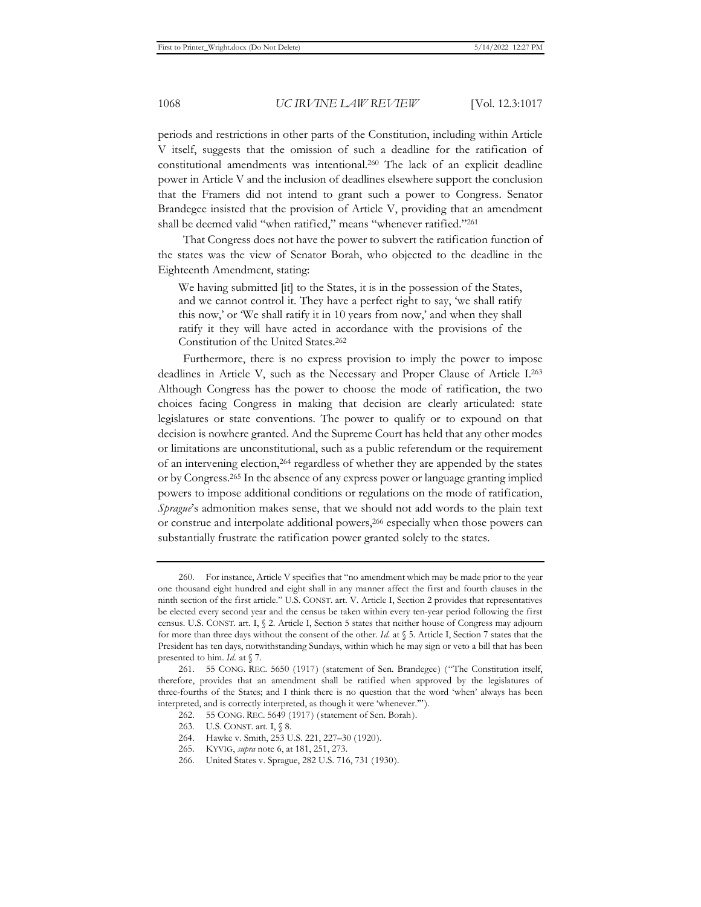periods and restrictions in other parts of the Constitution, including within Article V itself, suggests that the omission of such a deadline for the ratification of constitutional amendments was intentional.[260] The lack of an explicit deadline power in Article V and the inclusion of deadlines elsewhere support the conclusion that the Framers did not intend to grant such a power to Congress. Senator Brandegee insisted that the provision of Article V, providing that an amendment shall be deemed valid "when ratified," means "whenever ratified."[261]

That Congress does not have the power to subvert the ratification function of the states was the view of Senator Borah, who objected to the deadline in the Eighteenth Amendment, stating:

> We having submitted [it] to the States, it is in the possession of the States, and we cannot control it. They have a perfect right to say, 'we shall ratify this now,' or 'We shall ratify it in 10 years from now,' and when they shall ratify it they will have acted in accordance with the provisions of the Constitution of the United States.[262]

Furthermore, there is no express provision to imply the power to impose deadlines in Article V, such as the Necessary and Proper Clause of Article I.[263] Although Congress has the power to choose the mode of ratification, the two choices facing Congress in making that decision are clearly articulated: state legislatures or state conventions. The power to qualify or to expound on that decision is nowhere granted. And the Supreme Court has held that any other modes or limitations are unconstitutional, such as a public referendum or the requirement of an intervening election,[264] regardless of whether they are appended by the states or by Congress.[265] In the absence of any express power or language granting implied powers to impose additional conditions or regulations on the mode of ratification, *Sprague*'s admonition makes sense, that we should not add words to the plain text or construe and interpolate additional powers,[266] especially when those powers can substantially frustrate the ratification power granted solely to the states.

---

260. For instance, Article V specifies that "no amendment which may be made prior to the year one thousand eight hundred and eight shall in any manner affect the first and fourth clauses in the ninth section of the first article." U.S. CONST. art. V. Article I, Section 2 provides that representatives be elected every second year and the census be taken within every ten-year period following the first census. U.S. CONST. art. I, § 2. Article I, Section 5 states that neither house of Congress may adjourn for more than three days without the consent of the other. *Id.* at § 5. Article I, Section 7 states that the President has ten days, notwithstanding Sundays, within which he may sign or veto a bill that has been presented to him. *Id.* at § 7.

261. 55 CONG. REC. 5650 (1917) (statement of Sen. Brandegee) ("The Constitution itself, therefore, provides that an amendment shall be ratified when approved by the legislatures of three-fourths of the States; and I think there is no question that the word 'when' always has been interpreted, and is correctly interpreted, as though it were 'whenever.'").

262. 55 CONG. REC. 5649 (1917) (statement of Sen. Borah).

263. U.S. CONST. art. I, § 8.

264. Hawke v. Smith, 253 U.S. 221, 227–30 (1920).

265. KYVIG, *supra* note 6, at 181, 251, 273.

266. United States v. Sprague, 282 U.S. 716, 731 (1930).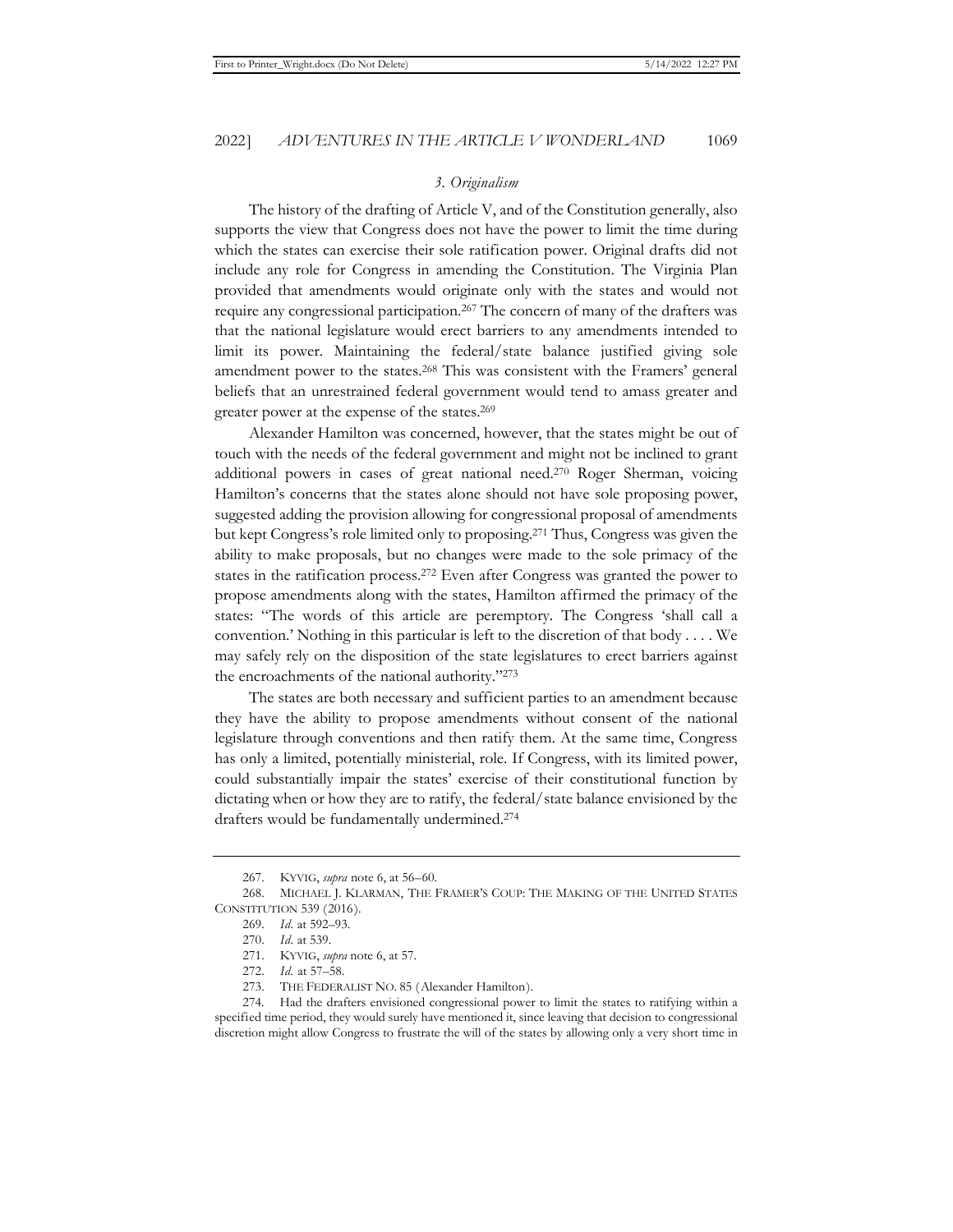### *3. Originalism*

The history of the drafting of Article V, and of the Constitution generally, also supports the view that Congress does not have the power to limit the time during which the states can exercise their sole ratification power. Original drafts did not include any role for Congress in amending the Constitution. The Virginia Plan provided that amendments would originate only with the states and would not require any congressional participation.[267] The concern of many of the drafters was that the national legislature would erect barriers to any amendments intended to limit its power. Maintaining the federal/state balance justified giving sole amendment power to the states.[268] This was consistent with the Framers' general beliefs that an unrestrained federal government would tend to amass greater and greater power at the expense of the states.[269]

Alexander Hamilton was concerned, however, that the states might be out of touch with the needs of the federal government and might not be inclined to grant additional powers in cases of great national need.[270] Roger Sherman, voicing Hamilton's concerns that the states alone should not have sole proposing power, suggested adding the provision allowing for congressional proposal of amendments but kept Congress's role limited only to proposing.[271] Thus, Congress was given the ability to make proposals, but no changes were made to the sole primacy of the states in the ratification process.[272] Even after Congress was granted the power to propose amendments along with the states, Hamilton affirmed the primacy of the states: "The words of this article are peremptory. The Congress 'shall call a convention.' Nothing in this particular is left to the discretion of that body . . . . We may safely rely on the disposition of the state legislatures to erect barriers against the encroachments of the national authority."[273]

The states are both necessary and sufficient parties to an amendment because they have the ability to propose amendments without consent of the national legislature through conventions and then ratify them. At the same time, Congress has only a limited, potentially ministerial, role. If Congress, with its limited power, could substantially impair the states' exercise of their constitutional function by dictating when or how they are to ratify, the federal/state balance envisioned by the drafters would be fundamentally undermined.[274]

---

267. KYVIG, *supra* note 6, at 56–60.

268. MICHAEL J. KLARMAN, THE FRAMER'S COUP: THE MAKING OF THE UNITED STATES CONSTITUTION 539 (2016).

269. *Id.* at 592–93.

270. *Id.* at 539.

271. KYVIG, *supra* note 6, at 57.

272. *Id.* at 57–58.

273. THE FEDERALIST NO. 85 (Alexander Hamilton).

274. Had the drafters envisioned congressional power to limit the states to ratifying within a specified time period, they would surely have mentioned it, since leaving that decision to congressional discretion might allow Congress to frustrate the will of the states by allowing only a very short time in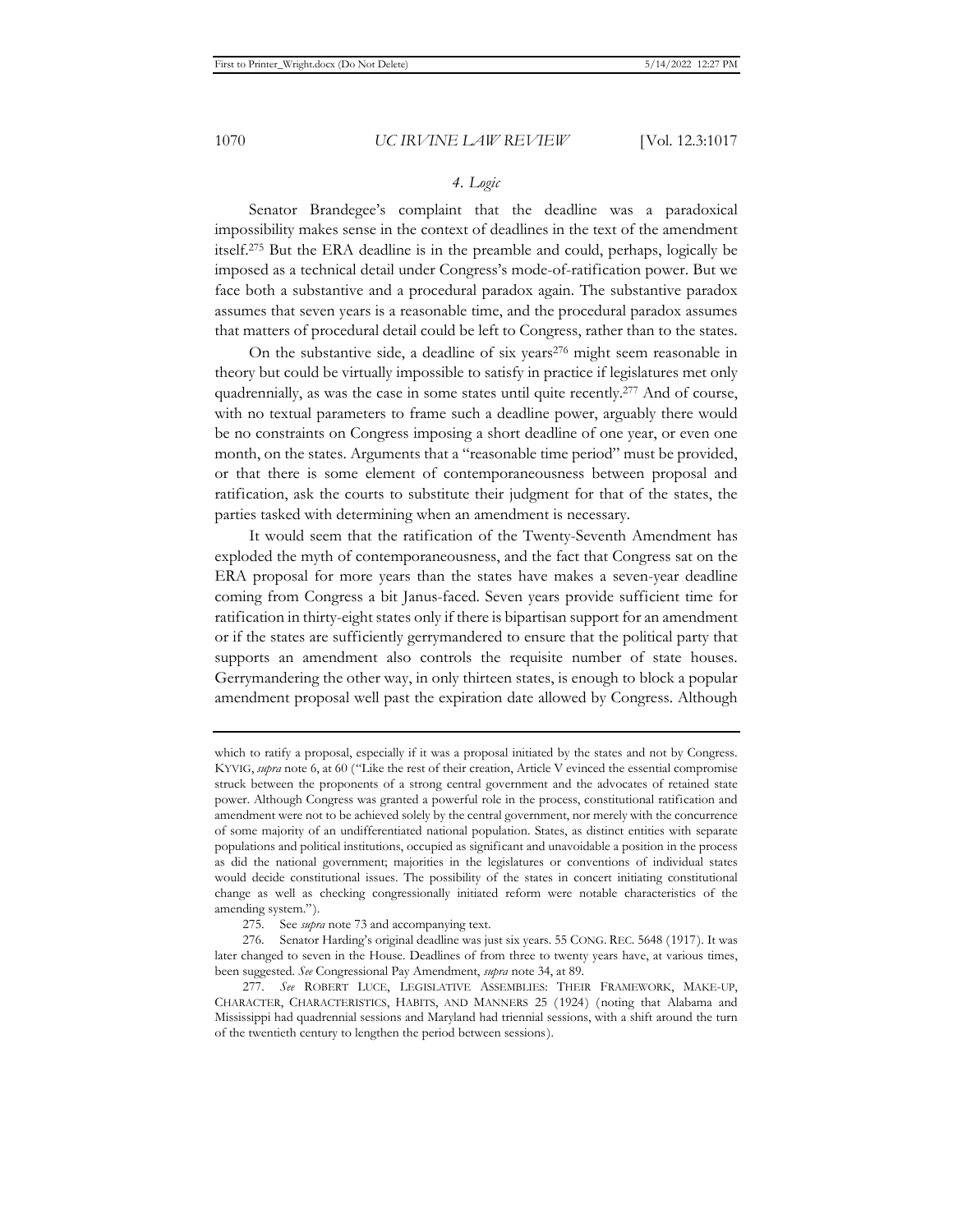#### *4. Logic*

Senator Brandegee's complaint that the deadline was a paradoxical impossibility makes sense in the context of deadlines in the text of the amendment itself.[275] But the ERA deadline is in the preamble and could, perhaps, logically be imposed as a technical detail under Congress's mode-of-ratification power. But we face both a substantive and a procedural paradox again. The substantive paradox assumes that seven years is a reasonable time, and the procedural paradox assumes that matters of procedural detail could be left to Congress, rather than to the states.

On the substantive side, a deadline of six years[276] might seem reasonable in theory but could be virtually impossible to satisfy in practice if legislatures met only quadrennially, as was the case in some states until quite recently.[277] And of course, with no textual parameters to frame such a deadline power, arguably there would be no constraints on Congress imposing a short deadline of one year, or even one month, on the states. Arguments that a "reasonable time period" must be provided, or that there is some element of contemporaneousness between proposal and ratification, ask the courts to substitute their judgment for that of the states, the parties tasked with determining when an amendment is necessary.

It would seem that the ratification of the Twenty-Seventh Amendment has exploded the myth of contemporaneousness, and the fact that Congress sat on the ERA proposal for more years than the states have makes a seven-year deadline coming from Congress a bit Janus-faced. Seven years provide sufficient time for ratification in thirty-eight states only if there is bipartisan support for an amendment or if the states are sufficiently gerrymandered to ensure that the political party that supports an amendment also controls the requisite number of state houses. Gerrymandering the other way, in only thirteen states, is enough to block a popular amendment proposal well past the expiration date allowed by Congress. Although

---

which to ratify a proposal, especially if it was a proposal initiated by the states and not by Congress. KYVIG, *supra* note 6, at 60 ("Like the rest of their creation, Article V evinced the essential compromise struck between the proponents of a strong central government and the advocates of retained state power. Although Congress was granted a powerful role in the process, constitutional ratification and amendment were not to be achieved solely by the central government, nor merely with the concurrence of some majority of an undifferentiated national population. States, as distinct entities with separate populations and political institutions, occupied as significant and unavoidable a position in the process as did the national government; majorities in the legislatures or conventions of individual states would decide constitutional issues. The possibility of the states in concert initiating constitutional change as well as checking congressionally initiated reform were notable characteristics of the amending system.").

275. See *supra* note 73 and accompanying text.

276. Senator Harding's original deadline was just six years. 55 CONG. REC. 5648 (1917). It was later changed to seven in the House. Deadlines of from three to twenty years have, at various times, been suggested. *See* Congressional Pay Amendment, *supra* note 34, at 89.

277. *See* ROBERT LUCE, LEGISLATIVE ASSEMBLIES: THEIR FRAMEWORK, MAKE-UP, CHARACTER, CHARACTERISTICS, HABITS, AND MANNERS 25 (1924) (noting that Alabama and Mississippi had quadrennial sessions and Maryland had triennial sessions, with a shift around the turn of the twentieth century to lengthen the period between sessions).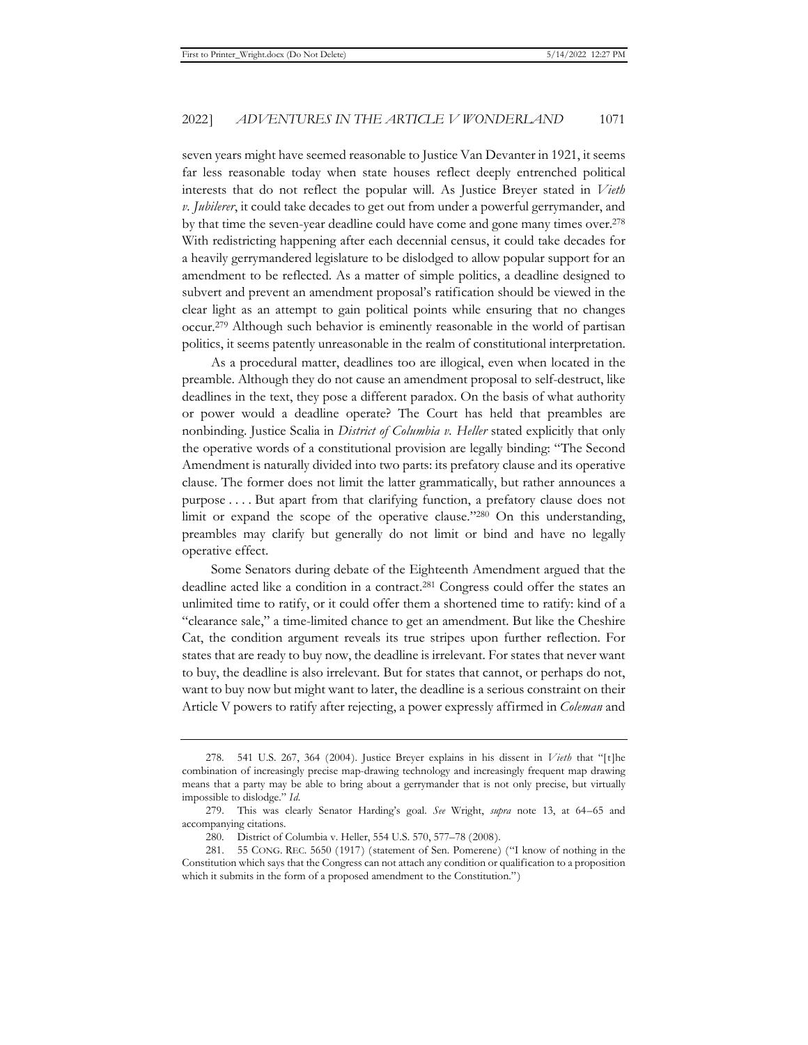seven years might have seemed reasonable to Justice Van Devanter in 1921, it seems far less reasonable today when state houses reflect deeply entrenched political interests that do not reflect the popular will. As Justice Breyer stated in *Vieth v. Jubilerer*, it could take decades to get out from under a powerful gerrymander, and by that time the seven-year deadline could have come and gone many times over.[278] With redistricting happening after each decennial census, it could take decades for a heavily gerrymandered legislature to be dislodged to allow popular support for an amendment to be reflected. As a matter of simple politics, a deadline designed to subvert and prevent an amendment proposal's ratification should be viewed in the clear light as an attempt to gain political points while ensuring that no changes occur.[279] Although such behavior is eminently reasonable in the world of partisan politics, it seems patently unreasonable in the realm of constitutional interpretation.

As a procedural matter, deadlines too are illogical, even when located in the preamble. Although they do not cause an amendment proposal to self-destruct, like deadlines in the text, they pose a different paradox. On the basis of what authority or power would a deadline operate? The Court has held that preambles are nonbinding. Justice Scalia in *District of Columbia v. Heller* stated explicitly that only the operative words of a constitutional provision are legally binding: "The Second Amendment is naturally divided into two parts: its prefatory clause and its operative clause. The former does not limit the latter grammatically, but rather announces a purpose . . . . But apart from that clarifying function, a prefatory clause does not limit or expand the scope of the operative clause."[280] On this understanding, preambles may clarify but generally do not limit or bind and have no legally operative effect.

Some Senators during debate of the Eighteenth Amendment argued that the deadline acted like a condition in a contract.[281] Congress could offer the states an unlimited time to ratify, or it could offer them a shortened time to ratify: kind of a "clearance sale," a time-limited chance to get an amendment. But like the Cheshire Cat, the condition argument reveals its true stripes upon further reflection. For states that are ready to buy now, the deadline is irrelevant. For states that never want to buy, the deadline is also irrelevant. But for states that cannot, or perhaps do not, want to buy now but might want to later, the deadline is a serious constraint on their Article V powers to ratify after rejecting, a power expressly affirmed in *Coleman* and

---

278. 541 U.S. 267, 364 (2004). Justice Breyer explains in his dissent in *Vieth* that "[t]he combination of increasingly precise map-drawing technology and increasingly frequent map drawing means that a party may be able to bring about a gerrymander that is not only precise, but virtually impossible to dislodge." *Id.*

279. This was clearly Senator Harding's goal. *See* Wright, *supra* note 13, at 64–65 and accompanying citations.

280. District of Columbia v. Heller, 554 U.S. 570, 577–78 (2008).

281. 55 CONG. REC. 5650 (1917) (statement of Sen. Pomerene) ("I know of nothing in the Constitution which says that the Congress can not attach any condition or qualification to a proposition which it submits in the form of a proposed amendment to the Constitution.")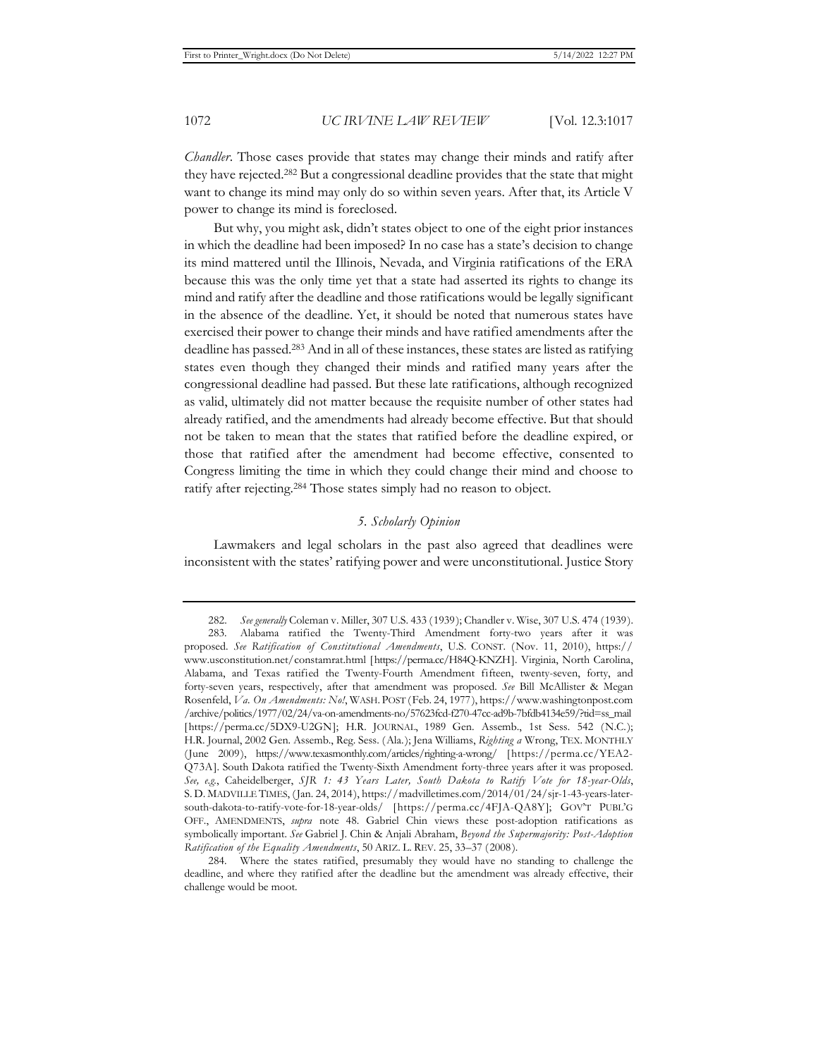*Chandler*. Those cases provide that states may change their minds and ratify after they have rejected.[282] But a congressional deadline provides that the state that might want to change its mind may only do so within seven years. After that, its Article V power to change its mind is foreclosed.

But why, you might ask, didn't states object to one of the eight prior instances in which the deadline had been imposed? In no case has a state's decision to change its mind mattered until the Illinois, Nevada, and Virginia ratifications of the ERA because this was the only time yet that a state had asserted its rights to change its mind and ratify after the deadline and those ratifications would be legally significant in the absence of the deadline. Yet, it should be noted that numerous states have exercised their power to change their minds and have ratified amendments after the deadline has passed.[283] And in all of these instances, these states are listed as ratifying states even though they changed their minds and ratified many years after the congressional deadline had passed. But these late ratifications, although recognized as valid, ultimately did not matter because the requisite number of other states had already ratified, and the amendments had already become effective. But that should not be taken to mean that the states that ratified before the deadline expired, or those that ratified after the amendment had become effective, consented to Congress limiting the time in which they could change their mind and choose to ratify after rejecting.[284] Those states simply had no reason to object.

### *5. Scholarly Opinion*

Lawmakers and legal scholars in the past also agreed that deadlines were inconsistent with the states' ratifying power and were unconstitutional. Justice Story

---

282. *See generally* Coleman v. Miller, 307 U.S. 433 (1939); Chandler v. Wise, 307 U.S. 474 (1939).

283. Alabama ratified the Twenty-Third Amendment forty-two years after it was proposed. *See Ratification of Constitutional Amendments*, U.S. CONST. (Nov. 11, 2010), https://www.usconstitution.net/constamrat.html [https://perma.cc/H84Q-KNZH]. Virginia, North Carolina, Alabama, and Texas ratified the Twenty-Fourth Amendment fifteen, twenty-seven, forty, and forty-seven years, respectively, after that amendment was proposed. *See* Bill McAllister & Megan Rosenfeld, *Va. On Amendments: No!*, WASH. POST (Feb. 24, 1977), https://www.washingtonpost.com/archive/politics/1977/02/24/va-on-amendments-no/57623fcd-f270-47cc-ad9b-7bfdb4134e59/?tid=ss_mail [https://perma.cc/5DX9-U2GN]; H.R. JOURNAL, 1989 Gen. Assemb., 1st Sess. 542 (N.C.); H.R. Journal, 2002 Gen. Assemb., Reg. Sess. (Ala.); Jena Williams, *Righting a* Wrong, TEX. MONTHLY (June 2009), https://www.texasmonthly.com/articles/righting-a-wrong/ [https://perma.cc/YEA2-Q73A]. South Dakota ratified the Twenty-Sixth Amendment forty-three years after it was proposed. *See, e.g.*, Caheidelberger, *SJR 1: 43 Years Later, South Dakota to Ratify Vote for 18-year-Olds*, S. D. MADVILLE TIMES, (Jan. 24, 2014), https://madvilletimes.com/2014/01/24/sjr-1-43-years-later-south-dakota-to-ratify-vote-for-18-year-olds/ [https://perma.cc/4FJA-QA8Y]; GOV'T PUBL'G OFF., AMENDMENTS, *supra* note 48. Gabriel Chin views these post-adoption ratifications as symbolically important. *See* Gabriel J. Chin & Anjali Abraham, *Beyond the Supermajority: Post-Adoption Ratification of the Equality Amendments*, 50 ARIZ. L. REV. 25, 33–37 (2008).

284. Where the states ratified, presumably they would have no standing to challenge the deadline, and where they ratified after the deadline but the amendment was already effective, their challenge would be moot.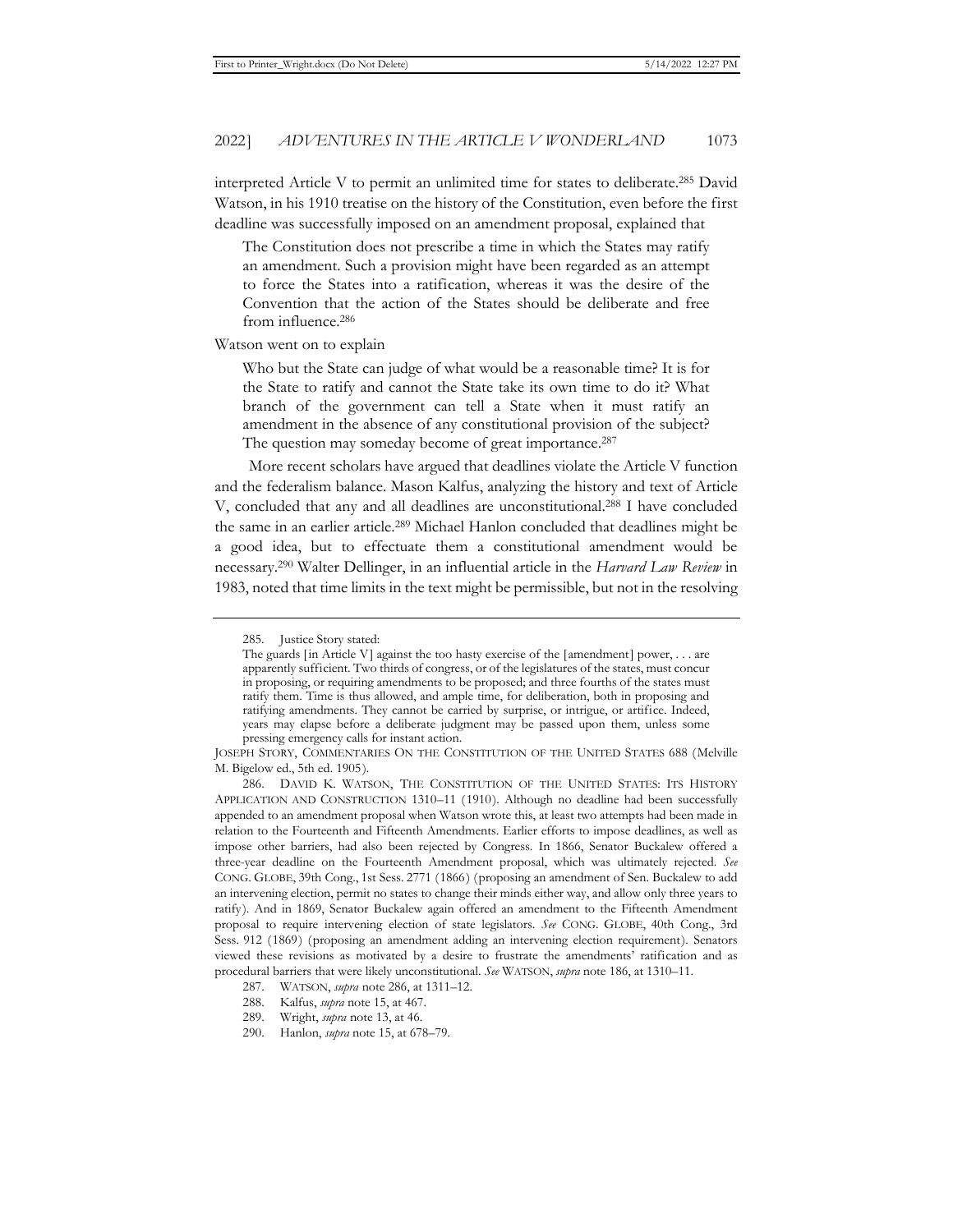interpreted Article V to permit an unlimited time for states to deliberate.[285] David Watson, in his 1910 treatise on the history of the Constitution, even before the first deadline was successfully imposed on an amendment proposal, explained that

> The Constitution does not prescribe a time in which the States may ratify an amendment. Such a provision might have been regarded as an attempt to force the States into a ratification, whereas it was the desire of the Convention that the action of the States should be deliberate and free from influence.[286]

Watson went on to explain

> Who but the State can judge of what would be a reasonable time? It is for the State to ratify and cannot the State take its own time to do it? What branch of the government can tell a State when it must ratify an amendment in the absence of any constitutional provision of the subject? The question may someday become of great importance.[287]

More recent scholars have argued that deadlines violate the Article V function and the federalism balance. Mason Kalfus, analyzing the history and text of Article V, concluded that any and all deadlines are unconstitutional.[288] I have concluded the same in an earlier article.[289] Michael Hanlon concluded that deadlines might be a good idea, but to effectuate them a constitutional amendment would be necessary.[290] Walter Dellinger, in an influential article in the *Harvard Law Review* in 1983, noted that time limits in the text might be permissible, but not in the resolving

---

285. Justice Story stated:

> The guards [in Article V] against the too hasty exercise of the [amendment] power, . . . are apparently sufficient. Two thirds of congress, or of the legislatures of the states, must concur in proposing, or requiring amendments to be proposed; and three fourths of the states must ratify them. Time is thus allowed, and ample time, for deliberation, both in proposing and ratifying amendments. They cannot be carried by surprise, or intrigue, or artifice. Indeed, years may elapse before a deliberate judgment may be passed upon them, unless some pressing emergency calls for instant action.

JOSEPH STORY, COMMENTARIES ON THE CONSTITUTION OF THE UNITED STATES 688 (Melville M. Bigelow ed., 5th ed. 1905).

286. DAVID K. WATSON, THE CONSTITUTION OF THE UNITED STATES: ITS HISTORY APPLICATION AND CONSTRUCTION 1310–11 (1910). Although no deadline had been successfully appended to an amendment proposal when Watson wrote this, at least two attempts had been made in relation to the Fourteenth and Fifteenth Amendments. Earlier efforts to impose deadlines, as well as impose other barriers, had also been rejected by Congress. In 1866, Senator Buckalew offered a three-year deadline on the Fourteenth Amendment proposal, which was ultimately rejected. *See* CONG. GLOBE, 39th Cong., 1st Sess. 2771 (1866) (proposing an amendment of Sen. Buckalew to add an intervening election, permit no states to change their minds either way, and allow only three years to ratify). And in 1869, Senator Buckalew again offered an amendment to the Fifteenth Amendment proposal to require intervening election of state legislators. *See* CONG. GLOBE, 40th Cong., 3rd Sess. 912 (1869) (proposing an amendment adding an intervening election requirement). Senators viewed these revisions as motivated by a desire to frustrate the amendments' ratification and as procedural barriers that were likely unconstitutional. *See* WATSON, *supra* note 186, at 1310–11.

287. WATSON, *supra* note 286, at 1311–12.

288. Kalfus, *supra* note 15, at 467.

289. Wright, *supra* note 13, at 46.

290. Hanlon, *supra* note 15, at 678–79.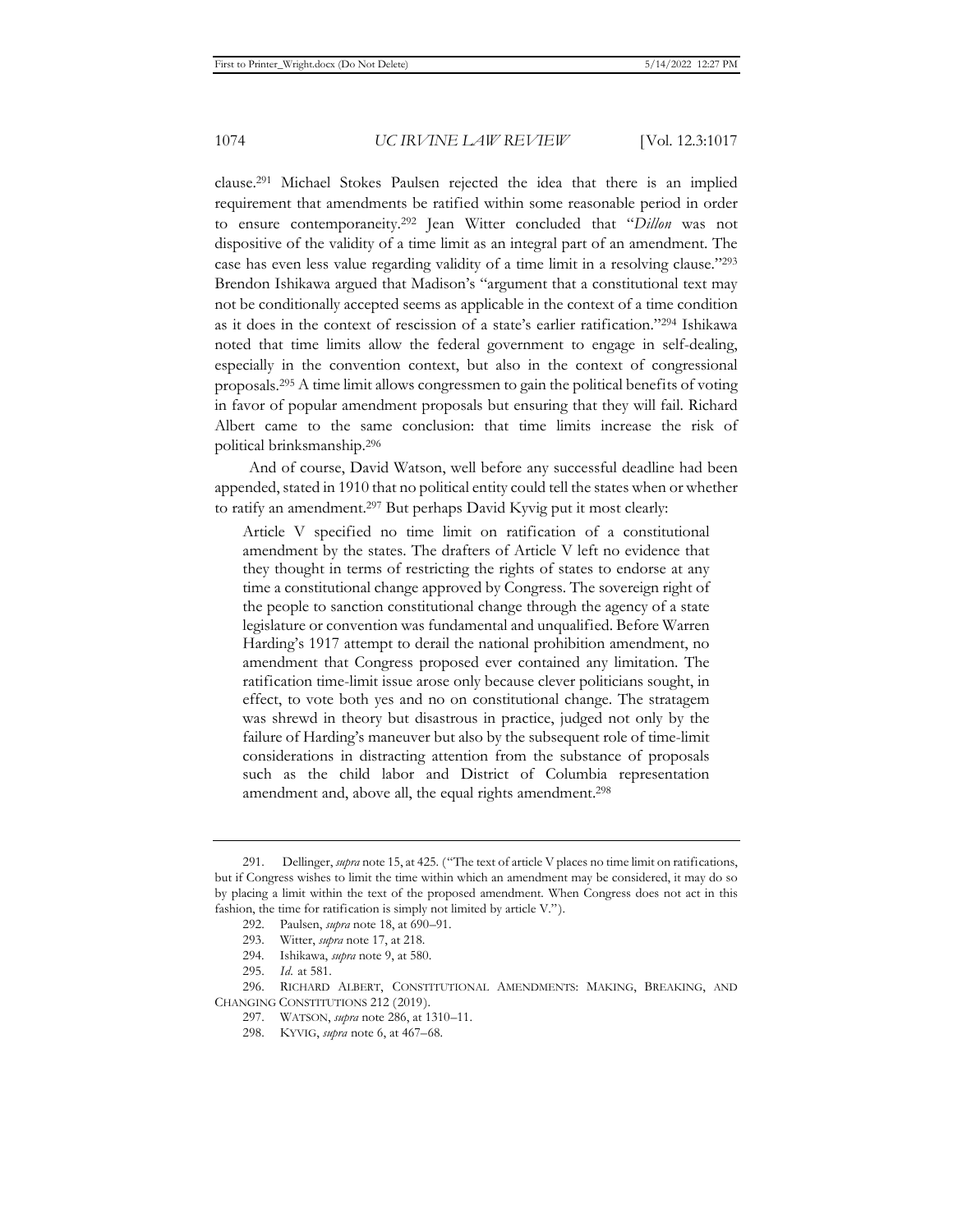clause.[291] Michael Stokes Paulsen rejected the idea that there is an implied requirement that amendments be ratified within some reasonable period in order to ensure contemporaneity.[292] Jean Witter concluded that "*Dillon* was not dispositive of the validity of a time limit as an integral part of an amendment. The case has even less value regarding validity of a time limit in a resolving clause."[293] Brendon Ishikawa argued that Madison's "argument that a constitutional text may not be conditionally accepted seems as applicable in the context of a time condition as it does in the context of rescission of a state's earlier ratification."[294] Ishikawa noted that time limits allow the federal government to engage in self-dealing, especially in the convention context, but also in the context of congressional proposals.[295] A time limit allows congressmen to gain the political benefits of voting in favor of popular amendment proposals but ensuring that they will fail. Richard Albert came to the same conclusion: that time limits increase the risk of political brinksmanship.[296]

And of course, David Watson, well before any successful deadline had been appended, stated in 1910 that no political entity could tell the states when or whether to ratify an amendment.[297] But perhaps David Kyvig put it most clearly:

> Article V specified no time limit on ratification of a constitutional amendment by the states. The drafters of Article V left no evidence that they thought in terms of restricting the rights of states to endorse at any time a constitutional change approved by Congress. The sovereign right of the people to sanction constitutional change through the agency of a state legislature or convention was fundamental and unqualified. Before Warren Harding's 1917 attempt to derail the national prohibition amendment, no amendment that Congress proposed ever contained any limitation. The ratification time-limit issue arose only because clever politicians sought, in effect, to vote both yes and no on constitutional change. The stratagem was shrewd in theory but disastrous in practice, judged not only by the failure of Harding's maneuver but also by the subsequent role of time-limit considerations in distracting attention from the substance of proposals such as the child labor and District of Columbia representation amendment and, above all, the equal rights amendment.[298]

---

291. Dellinger, *supra* note 15, at 425. ("The text of article V places no time limit on ratifications, but if Congress wishes to limit the time within which an amendment may be considered, it may do so by placing a limit within the text of the proposed amendment. When Congress does not act in this fashion, the time for ratification is simply not limited by article V.").

292. Paulsen, *supra* note 18, at 690–91.

293. Witter, *supra* note 17, at 218.

294. Ishikawa, *supra* note 9, at 580.

295. *Id.* at 581.

296. RICHARD ALBERT, CONSTITUTIONAL AMENDMENTS: MAKING, BREAKING, AND CHANGING CONSTITUTIONS 212 (2019).

297. WATSON, *supra* note 286, at 1310–11.

298. KYVIG, *supra* note 6, at 467–68.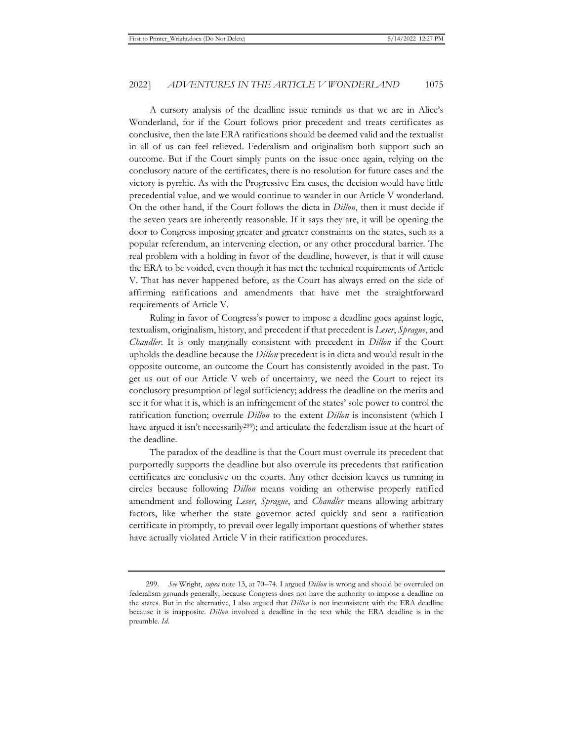A cursory analysis of the deadline issue reminds us that we are in Alice's Wonderland, for if the Court follows prior precedent and treats certificates as conclusive, then the late ERA ratifications should be deemed valid and the textualist in all of us can feel relieved. Federalism and originalism both support such an outcome. But if the Court simply punts on the issue once again, relying on the conclusory nature of the certificates, there is no resolution for future cases and the victory is pyrrhic. As with the Progressive Era cases, the decision would have little precedential value, and we would continue to wander in our Article V wonderland. On the other hand, if the Court follows the dicta in *Dillon*, then it must decide if the seven years are inherently reasonable. If it says they are, it will be opening the door to Congress imposing greater and greater constraints on the states, such as a popular referendum, an intervening election, or any other procedural barrier. The real problem with a holding in favor of the deadline, however, is that it will cause the ERA to be voided, even though it has met the technical requirements of Article V. That has never happened before, as the Court has always erred on the side of affirming ratifications and amendments that have met the straightforward requirements of Article V.

Ruling in favor of Congress's power to impose a deadline goes against logic, textualism, originalism, history, and precedent if that precedent is *Leser*, *Sprague*, and *Chandler*. It is only marginally consistent with precedent in *Dillon* if the Court upholds the deadline because the *Dillon* precedent is in dicta and would result in the opposite outcome, an outcome the Court has consistently avoided in the past. To get us out of our Article V web of uncertainty, we need the Court to reject its conclusory presumption of legal sufficiency; address the deadline on the merits and see it for what it is, which is an infringement of the states' sole power to control the ratification function; overrule *Dillon* to the extent *Dillon* is inconsistent (which I have argued it isn't necessarily[299]); and articulate the federalism issue at the heart of the deadline.

The paradox of the deadline is that the Court must overrule its precedent that purportedly supports the deadline but also overrule its precedents that ratification certificates are conclusive on the courts. Any other decision leaves us running in circles because following *Dillon* means voiding an otherwise properly ratified amendment and following *Leser*, *Sprague*, and *Chandler* means allowing arbitrary factors, like whether the state governor acted quickly and sent a ratification certificate in promptly, to prevail over legally important questions of whether states have actually violated Article V in their ratification procedures.

---

299. *See* Wright, *supra* note 13, at 70–74. I argued *Dillon* is wrong and should be overruled on federalism grounds generally, because Congress does not have the authority to impose a deadline on the states. But in the alternative, I also argued that *Dillon* is not inconsistent with the ERA deadline because it is inapposite. *Dillon* involved a deadline in the text while the ERA deadline is in the preamble. *Id*.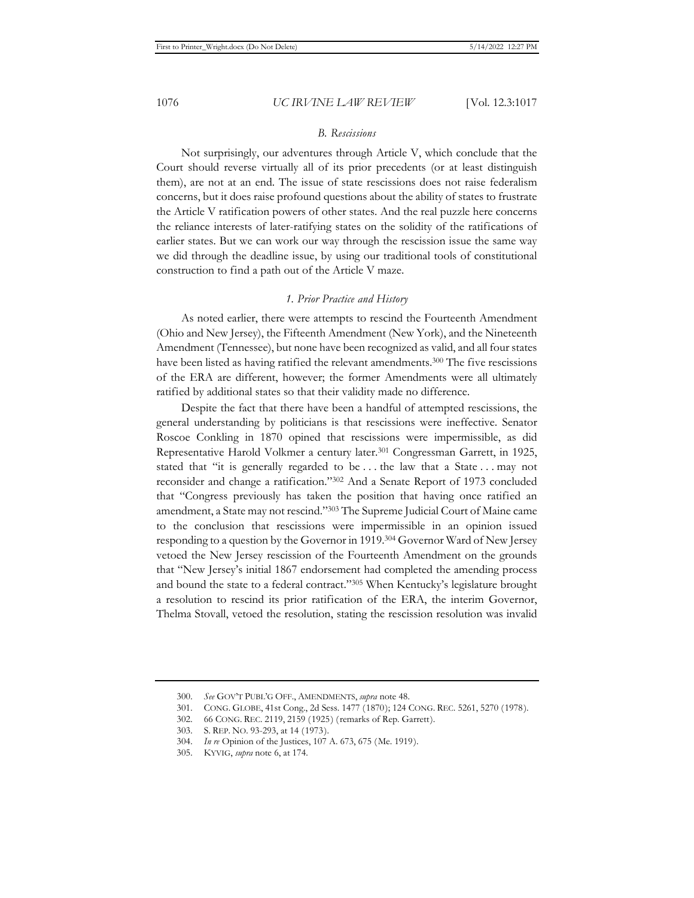### *B. Rescissions*

Not surprisingly, our adventures through Article V, which conclude that the Court should reverse virtually all of its prior precedents (or at least distinguish them), are not at an end. The issue of state rescissions does not raise federalism concerns, but it does raise profound questions about the ability of states to frustrate the Article V ratification powers of other states. And the real puzzle here concerns the reliance interests of later-ratifying states on the solidity of the ratifications of earlier states. But we can work our way through the rescission issue the same way we did through the deadline issue, by using our traditional tools of constitutional construction to find a path out of the Article V maze.

#### *1. Prior Practice and History*

As noted earlier, there were attempts to rescind the Fourteenth Amendment (Ohio and New Jersey), the Fifteenth Amendment (New York), and the Nineteenth Amendment (Tennessee), but none have been recognized as valid, and all four states have been listed as having ratified the relevant amendments.[300] The five rescissions of the ERA are different, however; the former Amendments were all ultimately ratified by additional states so that their validity made no difference.

Despite the fact that there have been a handful of attempted rescissions, the general understanding by politicians is that rescissions were ineffective. Senator Roscoe Conkling in 1870 opined that rescissions were impermissible, as did Representative Harold Volkmer a century later.[301] Congressman Garrett, in 1925, stated that "it is generally regarded to be . . . the law that a State . . . may not reconsider and change a ratification."[302] And a Senate Report of 1973 concluded that "Congress previously has taken the position that having once ratified an amendment, a State may not rescind."[303] The Supreme Judicial Court of Maine came to the conclusion that rescissions were impermissible in an opinion issued responding to a question by the Governor in 1919.[304] Governor Ward of New Jersey vetoed the New Jersey rescission of the Fourteenth Amendment on the grounds that "New Jersey's initial 1867 endorsement had completed the amending process and bound the state to a federal contract."[305] When Kentucky's legislature brought a resolution to rescind its prior ratification of the ERA, the interim Governor, Thelma Stovall, vetoed the resolution, stating the rescission resolution was invalid

---

300. *See* GOV'T PUBL'G OFF., AMENDMENTS, *supra* note 48.

301. CONG. GLOBE, 41st Cong., 2d Sess. 1477 (1870); 124 CONG. REC. 5261, 5270 (1978).

302. 66 CONG. REC. 2119, 2159 (1925) (remarks of Rep. Garrett).

303. S. REP. NO. 93-293, at 14 (1973).

304. *In re* Opinion of the Justices, 107 A. 673, 675 (Me. 1919).

305. KYVIG, *supra* note 6, at 174.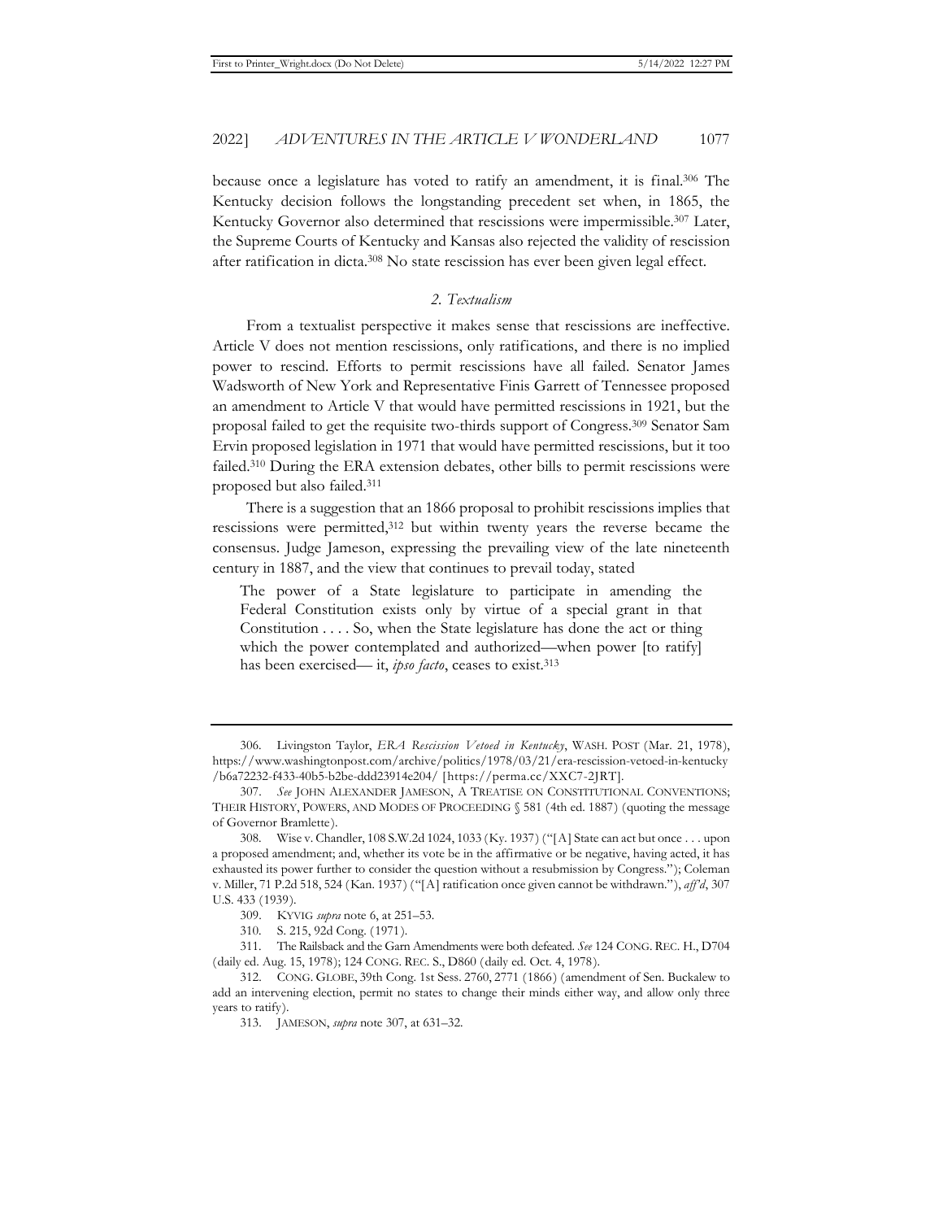because once a legislature has voted to ratify an amendment, it is final.[306] The Kentucky decision follows the longstanding precedent set when, in 1865, the Kentucky Governor also determined that rescissions were impermissible.[307] Later, the Supreme Courts of Kentucky and Kansas also rejected the validity of rescission after ratification in dicta.[308] No state rescission has ever been given legal effect.

### *2. Textualism*

From a textualist perspective it makes sense that rescissions are ineffective. Article V does not mention rescissions, only ratifications, and there is no implied power to rescind. Efforts to permit rescissions have all failed. Senator James Wadsworth of New York and Representative Finis Garrett of Tennessee proposed an amendment to Article V that would have permitted rescissions in 1921, but the proposal failed to get the requisite two-thirds support of Congress.[309] Senator Sam Ervin proposed legislation in 1971 that would have permitted rescissions, but it too failed.[310] During the ERA extension debates, other bills to permit rescissions were proposed but also failed.[311]

There is a suggestion that an 1866 proposal to prohibit rescissions implies that rescissions were permitted,[312] but within twenty years the reverse became the consensus. Judge Jameson, expressing the prevailing view of the late nineteenth century in 1887, and the view that continues to prevail today, stated

> The power of a State legislature to participate in amending the Federal Constitution exists only by virtue of a special grant in that Constitution . . . . So, when the State legislature has done the act or thing which the power contemplated and authorized—when power [to ratify] has been exercised— it, *ipso facto*, ceases to exist.[313]

---

306. Livingston Taylor, *ERA Rescission Vetoed in Kentucky*, WASH. POST (Mar. 21, 1978), https://www.washingtonpost.com/archive/politics/1978/03/21/era-rescission-vetoed-in-kentucky/b6a72232-f433-40b5-b2be-ddd23914e204/ [https://perma.cc/XXC7-2JRT].

307. *See* JOHN ALEXANDER JAMESON, A TREATISE ON CONSTITUTIONAL CONVENTIONS; THEIR HISTORY, POWERS, AND MODES OF PROCEEDING § 581 (4th ed. 1887) (quoting the message of Governor Bramlette).

308. Wise v. Chandler, 108 S.W.2d 1024, 1033 (Ky. 1937) ("[A] State can act but once . . . upon a proposed amendment; and, whether its vote be in the affirmative or be negative, having acted, it has exhausted its power further to consider the question without a resubmission by Congress."); Coleman v. Miller, 71 P.2d 518, 524 (Kan. 1937) ("[A] ratification once given cannot be withdrawn."), *aff'd*, 307 U.S. 433 (1939).

309. KYVIG *supra* note 6, at 251–53.

310. S. 215, 92d Cong. (1971).

311. The Railsback and the Garn Amendments were both defeated. *See* 124 CONG. REC. H., D704 (daily ed. Aug. 15, 1978); 124 CONG. REC. S., D860 (daily ed. Oct. 4, 1978).

312. CONG. GLOBE, 39th Cong. 1st Sess. 2760, 2771 (1866) (amendment of Sen. Buckalew to add an intervening election, permit no states to change their minds either way, and allow only three years to ratify).

313. JAMESON, *supra* note 307, at 631–32.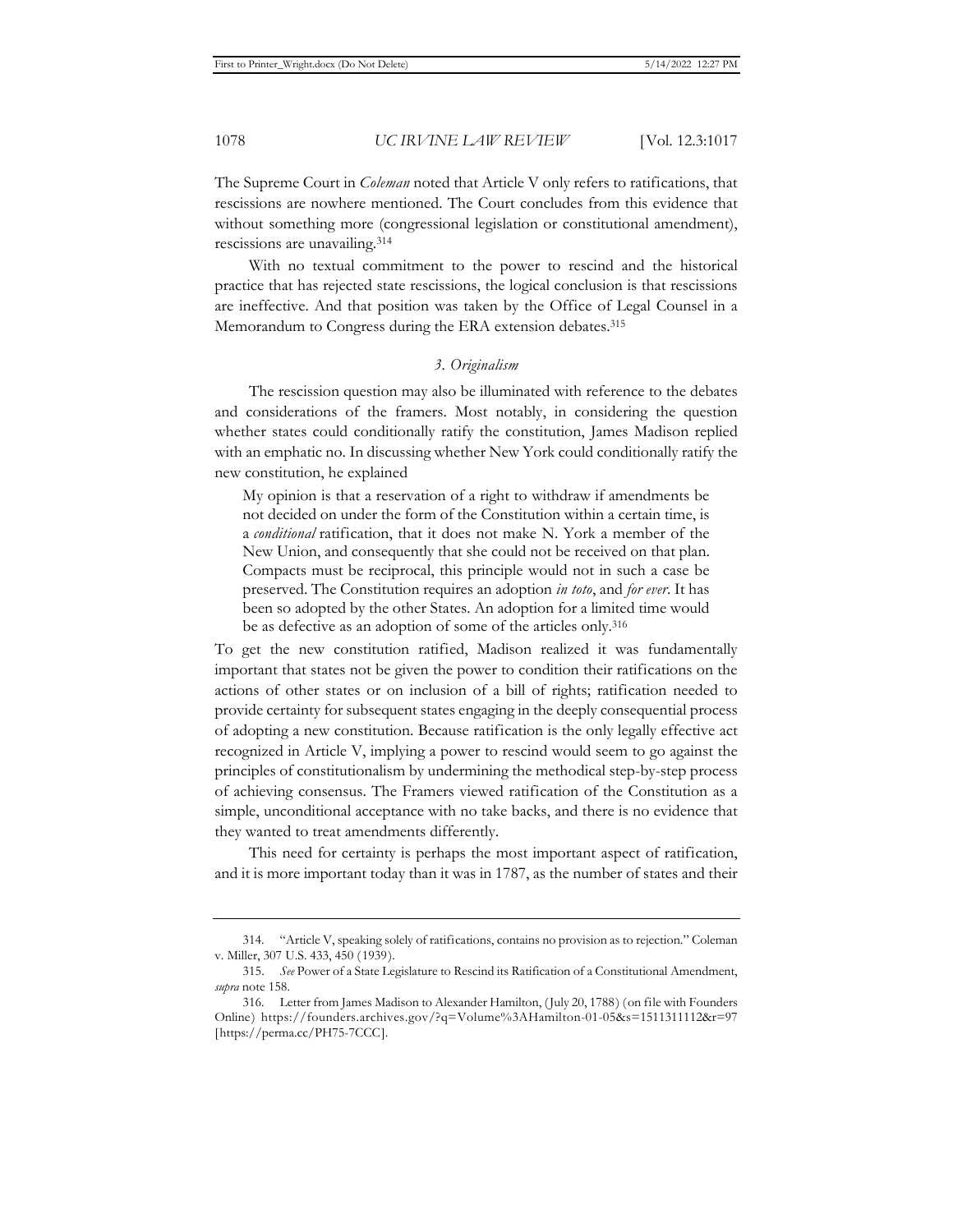The Supreme Court in *Coleman* noted that Article V only refers to ratifications, that rescissions are nowhere mentioned. The Court concludes from this evidence that without something more (congressional legislation or constitutional amendment), rescissions are unavailing.[314]

With no textual commitment to the power to rescind and the historical practice that has rejected state rescissions, the logical conclusion is that rescissions are ineffective. And that position was taken by the Office of Legal Counsel in a Memorandum to Congress during the ERA extension debates.[315]

### *3. Originalism*

The rescission question may also be illuminated with reference to the debates and considerations of the framers. Most notably, in considering the question whether states could conditionally ratify the constitution, James Madison replied with an emphatic no. In discussing whether New York could conditionally ratify the new constitution, he explained

> My opinion is that a reservation of a right to withdraw if amendments be not decided on under the form of the Constitution within a certain time, is a *conditional* ratification, that it does not make N. York a member of the New Union, and consequently that she could not be received on that plan. Compacts must be reciprocal, this principle would not in such a case be preserved. The Constitution requires an adoption *in toto*, and *for ever*. It has been so adopted by the other States. An adoption for a limited time would be as defective as an adoption of some of the articles only.[316]

To get the new constitution ratified, Madison realized it was fundamentally important that states not be given the power to condition their ratifications on the actions of other states or on inclusion of a bill of rights; ratification needed to provide certainty for subsequent states engaging in the deeply consequential process of adopting a new constitution. Because ratification is the only legally effective act recognized in Article V, implying a power to rescind would seem to go against the principles of constitutionalism by undermining the methodical step-by-step process of achieving consensus. The Framers viewed ratification of the Constitution as a simple, unconditional acceptance with no take backs, and there is no evidence that they wanted to treat amendments differently.

This need for certainty is perhaps the most important aspect of ratification, and it is more important today than it was in 1787, as the number of states and their

---

314. "Article V, speaking solely of ratifications, contains no provision as to rejection." Coleman v. Miller, 307 U.S. 433, 450 (1939).

315. *See* Power of a State Legislature to Rescind its Ratification of a Constitutional Amendment, *supra* note 158.

316. Letter from James Madison to Alexander Hamilton, (July 20, 1788) (on file with Founders Online) https://founders.archives.gov/?q=Volume%3AHamilton-01-05&s=1511311112&r=97 [https://perma.cc/PH75-7CCC].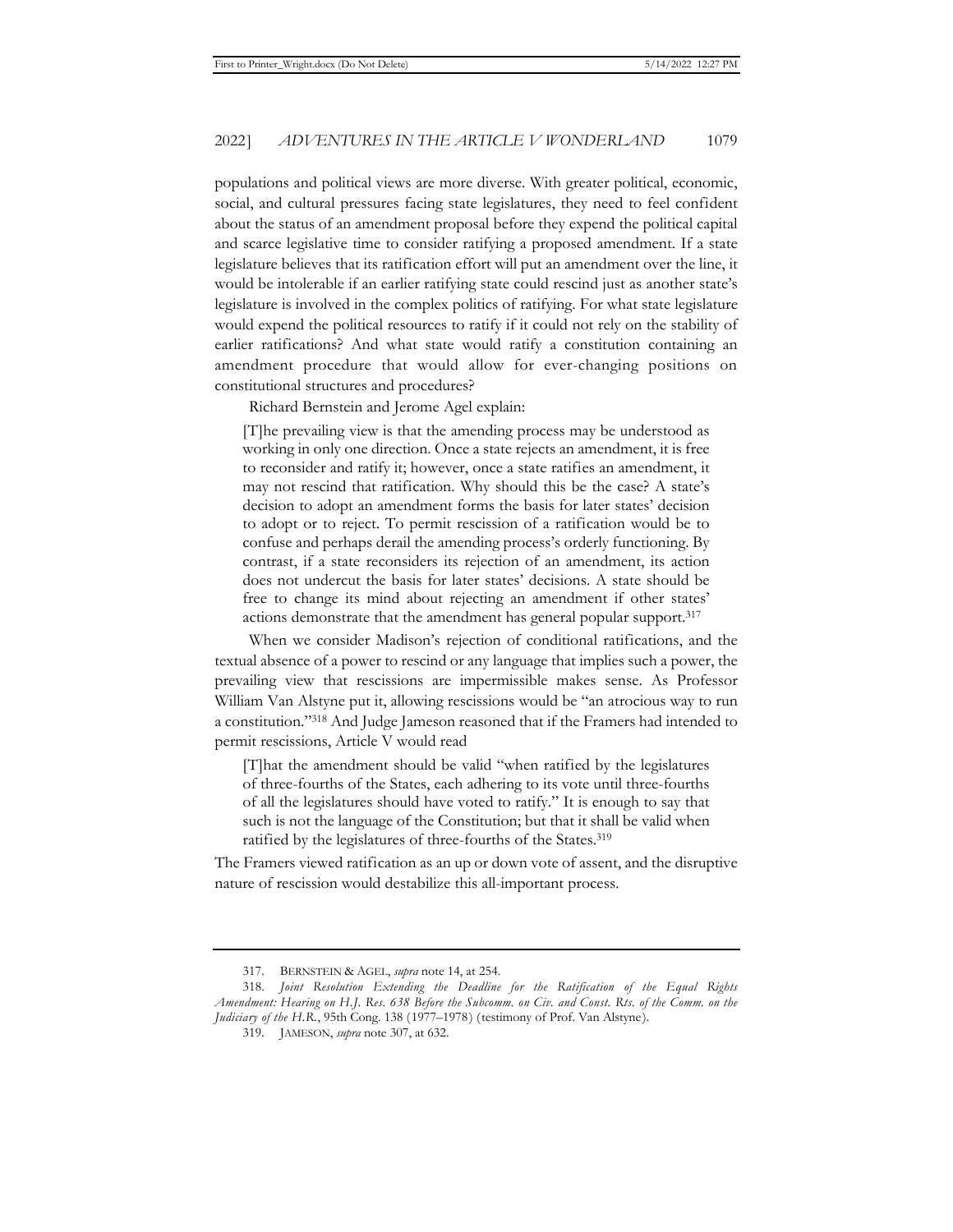populations and political views are more diverse. With greater political, economic, social, and cultural pressures facing state legislatures, they need to feel confident about the status of an amendment proposal before they expend the political capital and scarce legislative time to consider ratifying a proposed amendment. If a state legislature believes that its ratification effort will put an amendment over the line, it would be intolerable if an earlier ratifying state could rescind just as another state's legislature is involved in the complex politics of ratifying. For what state legislature would expend the political resources to ratify if it could not rely on the stability of earlier ratifications? And what state would ratify a constitution containing an amendment procedure that would allow for ever-changing positions on constitutional structures and procedures?

Richard Bernstein and Jerome Agel explain:

> [T]he prevailing view is that the amending process may be understood as working in only one direction. Once a state rejects an amendment, it is free to reconsider and ratify it; however, once a state ratifies an amendment, it may not rescind that ratification. Why should this be the case? A state's decision to adopt an amendment forms the basis for later states' decision to adopt or to reject. To permit rescission of a ratification would be to confuse and perhaps derail the amending process's orderly functioning. By contrast, if a state reconsiders its rejection of an amendment, its action does not undercut the basis for later states' decisions. A state should be free to change its mind about rejecting an amendment if other states' actions demonstrate that the amendment has general popular support.[317]

When we consider Madison's rejection of conditional ratifications, and the textual absence of a power to rescind or any language that implies such a power, the prevailing view that rescissions are impermissible makes sense. As Professor William Van Alstyne put it, allowing rescissions would be "an atrocious way to run a constitution."[318] And Judge Jameson reasoned that if the Framers had intended to permit rescissions, Article V would read

> [T]hat the amendment should be valid "when ratified by the legislatures of three-fourths of the States, each adhering to its vote until three-fourths of all the legislatures should have voted to ratify." It is enough to say that such is not the language of the Constitution; but that it shall be valid when ratified by the legislatures of three-fourths of the States.[319]

The Framers viewed ratification as an up or down vote of assent, and the disruptive nature of rescission would destabilize this all-important process.

---

317. BERNSTEIN & AGEL, *supra* note 14, at 254.

318. *Joint Resolution Extending the Deadline for the Ratification of the Equal Rights Amendment: Hearing on H.J. Res. 638 Before the Subcomm. on Civ. and Const. Rts. of the Comm. on the Judiciary of the H.R.*, 95th Cong. 138 (1977–1978) (testimony of Prof. Van Alstyne).

319. JAMESON, *supra* note 307, at 632.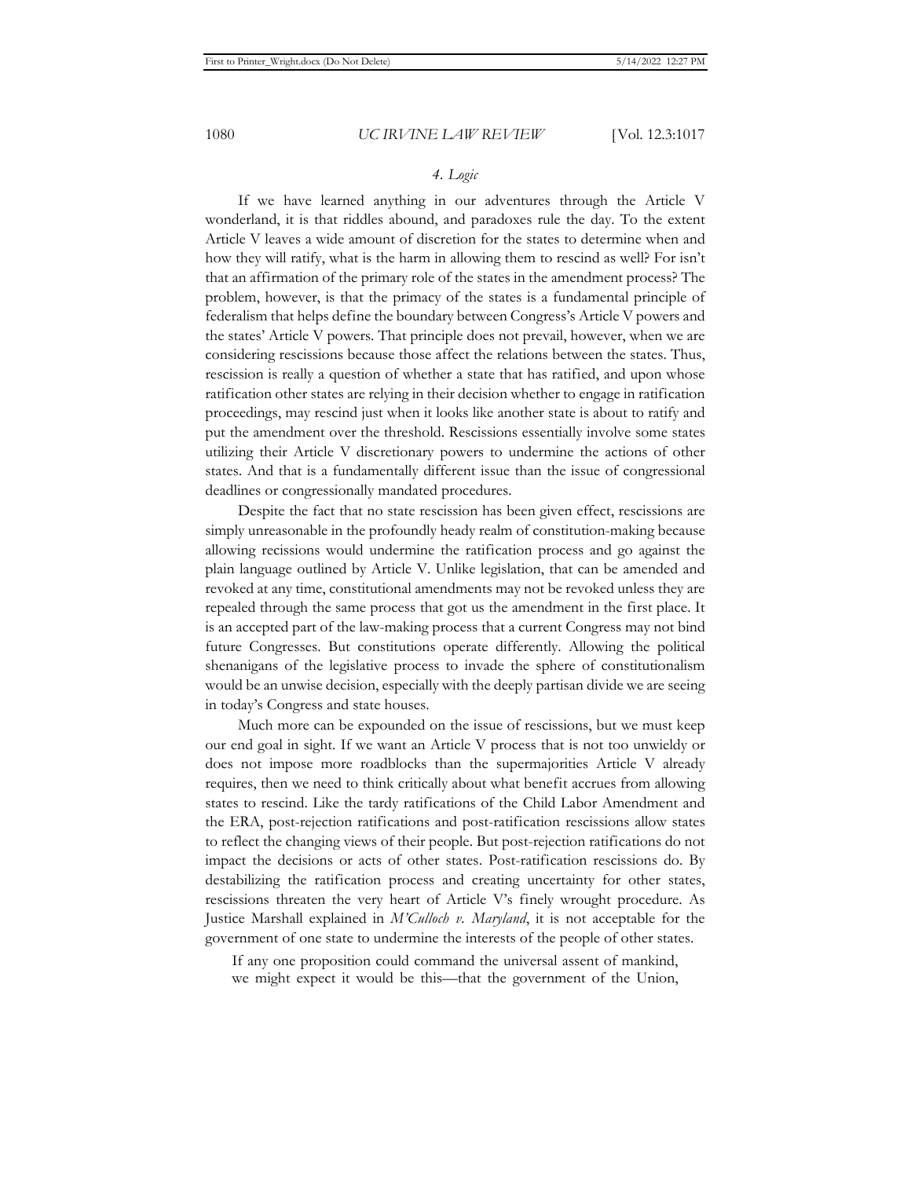#### *4. Logic*

If we have learned anything in our adventures through the Article V wonderland, it is that riddles abound, and paradoxes rule the day. To the extent Article V leaves a wide amount of discretion for the states to determine when and how they will ratify, what is the harm in allowing them to rescind as well? For isn't that an affirmation of the primary role of the states in the amendment process? The problem, however, is that the primacy of the states is a fundamental principle of federalism that helps define the boundary between Congress's Article V powers and the states' Article V powers. That principle does not prevail, however, when we are considering rescissions because those affect the relations between the states. Thus, rescission is really a question of whether a state that has ratified, and upon whose ratification other states are relying in their decision whether to engage in ratification proceedings, may rescind just when it looks like another state is about to ratify and put the amendment over the threshold. Rescissions essentially involve some states utilizing their Article V discretionary powers to undermine the actions of other states. And that is a fundamentally different issue than the issue of congressional deadlines or congressionally mandated procedures.

Despite the fact that no state rescission has been given effect, rescissions are simply unreasonable in the profoundly heady realm of constitution-making because allowing recissions would undermine the ratification process and go against the plain language outlined by Article V. Unlike legislation, that can be amended and revoked at any time, constitutional amendments may not be revoked unless they are repealed through the same process that got us the amendment in the first place. It is an accepted part of the law-making process that a current Congress may not bind future Congresses. But constitutions operate differently. Allowing the political shenanigans of the legislative process to invade the sphere of constitutionalism would be an unwise decision, especially with the deeply partisan divide we are seeing in today's Congress and state houses.

Much more can be expounded on the issue of rescissions, but we must keep our end goal in sight. If we want an Article V process that is not too unwieldy or does not impose more roadblocks than the supermajorities Article V already requires, then we need to think critically about what benefit accrues from allowing states to rescind. Like the tardy ratifications of the Child Labor Amendment and the ERA, post-rejection ratifications and post-ratification rescissions allow states to reflect the changing views of their people. But post-rejection ratifications do not impact the decisions or acts of other states. Post-ratification rescissions do. By destabilizing the ratification process and creating uncertainty for other states, rescissions threaten the very heart of Article V's finely wrought procedure. As Justice Marshall explained in *M'Culloch v. Maryland*, it is not acceptable for the government of one state to undermine the interests of the people of other states.

> If any one proposition could command the universal assent of mankind, we might expect it would be this—that the government of the Union,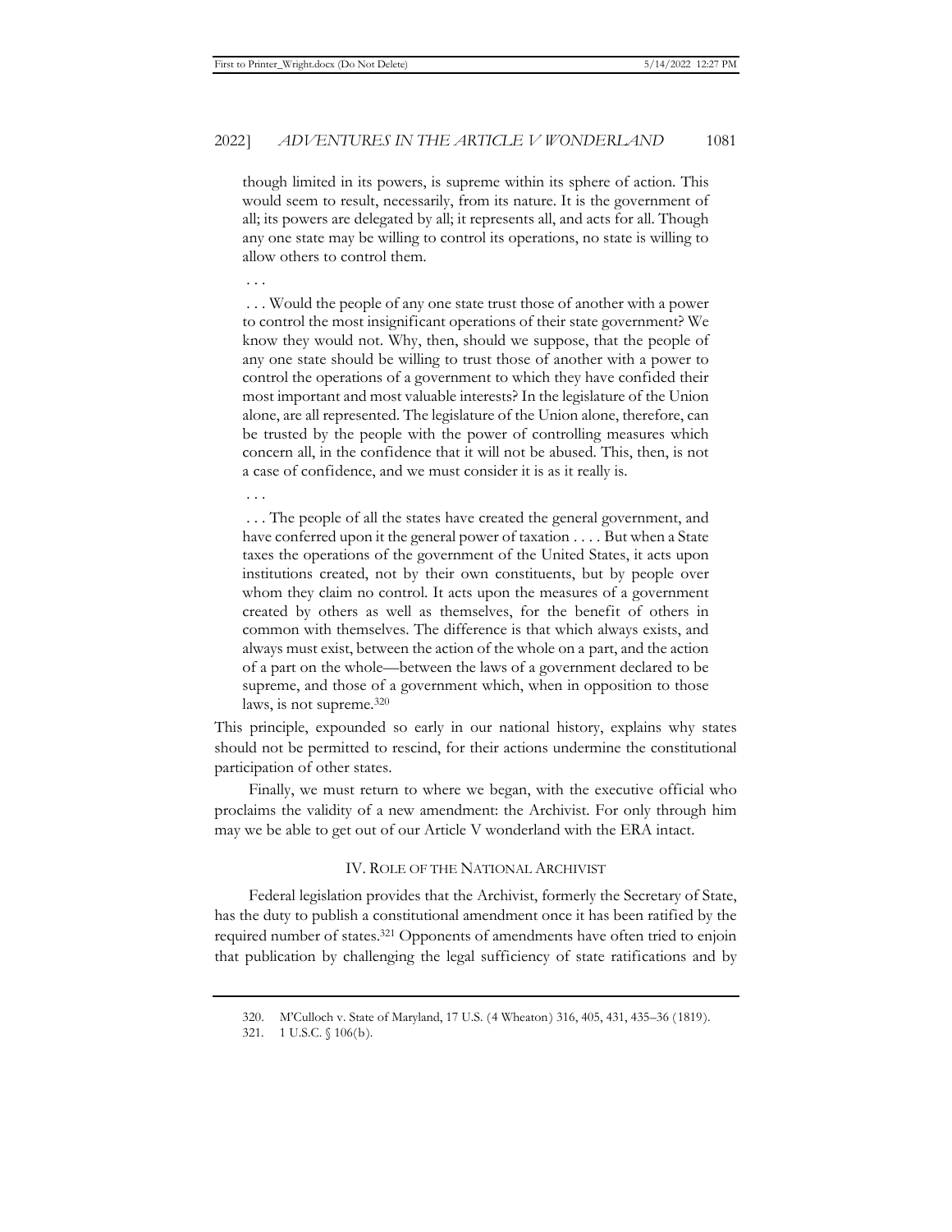> though limited in its powers, is supreme within its sphere of action. This would seem to result, necessarily, from its nature. It is the government of all; its powers are delegated by all; it represents all, and acts for all. Though any one state may be willing to control its operations, no state is willing to allow others to control them.
>
> . . .
>
> . . . Would the people of any one state trust those of another with a power to control the most insignificant operations of their state government? We know they would not. Why, then, should we suppose, that the people of any one state should be willing to trust those of another with a power to control the operations of a government to which they have confided their most important and most valuable interests? In the legislature of the Union alone, are all represented. The legislature of the Union alone, therefore, can be trusted by the people with the power of controlling measures which concern all, in the confidence that it will not be abused. This, then, is not a case of confidence, and we must consider it is as it really is.
>
> . . .
>
> . . . The people of all the states have created the general government, and have conferred upon it the general power of taxation . . . . But when a State taxes the operations of the government of the United States, it acts upon institutions created, not by their own constituents, but by people over whom they claim no control. It acts upon the measures of a government created by others as well as themselves, for the benefit of others in common with themselves. The difference is that which always exists, and always must exist, between the action of the whole on a part, and the action of a part on the whole—between the laws of a government declared to be supreme, and those of a government which, when in opposition to those laws, is not supreme.[320]

This principle, expounded so early in our national history, explains why states should not be permitted to rescind, for their actions undermine the constitutional participation of other states.

Finally, we must return to where we began, with the executive official who proclaims the validity of a new amendment: the Archivist. For only through him may we be able to get out of our Article V wonderland with the ERA intact.

## IV. Role of the National Archivist

Federal legislation provides that the Archivist, formerly the Secretary of State, has the duty to publish a constitutional amendment once it has been ratified by the required number of states.[321] Opponents of amendments have often tried to enjoin that publication by challenging the legal sufficiency of state ratifications and by

---

320. M'Culloch v. State of Maryland, 17 U.S. (4 Wheaton) 316, 405, 431, 435–36 (1819).

321. 1 U.S.C. § 106(b).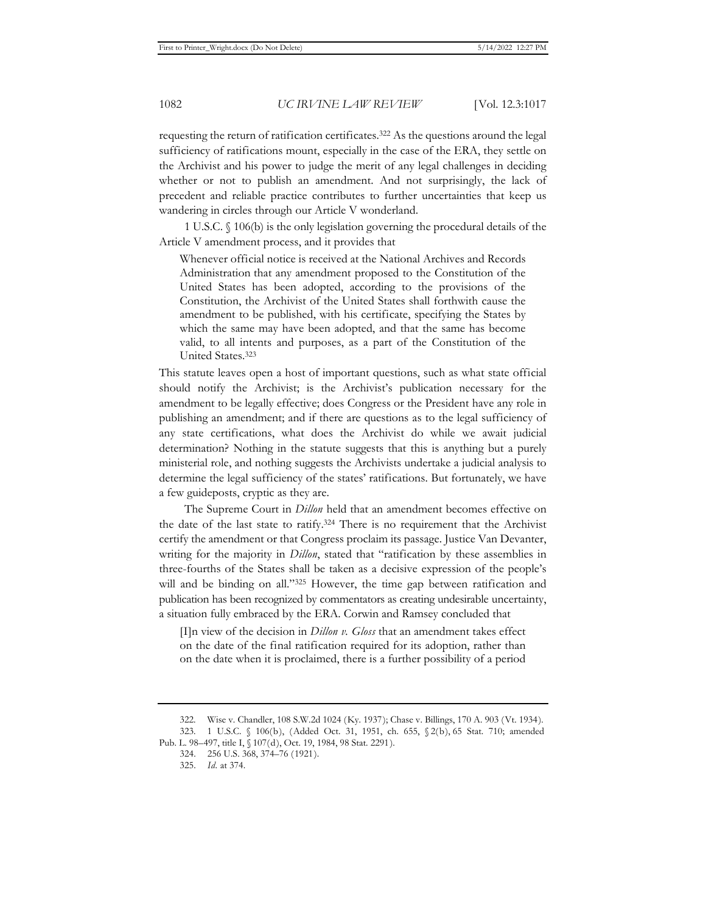requesting the return of ratification certificates.[322] As the questions around the legal sufficiency of ratifications mount, especially in the case of the ERA, they settle on the Archivist and his power to judge the merit of any legal challenges in deciding whether or not to publish an amendment. And not surprisingly, the lack of precedent and reliable practice contributes to further uncertainties that keep us wandering in circles through our Article V wonderland.

1 U.S.C. § 106(b) is the only legislation governing the procedural details of the Article V amendment process, and it provides that

> Whenever official notice is received at the National Archives and Records Administration that any amendment proposed to the Constitution of the United States has been adopted, according to the provisions of the Constitution, the Archivist of the United States shall forthwith cause the amendment to be published, with his certificate, specifying the States by which the same may have been adopted, and that the same has become valid, to all intents and purposes, as a part of the Constitution of the United States.[323]

This statute leaves open a host of important questions, such as what state official should notify the Archivist; is the Archivist's publication necessary for the amendment to be legally effective; does Congress or the President have any role in publishing an amendment; and if there are questions as to the legal sufficiency of any state certifications, what does the Archivist do while we await judicial determination? Nothing in the statute suggests that this is anything but a purely ministerial role, and nothing suggests the Archivists undertake a judicial analysis to determine the legal sufficiency of the states' ratifications. But fortunately, we have a few guideposts, cryptic as they are.

The Supreme Court in *Dillon* held that an amendment becomes effective on the date of the last state to ratify.[324] There is no requirement that the Archivist certify the amendment or that Congress proclaim its passage. Justice Van Devanter, writing for the majority in *Dillon*, stated that "ratification by these assemblies in three-fourths of the States shall be taken as a decisive expression of the people's will and be binding on all."[325] However, the time gap between ratification and publication has been recognized by commentators as creating undesirable uncertainty, a situation fully embraced by the ERA. Corwin and Ramsey concluded that

> [I]n view of the decision in *Dillon v. Gloss* that an amendment takes effect on the date of the final ratification required for its adoption, rather than on the date when it is proclaimed, there is a further possibility of a period

---

322. Wise v. Chandler, 108 S.W.2d 1024 (Ky. 1937); Chase v. Billings, 170 A. 903 (Vt. 1934).

323. 1 U.S.C. § 106(b), (Added Oct. 31, 1951, ch. 655, § 2(b), 65 Stat. 710; amended Pub. L. 98–497, title I, § 107(d), Oct. 19, 1984, 98 Stat. 2291).

324. 256 U.S. 368, 374–76 (1921).

325. *Id.* at 374.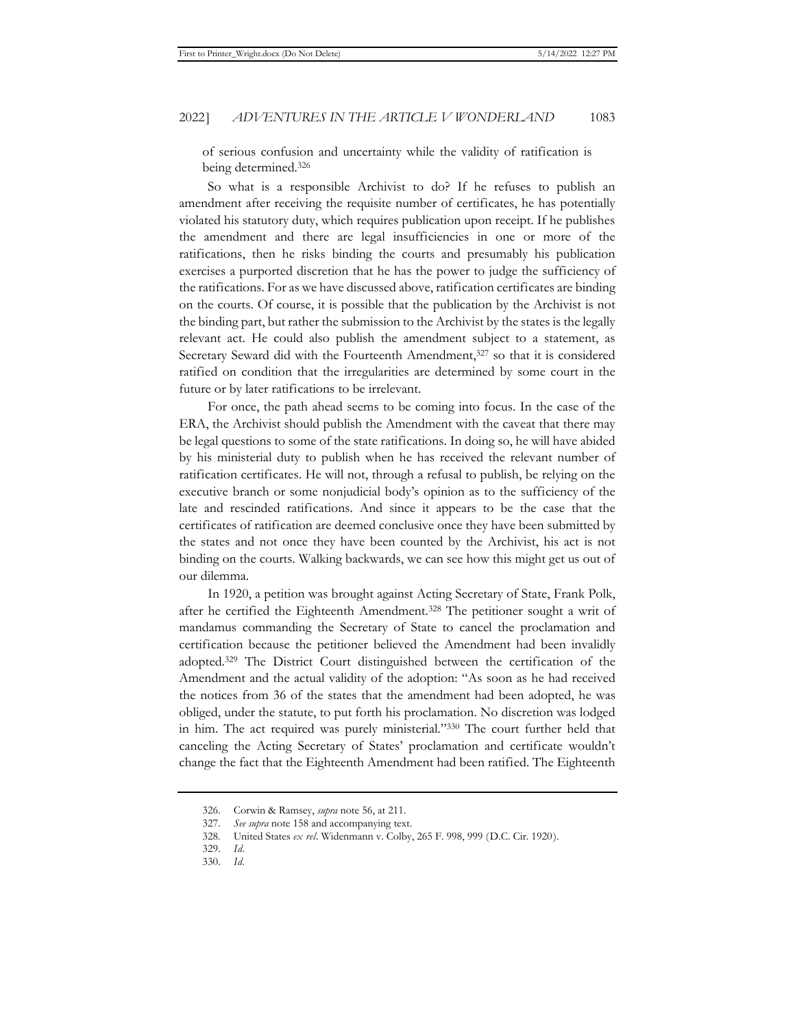of serious confusion and uncertainty while the validity of ratification is being determined.[326]

So what is a responsible Archivist to do? If he refuses to publish an amendment after receiving the requisite number of certificates, he has potentially violated his statutory duty, which requires publication upon receipt. If he publishes the amendment and there are legal insufficiencies in one or more of the ratifications, then he risks binding the courts and presumably his publication exercises a purported discretion that he has the power to judge the sufficiency of the ratifications. For as we have discussed above, ratification certificates are binding on the courts. Of course, it is possible that the publication by the Archivist is not the binding part, but rather the submission to the Archivist by the states is the legally relevant act. He could also publish the amendment subject to a statement, as Secretary Seward did with the Fourteenth Amendment,[327] so that it is considered ratified on condition that the irregularities are determined by some court in the future or by later ratifications to be irrelevant.

For once, the path ahead seems to be coming into focus. In the case of the ERA, the Archivist should publish the Amendment with the caveat that there may be legal questions to some of the state ratifications. In doing so, he will have abided by his ministerial duty to publish when he has received the relevant number of ratification certificates. He will not, through a refusal to publish, be relying on the executive branch or some nonjudicial body's opinion as to the sufficiency of the late and rescinded ratifications. And since it appears to be the case that the certificates of ratification are deemed conclusive once they have been submitted by the states and not once they have been counted by the Archivist, his act is not binding on the courts. Walking backwards, we can see how this might get us out of our dilemma.

In 1920, a petition was brought against Acting Secretary of State, Frank Polk, after he certified the Eighteenth Amendment.[328] The petitioner sought a writ of mandamus commanding the Secretary of State to cancel the proclamation and certification because the petitioner believed the Amendment had been invalidly adopted.[329] The District Court distinguished between the certification of the Amendment and the actual validity of the adoption: "As soon as he had received the notices from 36 of the states that the amendment had been adopted, he was obliged, under the statute, to put forth his proclamation. No discretion was lodged in him. The act required was purely ministerial."[330] The court further held that canceling the Acting Secretary of States' proclamation and certificate wouldn't change the fact that the Eighteenth Amendment had been ratified. The Eighteenth

---

326. Corwin & Ramsey, *supra* note 56, at 211.

327. *See supra* note 158 and accompanying text.

328. United States *ex rel*. Widenmann v. Colby, 265 F. 998, 999 (D.C. Cir. 1920).

329. *Id*.

330. *Id*.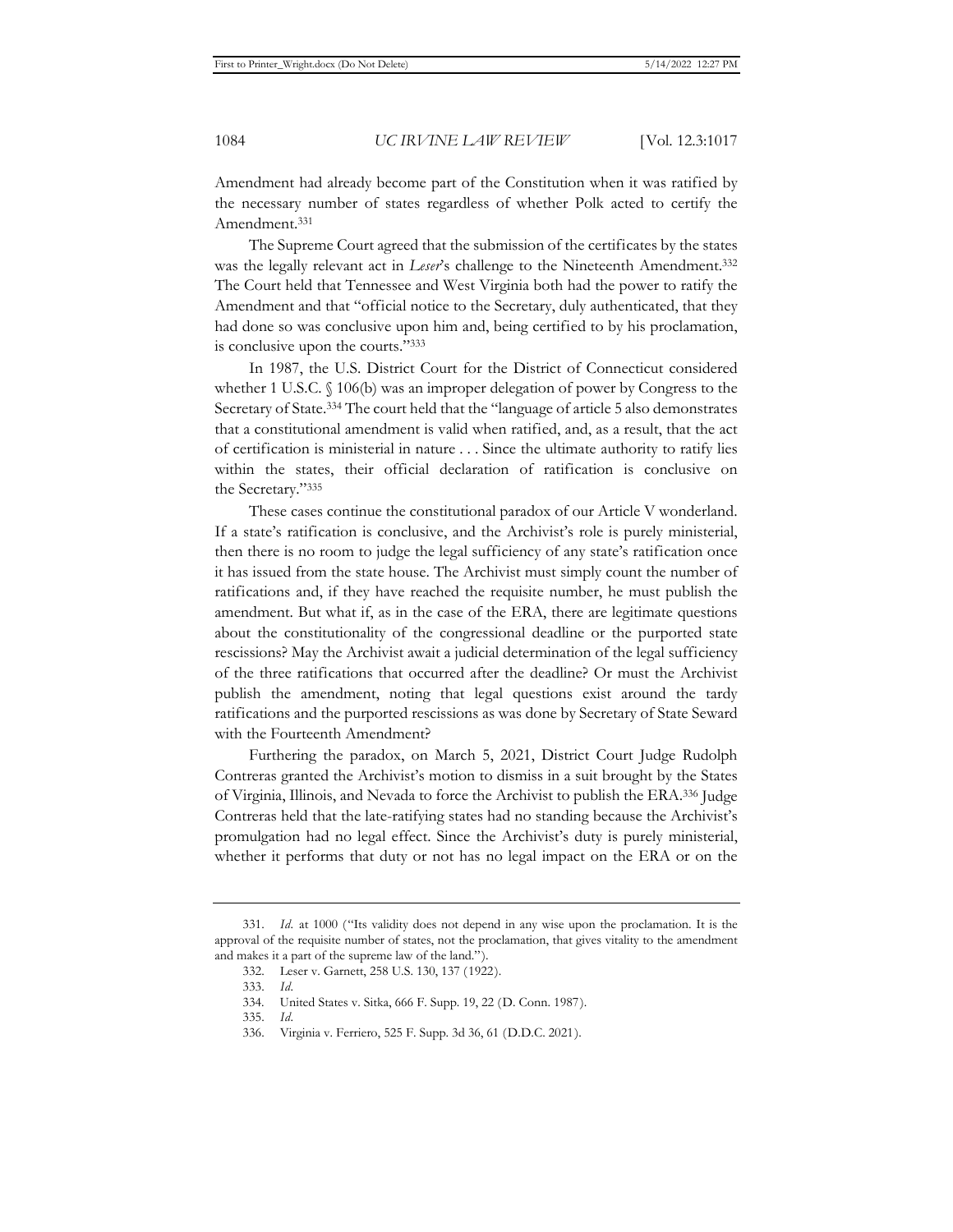Amendment had already become part of the Constitution when it was ratified by the necessary number of states regardless of whether Polk acted to certify the Amendment.[331]

The Supreme Court agreed that the submission of the certificates by the states was the legally relevant act in *Leser*'s challenge to the Nineteenth Amendment.[332] The Court held that Tennessee and West Virginia both had the power to ratify the Amendment and that "official notice to the Secretary, duly authenticated, that they had done so was conclusive upon him and, being certified to by his proclamation, is conclusive upon the courts."[333]

In 1987, the U.S. District Court for the District of Connecticut considered whether 1 U.S.C. § 106(b) was an improper delegation of power by Congress to the Secretary of State.[334] The court held that the "language of article 5 also demonstrates that a constitutional amendment is valid when ratified, and, as a result, that the act of certification is ministerial in nature . . . Since the ultimate authority to ratify lies within the states, their official declaration of ratification is conclusive on the Secretary."[335]

These cases continue the constitutional paradox of our Article V wonderland. If a state's ratification is conclusive, and the Archivist's role is purely ministerial, then there is no room to judge the legal sufficiency of any state's ratification once it has issued from the state house. The Archivist must simply count the number of ratifications and, if they have reached the requisite number, he must publish the amendment. But what if, as in the case of the ERA, there are legitimate questions about the constitutionality of the congressional deadline or the purported state rescissions? May the Archivist await a judicial determination of the legal sufficiency of the three ratifications that occurred after the deadline? Or must the Archivist publish the amendment, noting that legal questions exist around the tardy ratifications and the purported rescissions as was done by Secretary of State Seward with the Fourteenth Amendment?

Furthering the paradox, on March 5, 2021, District Court Judge Rudolph Contreras granted the Archivist's motion to dismiss in a suit brought by the States of Virginia, Illinois, and Nevada to force the Archivist to publish the ERA.[336] Judge Contreras held that the late-ratifying states had no standing because the Archivist's promulgation had no legal effect. Since the Archivist's duty is purely ministerial, whether it performs that duty or not has no legal impact on the ERA or on the

---

331. *Id.* at 1000 ("Its validity does not depend in any wise upon the proclamation. It is the approval of the requisite number of states, not the proclamation, that gives vitality to the amendment and makes it a part of the supreme law of the land.").

332. Leser v. Garnett, 258 U.S. 130, 137 (1922).

333. *Id.*

334. United States v. Sitka, 666 F. Supp. 19, 22 (D. Conn. 1987).

335. *Id.*

336. Virginia v. Ferriero, 525 F. Supp. 3d 36, 61 (D.D.C. 2021).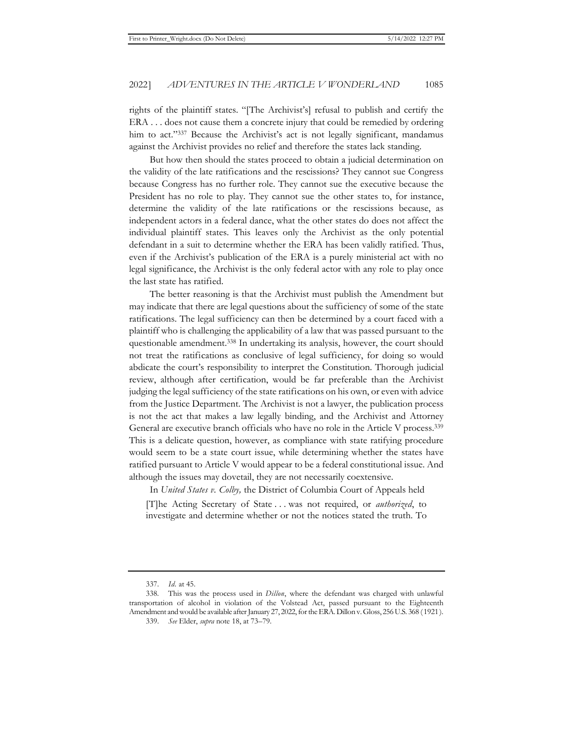rights of the plaintiff states. "[The Archivist's] refusal to publish and certify the ERA . . . does not cause them a concrete injury that could be remedied by ordering him to act."[337] Because the Archivist's act is not legally significant, mandamus against the Archivist provides no relief and therefore the states lack standing.

But how then should the states proceed to obtain a judicial determination on the validity of the late ratifications and the rescissions? They cannot sue Congress because Congress has no further role. They cannot sue the executive because the President has no role to play. They cannot sue the other states to, for instance, determine the validity of the late ratifications or the rescissions because, as independent actors in a federal dance, what the other states do does not affect the individual plaintiff states. This leaves only the Archivist as the only potential defendant in a suit to determine whether the ERA has been validly ratified. Thus, even if the Archivist's publication of the ERA is a purely ministerial act with no legal significance, the Archivist is the only federal actor with any role to play once the last state has ratified.

The better reasoning is that the Archivist must publish the Amendment but may indicate that there are legal questions about the sufficiency of some of the state ratifications. The legal sufficiency can then be determined by a court faced with a plaintiff who is challenging the applicability of a law that was passed pursuant to the questionable amendment.[338] In undertaking its analysis, however, the court should not treat the ratifications as conclusive of legal sufficiency, for doing so would abdicate the court's responsibility to interpret the Constitution. Thorough judicial review, although after certification, would be far preferable than the Archivist judging the legal sufficiency of the state ratifications on his own, or even with advice from the Justice Department. The Archivist is not a lawyer, the publication process is not the act that makes a law legally binding, and the Archivist and Attorney General are executive branch officials who have no role in the Article V process.[339] This is a delicate question, however, as compliance with state ratifying procedure would seem to be a state court issue, while determining whether the states have ratified pursuant to Article V would appear to be a federal constitutional issue. And although the issues may dovetail, they are not necessarily coextensive.

In *United States v. Colby,* the District of Columbia Court of Appeals held

> [T]he Acting Secretary of State . . . was not required, or *authorized*, to investigate and determine whether or not the notices stated the truth. To

---

337. *Id.* at 45.

338. This was the process used in *Dillon*, where the defendant was charged with unlawful transportation of alcohol in violation of the Volstead Act, passed pursuant to the Eighteenth Amendment and would be available after January 27, 2022, for the ERA. Dillon v. Gloss, 256 U.S. 368 (1921).

339. *See* Elder, *supra* note 18, at 73–79.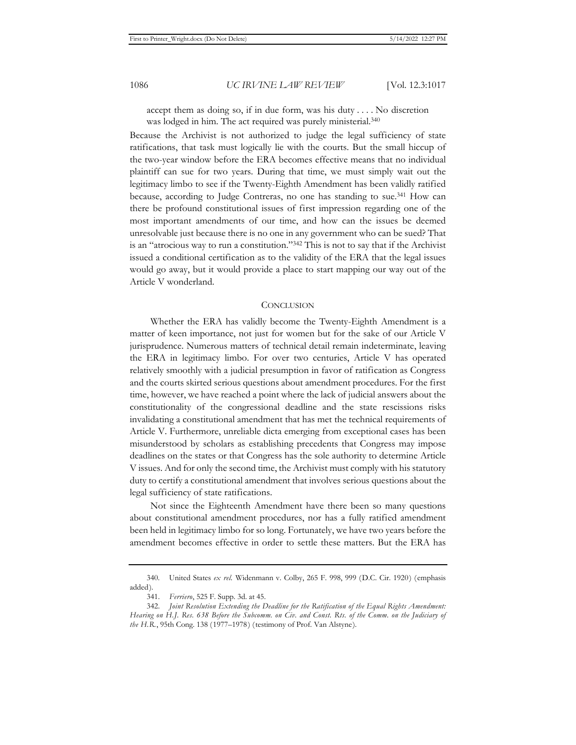accept them as doing so, if in due form, was his duty . . . . No discretion was lodged in him. The act required was purely ministerial.[340]

Because the Archivist is not authorized to judge the legal sufficiency of state ratifications, that task must logically lie with the courts. But the small hiccup of the two-year window before the ERA becomes effective means that no individual plaintiff can sue for two years. During that time, we must simply wait out the legitimacy limbo to see if the Twenty-Eighth Amendment has been validly ratified because, according to Judge Contreras, no one has standing to sue.[341] How can there be profound constitutional issues of first impression regarding one of the most important amendments of our time, and how can the issues be deemed unresolvable just because there is no one in any government who can be sued? That is an "atrocious way to run a constitution."[342] This is not to say that if the Archivist issued a conditional certification as to the validity of the ERA that the legal issues would go away, but it would provide a place to start mapping our way out of the Article V wonderland.

## CONCLUSION

Whether the ERA has validly become the Twenty-Eighth Amendment is a matter of keen importance, not just for women but for the sake of our Article V jurisprudence. Numerous matters of technical detail remain indeterminate, leaving the ERA in legitimacy limbo. For over two centuries, Article V has operated relatively smoothly with a judicial presumption in favor of ratification as Congress and the courts skirted serious questions about amendment procedures. For the first time, however, we have reached a point where the lack of judicial answers about the constitutionality of the congressional deadline and the state rescissions risks invalidating a constitutional amendment that has met the technical requirements of Article V. Furthermore, unreliable dicta emerging from exceptional cases has been misunderstood by scholars as establishing precedents that Congress may impose deadlines on the states or that Congress has the sole authority to determine Article V issues. And for only the second time, the Archivist must comply with his statutory duty to certify a constitutional amendment that involves serious questions about the legal sufficiency of state ratifications.

Not since the Eighteenth Amendment have there been so many questions about constitutional amendment procedures, nor has a fully ratified amendment been held in legitimacy limbo for so long. Fortunately, we have two years before the amendment becomes effective in order to settle these matters. But the ERA has

---

340. United States *ex rel.* Widenmann v. Colby, 265 F. 998, 999 (D.C. Cir. 1920) (emphasis added).

341. *Ferriero*, 525 F. Supp. 3d. at 45.

342. *Joint Resolution Extending the Deadline for the Ratification of the Equal Rights Amendment: Hearing on H.J. Res. 638 Before the Subcomm. on Civ. and Const. Rts. of the Comm. on the Judiciary of the H.R.*, 95th Cong. 138 (1977–1978) (testimony of Prof. Van Alstyne).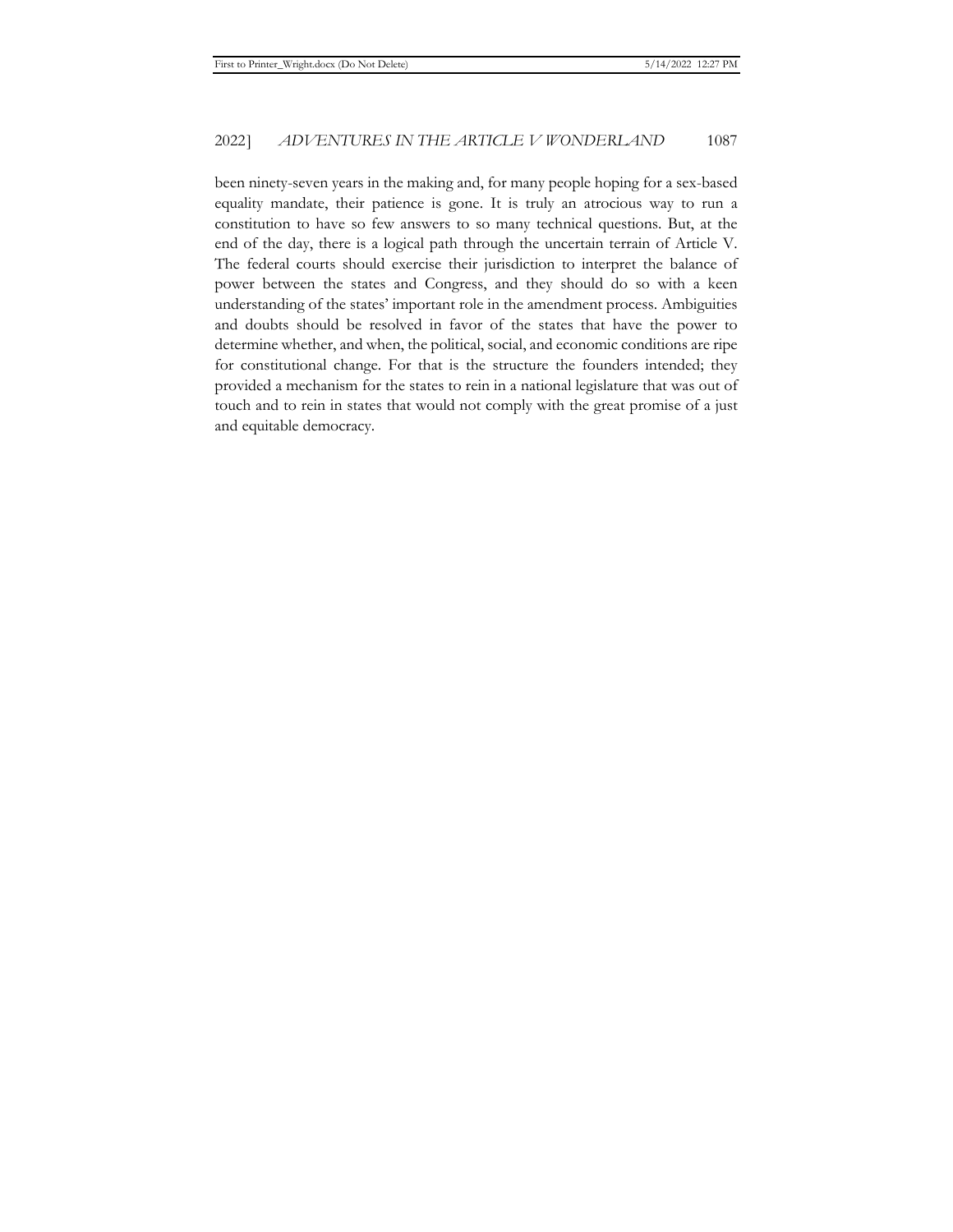been ninety-seven years in the making and, for many people hoping for a sex-based equality mandate, their patience is gone. It is truly an atrocious way to run a constitution to have so few answers to so many technical questions. But, at the end of the day, there is a logical path through the uncertain terrain of Article V. The federal courts should exercise their jurisdiction to interpret the balance of power between the states and Congress, and they should do so with a keen understanding of the states' important role in the amendment process. Ambiguities and doubts should be resolved in favor of the states that have the power to determine whether, and when, the political, social, and economic conditions are ripe for constitutional change. For that is the structure the founders intended; they provided a mechanism for the states to rein in a national legislature that was out of touch and to rein in states that would not comply with the great promise of a just and equitable democracy.